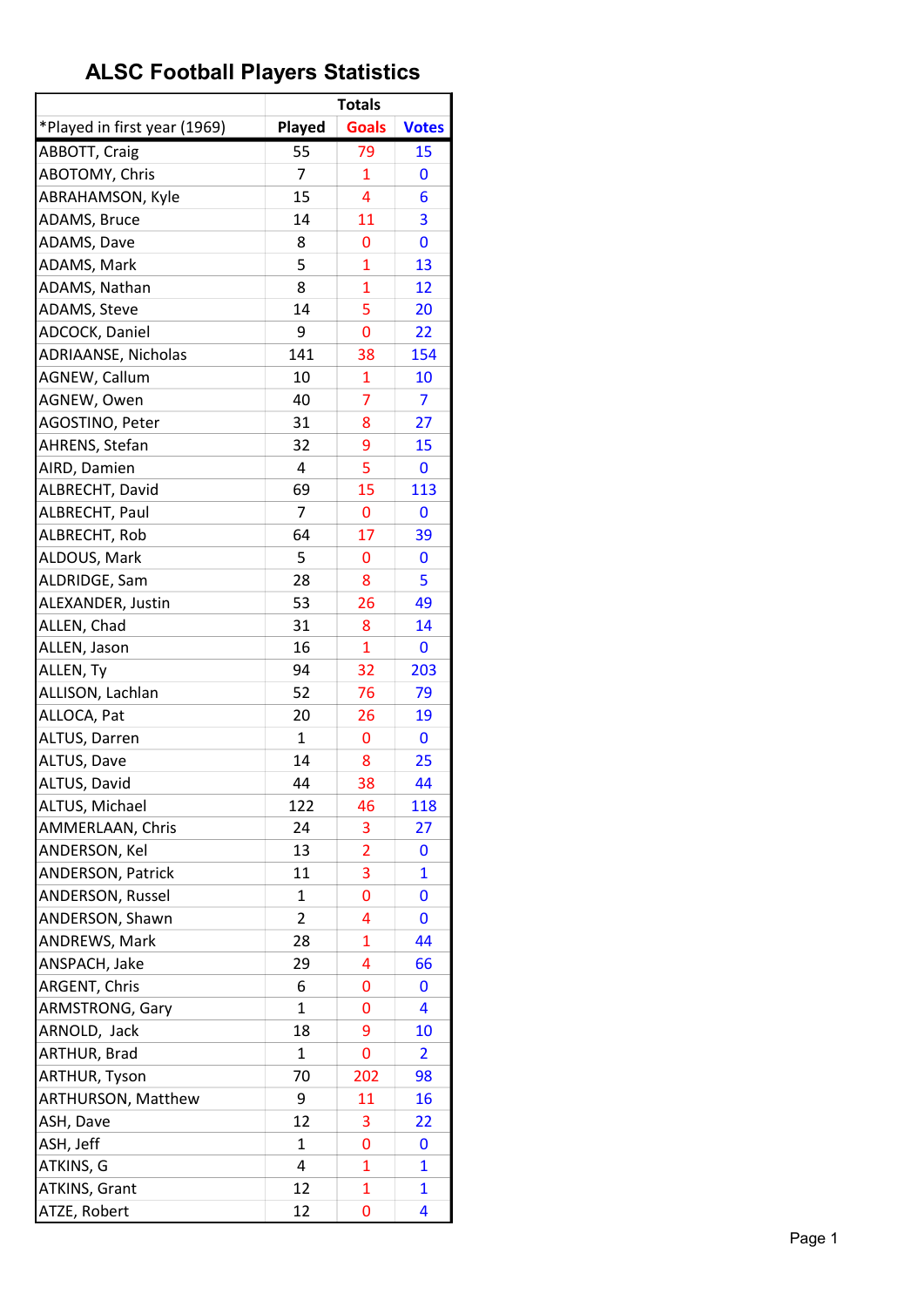# ALSC Football Players Statistics

| | Totals | | |
|---|---|---|---|
| *Played in first year (1969) | Played | Goals | Votes |
| ABBOTT, Craig | 55 | 79 | 15 |
| ABOTOMY, Chris | 7 | 1 | 0 |
| ABRAHAMSON, Kyle | 15 | 4 | 6 |
| ADAMS, Bruce | 14 | 11 | 3 |
| ADAMS, Dave | 8 | 0 | 0 |
| ADAMS, Mark | 5 | 1 | 13 |
| ADAMS, Nathan | 8 | 1 | 12 |
| ADAMS, Steve | 14 | 5 | 20 |
| ADCOCK, Daniel | 9 | 0 | 22 |
| ADRIAANSE, Nicholas | 141 | 38 | 154 |
| AGNEW, Callum | 10 | 1 | 10 |
| AGNEW, Owen | 40 | 7 | 7 |
| AGOSTINO, Peter | 31 | 8 | 27 |
| AHRENS, Stefan | 32 | 9 | 15 |
| AIRD, Damien | 4 | 5 | 0 |
| ALBRECHT, David | 69 | 15 | 113 |
| ALBRECHT, Paul | 7 | 0 | 0 |
| ALBRECHT, Rob | 64 | 17 | 39 |
| ALDOUS, Mark | 5 | 0 | 0 |
| ALDRIDGE, Sam | 28 | 8 | 5 |
| ALEXANDER, Justin | 53 | 26 | 49 |
| ALLEN, Chad | 31 | 8 | 14 |
| ALLEN, Jason | 16 | 1 | 0 |
| ALLEN, Ty | 94 | 32 | 203 |
| ALLISON, Lachlan | 52 | 76 | 79 |
| ALLOCA, Pat | 20 | 26 | 19 |
| ALTUS, Darren | 1 | 0 | 0 |
| ALTUS, Dave | 14 | 8 | 25 |
| ALTUS, David | 44 | 38 | 44 |
| ALTUS, Michael | 122 | 46 | 118 |
| AMMERLAAN, Chris | 24 | 3 | 27 |
| ANDERSON, Kel | 13 | 2 | 0 |
| ANDERSON, Patrick | 11 | 3 | 1 |
| ANDERSON, Russel | 1 | 0 | 0 |
| ANDERSON, Shawn | 2 | 4 | 0 |
| ANDREWS, Mark | 28 | 1 | 44 |
| ANSPACH, Jake | 29 | 4 | 66 |
| ARGENT, Chris | 6 | 0 | 0 |
| ARMSTRONG, Gary | 1 | 0 | 4 |
| ARNOLD, Jack | 18 | 9 | 10 |
| ARTHUR, Brad | 1 | 0 | 2 |
| ARTHUR, Tyson | 70 | 202 | 98 |
| ARTHURSON, Matthew | 9 | 11 | 16 |
| ASH, Dave | 12 | 3 | 22 |
| ASH, Jeff | 1 | 0 | 0 |
| ATKINS, G | 4 | 1 | 1 |
| ATKINS, Grant | 12 | 1 | 1 |
| ATZE, Robert | 12 | 0 | 4 |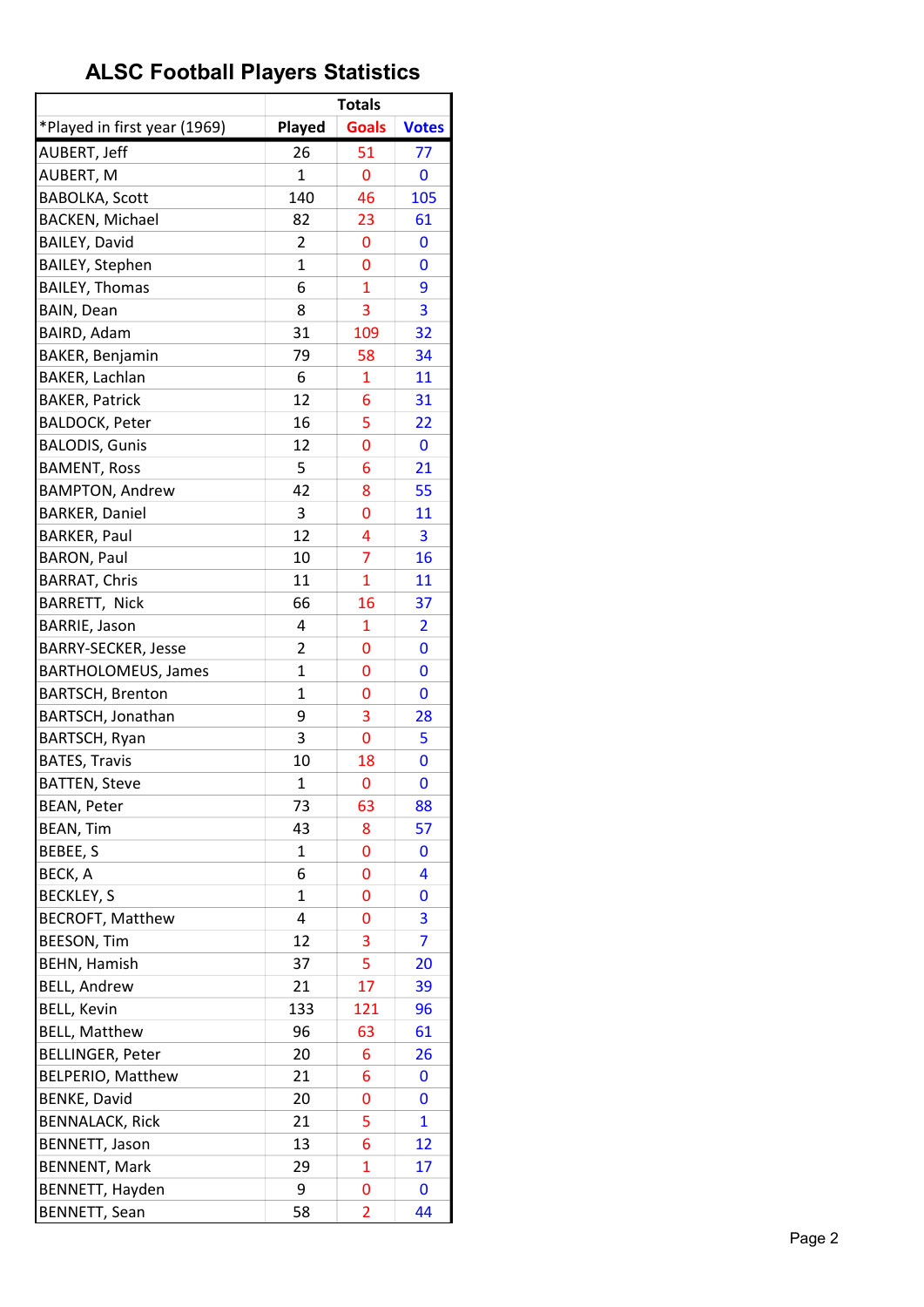## ALSC Football Players Statistics

| | Totals | | |
|---|---|---|---|
| *Played in first year (1969) | Played | Goals | Votes |
| AUBERT, Jeff | 26 | 51 | 77 |
| AUBERT, M | 1 | 0 | 0 |
| BABOLKA, Scott | 140 | 46 | 105 |
| BACKEN, Michael | 82 | 23 | 61 |
| BAILEY, David | 2 | 0 | 0 |
| BAILEY, Stephen | 1 | 0 | 0 |
| BAILEY, Thomas | 6 | 1 | 9 |
| BAIN, Dean | 8 | 3 | 3 |
| BAIRD, Adam | 31 | 109 | 32 |
| BAKER, Benjamin | 79 | 58 | 34 |
| BAKER, Lachlan | 6 | 1 | 11 |
| BAKER, Patrick | 12 | 6 | 31 |
| BALDOCK, Peter | 16 | 5 | 22 |
| BALODIS, Gunis | 12 | 0 | 0 |
| BAMENT, Ross | 5 | 6 | 21 |
| BAMPTON, Andrew | 42 | 8 | 55 |
| BARKER, Daniel | 3 | 0 | 11 |
| BARKER, Paul | 12 | 4 | 3 |
| BARON, Paul | 10 | 7 | 16 |
| BARRAT, Chris | 11 | 1 | 11 |
| BARRETT, Nick | 66 | 16 | 37 |
| BARRIE, Jason | 4 | 1 | 2 |
| BARRY-SECKER, Jesse | 2 | 0 | 0 |
| BARTHOLOMEUS, James | 1 | 0 | 0 |
| BARTSCH, Brenton | 1 | 0 | 0 |
| BARTSCH, Jonathan | 9 | 3 | 28 |
| BARTSCH, Ryan | 3 | 0 | 5 |
| BATES, Travis | 10 | 18 | 0 |
| BATTEN, Steve | 1 | 0 | 0 |
| BEAN, Peter | 73 | 63 | 88 |
| BEAN, Tim | 43 | 8 | 57 |
| BEBEE, S | 1 | 0 | 0 |
| BECK, A | 6 | 0 | 4 |
| BECKLEY, S | 1 | 0 | 0 |
| BECROFT, Matthew | 4 | 0 | 3 |
| BEESON, Tim | 12 | 3 | 7 |
| BEHN, Hamish | 37 | 5 | 20 |
| BELL, Andrew | 21 | 17 | 39 |
| BELL, Kevin | 133 | 121 | 96 |
| BELL, Matthew | 96 | 63 | 61 |
| BELLINGER, Peter | 20 | 6 | 26 |
| BELPERIO, Matthew | 21 | 6 | 0 |
| BENKE, David | 20 | 0 | 0 |
| BENNALACK, Rick | 21 | 5 | 1 |
| BENNETT, Jason | 13 | 6 | 12 |
| BENNENT, Mark | 29 | 1 | 17 |
| BENNETT, Hayden | 9 | 0 | 0 |
| BENNETT, Sean | 58 | 2 | 44 |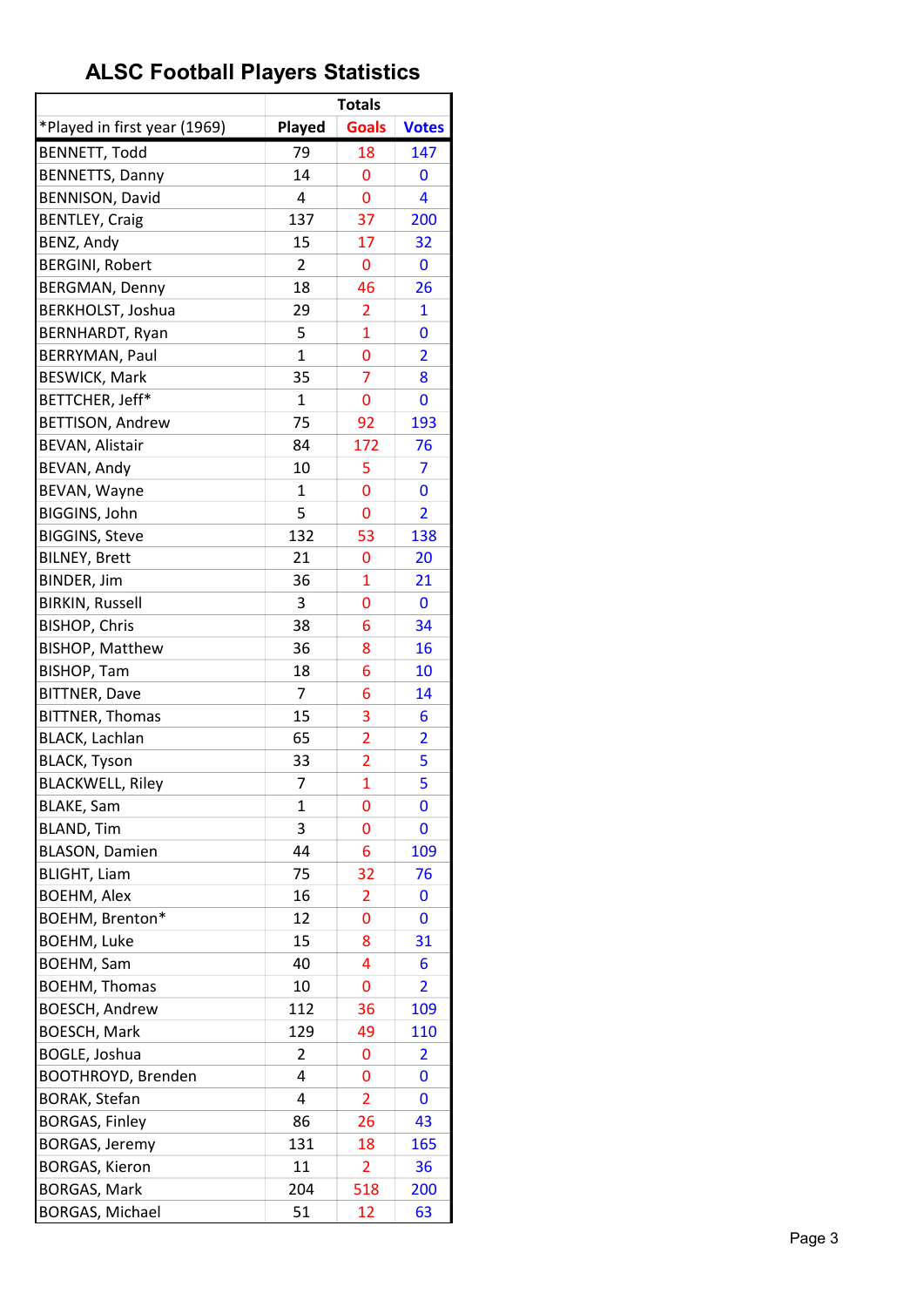# ALSC Football Players Statistics

| | Totals | | |
|---|---|---|---|
| *Played in first year (1969) | Played | Goals | Votes |
| BENNETT, Todd | 79 | 18 | 147 |
| BENNETTS, Danny | 14 | 0 | 0 |
| BENNISON, David | 4 | 0 | 4 |
| BENTLEY, Craig | 137 | 37 | 200 |
| BENZ, Andy | 15 | 17 | 32 |
| BERGINI, Robert | 2 | 0 | 0 |
| BERGMAN, Denny | 18 | 46 | 26 |
| BERKHOLST, Joshua | 29 | 2 | 1 |
| BERNHARDT, Ryan | 5 | 1 | 0 |
| BERRYMAN, Paul | 1 | 0 | 2 |
| BESWICK, Mark | 35 | 7 | 8 |
| BETTCHER, Jeff* | 1 | 0 | 0 |
| BETTISON, Andrew | 75 | 92 | 193 |
| BEVAN, Alistair | 84 | 172 | 76 |
| BEVAN, Andy | 10 | 5 | 7 |
| BEVAN, Wayne | 1 | 0 | 0 |
| BIGGINS, John | 5 | 0 | 2 |
| BIGGINS, Steve | 132 | 53 | 138 |
| BILNEY, Brett | 21 | 0 | 20 |
| BINDER, Jim | 36 | 1 | 21 |
| BIRKIN, Russell | 3 | 0 | 0 |
| BISHOP, Chris | 38 | 6 | 34 |
| BISHOP, Matthew | 36 | 8 | 16 |
| BISHOP, Tam | 18 | 6 | 10 |
| BITTNER, Dave | 7 | 6 | 14 |
| BITTNER, Thomas | 15 | 3 | 6 |
| BLACK, Lachlan | 65 | 2 | 2 |
| BLACK, Tyson | 33 | 2 | 5 |
| BLACKWELL, Riley | 7 | 1 | 5 |
| BLAKE, Sam | 1 | 0 | 0 |
| BLAND, Tim | 3 | 0 | 0 |
| BLASON, Damien | 44 | 6 | 109 |
| BLIGHT, Liam | 75 | 32 | 76 |
| BOEHM, Alex | 16 | 2 | 0 |
| BOEHM, Brenton* | 12 | 0 | 0 |
| BOEHM, Luke | 15 | 8 | 31 |
| BOEHM, Sam | 40 | 4 | 6 |
| BOEHM, Thomas | 10 | 0 | 2 |
| BOESCH, Andrew | 112 | 36 | 109 |
| BOESCH, Mark | 129 | 49 | 110 |
| BOGLE, Joshua | 2 | 0 | 2 |
| BOOTHROYD, Brenden | 4 | 0 | 0 |
| BORAK, Stefan | 4 | 2 | 0 |
| BORGAS, Finley | 86 | 26 | 43 |
| BORGAS, Jeremy | 131 | 18 | 165 |
| BORGAS, Kieron | 11 | 2 | 36 |
| BORGAS, Mark | 204 | 518 | 200 |
| BORGAS, Michael | 51 | 12 | 63 |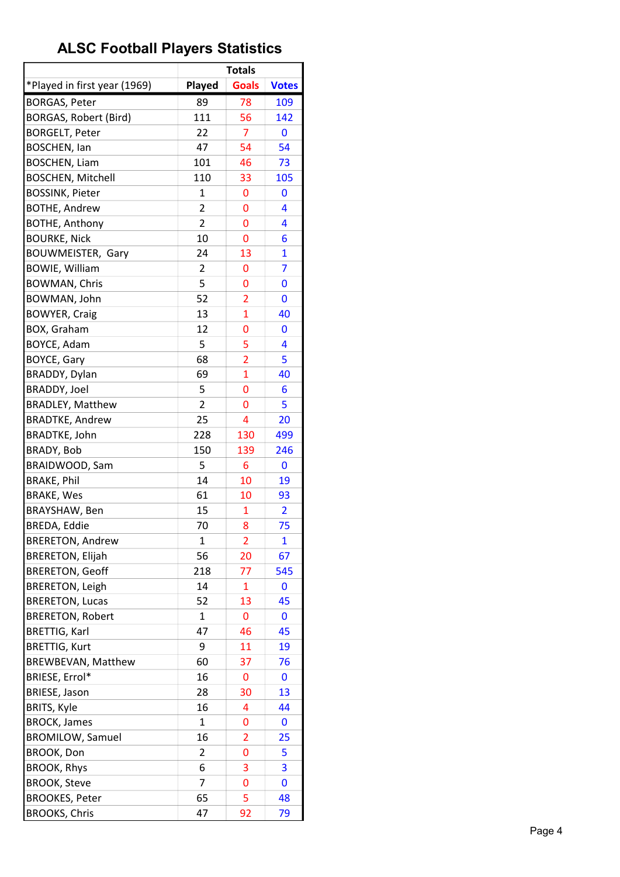# ALSC Football Players Statistics

| *Played in first year (1969) | Totals | | |
|---|---|---|---|
| | Played | Goals | Votes |
| BORGAS, Peter | 89 | 78 | 109 |
| BORGAS, Robert (Bird) | 111 | 56 | 142 |
| BORGELT, Peter | 22 | 7 | 0 |
| BOSCHEN, Ian | 47 | 54 | 54 |
| BOSCHEN, Liam | 101 | 46 | 73 |
| BOSCHEN, Mitchell | 110 | 33 | 105 |
| BOSSINK, Pieter | 1 | 0 | 0 |
| BOTHE, Andrew | 2 | 0 | 4 |
| BOTHE, Anthony | 2 | 0 | 4 |
| BOURKE, Nick | 10 | 0 | 6 |
| BOUWMEISTER, Gary | 24 | 13 | 1 |
| BOWIE, William | 2 | 0 | 7 |
| BOWMAN, Chris | 5 | 0 | 0 |
| BOWMAN, John | 52 | 2 | 0 |
| BOWYER, Craig | 13 | 1 | 40 |
| BOX, Graham | 12 | 0 | 0 |
| BOYCE, Adam | 5 | 5 | 4 |
| BOYCE, Gary | 68 | 2 | 5 |
| BRADDY, Dylan | 69 | 1 | 40 |
| BRADDY, Joel | 5 | 0 | 6 |
| BRADLEY, Matthew | 2 | 0 | 5 |
| BRADTKE, Andrew | 25 | 4 | 20 |
| BRADTKE, John | 228 | 130 | 499 |
| BRADY, Bob | 150 | 139 | 246 |
| BRAIDWOOD, Sam | 5 | 6 | 0 |
| BRAKE, Phil | 14 | 10 | 19 |
| BRAKE, Wes | 61 | 10 | 93 |
| BRAYSHAW, Ben | 15 | 1 | 2 |
| BREDA, Eddie | 70 | 8 | 75 |
| BRERETON, Andrew | 1 | 2 | 1 |
| BRERETON, Elijah | 56 | 20 | 67 |
| BRERETON, Geoff | 218 | 77 | 545 |
| BRERETON, Leigh | 14 | 1 | 0 |
| BRERETON, Lucas | 52 | 13 | 45 |
| BRERETON, Robert | 1 | 0 | 0 |
| BRETTIG, Karl | 47 | 46 | 45 |
| BRETTIG, Kurt | 9 | 11 | 19 |
| BREWBEVAN, Matthew | 60 | 37 | 76 |
| BRIESE, Errol* | 16 | 0 | 0 |
| BRIESE, Jason | 28 | 30 | 13 |
| BRITS, Kyle | 16 | 4 | 44 |
| BROCK, James | 1 | 0 | 0 |
| BROMILOW, Samuel | 16 | 2 | 25 |
| BROOK, Don | 2 | 0 | 5 |
| BROOK, Rhys | 6 | 3 | 3 |
| BROOK, Steve | 7 | 0 | 0 |
| BROOKES, Peter | 65 | 5 | 48 |
| BROOKS, Chris | 47 | 92 | 79 |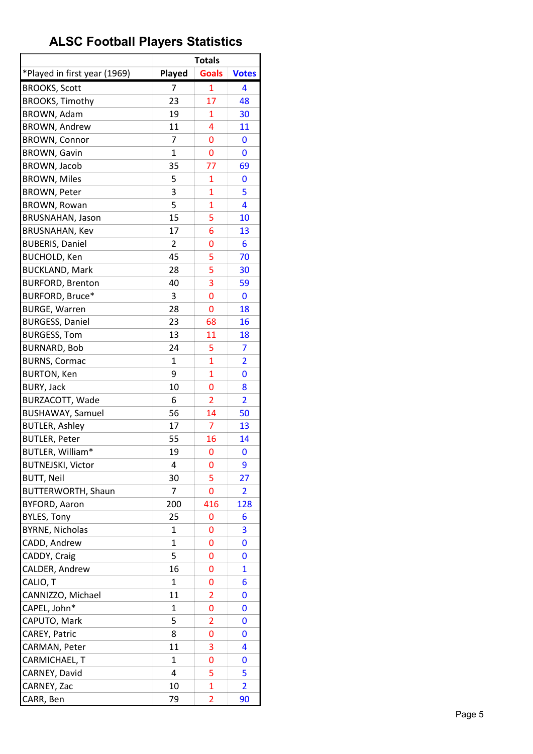# ALSC Football Players Statistics

| | Totals | | |
|---|---|---|---|
| *Played in first year (1969) | Played | Goals | Votes |
| BROOKS, Scott | 7 | 1 | 4 |
| BROOKS, Timothy | 23 | 17 | 48 |
| BROWN, Adam | 19 | 1 | 30 |
| BROWN, Andrew | 11 | 4 | 11 |
| BROWN, Connor | 7 | 0 | 0 |
| BROWN, Gavin | 1 | 0 | 0 |
| BROWN, Jacob | 35 | 77 | 69 |
| BROWN, Miles | 5 | 1 | 0 |
| BROWN, Peter | 3 | 1 | 5 |
| BROWN, Rowan | 5 | 1 | 4 |
| BRUSNAHAN, Jason | 15 | 5 | 10 |
| BRUSNAHAN, Kev | 17 | 6 | 13 |
| BUBERIS, Daniel | 2 | 0 | 6 |
| BUCHOLD, Ken | 45 | 5 | 70 |
| BUCKLAND, Mark | 28 | 5 | 30 |
| BURFORD, Brenton | 40 | 3 | 59 |
| BURFORD, Bruce* | 3 | 0 | 0 |
| BURGE, Warren | 28 | 0 | 18 |
| BURGESS, Daniel | 23 | 68 | 16 |
| BURGESS, Tom | 13 | 11 | 18 |
| BURNARD, Bob | 24 | 5 | 7 |
| BURNS, Cormac | 1 | 1 | 2 |
| BURTON, Ken | 9 | 1 | 0 |
| BURY, Jack | 10 | 0 | 8 |
| BURZACOTT, Wade | 6 | 2 | 2 |
| BUSHAWAY, Samuel | 56 | 14 | 50 |
| BUTLER, Ashley | 17 | 7 | 13 |
| BUTLER, Peter | 55 | 16 | 14 |
| BUTLER, William* | 19 | 0 | 0 |
| BUTNEJSKI, Victor | 4 | 0 | 9 |
| BUTT, Neil | 30 | 5 | 27 |
| BUTTERWORTH, Shaun | 7 | 0 | 2 |
| BYFORD, Aaron | 200 | 416 | 128 |
| BYLES, Tony | 25 | 0 | 6 |
| BYRNE, Nicholas | 1 | 0 | 3 |
| CADD, Andrew | 1 | 0 | 0 |
| CADDY, Craig | 5 | 0 | 0 |
| CALDER, Andrew | 16 | 0 | 1 |
| CALIO, T | 1 | 0 | 6 |
| CANNIZZO, Michael | 11 | 2 | 0 |
| CAPEL, John* | 1 | 0 | 0 |
| CAPUTO, Mark | 5 | 2 | 0 |
| CAREY, Patric | 8 | 0 | 0 |
| CARMAN, Peter | 11 | 3 | 4 |
| CARMICHAEL, T | 1 | 0 | 0 |
| CARNEY, David | 4 | 5 | 5 |
| CARNEY, Zac | 10 | 1 | 2 |
| CARR, Ben | 79 | 2 | 90 |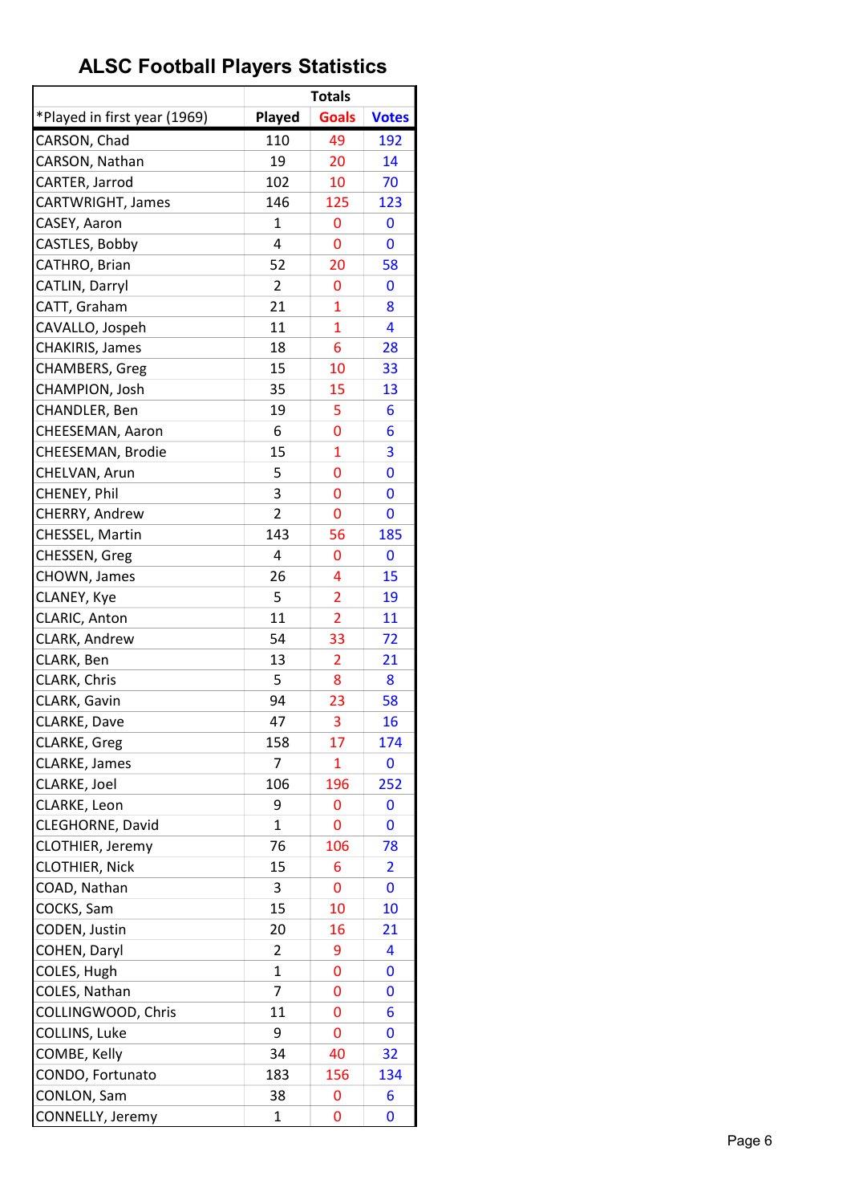# ALSC Football Players Statistics

| | Totals | | |
|---|---|---|---|
| *Played in first year (1969) | Played | Goals | Votes |
| CARSON, Chad | 110 | 49 | 192 |
| CARSON, Nathan | 19 | 20 | 14 |
| CARTER, Jarrod | 102 | 10 | 70 |
| CARTWRIGHT, James | 146 | 125 | 123 |
| CASEY, Aaron | 1 | 0 | 0 |
| CASTLES, Bobby | 4 | 0 | 0 |
| CATHRO, Brian | 52 | 20 | 58 |
| CATLIN, Darryl | 2 | 0 | 0 |
| CATT, Graham | 21 | 1 | 8 |
| CAVALLO, Jospeh | 11 | 1 | 4 |
| CHAKIRIS, James | 18 | 6 | 28 |
| CHAMBERS, Greg | 15 | 10 | 33 |
| CHAMPION, Josh | 35 | 15 | 13 |
| CHANDLER, Ben | 19 | 5 | 6 |
| CHEESEMAN, Aaron | 6 | 0 | 6 |
| CHEESEMAN, Brodie | 15 | 1 | 3 |
| CHELVAN, Arun | 5 | 0 | 0 |
| CHENEY, Phil | 3 | 0 | 0 |
| CHERRY, Andrew | 2 | 0 | 0 |
| CHESSEL, Martin | 143 | 56 | 185 |
| CHESSEN, Greg | 4 | 0 | 0 |
| CHOWN, James | 26 | 4 | 15 |
| CLANEY, Kye | 5 | 2 | 19 |
| CLARIC, Anton | 11 | 2 | 11 |
| CLARK, Andrew | 54 | 33 | 72 |
| CLARK, Ben | 13 | 2 | 21 |
| CLARK, Chris | 5 | 8 | 8 |
| CLARK, Gavin | 94 | 23 | 58 |
| CLARKE, Dave | 47 | 3 | 16 |
| CLARKE, Greg | 158 | 17 | 174 |
| CLARKE, James | 7 | 1 | 0 |
| CLARKE, Joel | 106 | 196 | 252 |
| CLARKE, Leon | 9 | 0 | 0 |
| CLEGHORNE, David | 1 | 0 | 0 |
| CLOTHIER, Jeremy | 76 | 106 | 78 |
| CLOTHIER, Nick | 15 | 6 | 2 |
| COAD, Nathan | 3 | 0 | 0 |
| COCKS, Sam | 15 | 10 | 10 |
| CODEN, Justin | 20 | 16 | 21 |
| COHEN, Daryl | 2 | 9 | 4 |
| COLES, Hugh | 1 | 0 | 0 |
| COLES, Nathan | 7 | 0 | 0 |
| COLLINGWOOD, Chris | 11 | 0 | 6 |
| COLLINS, Luke | 9 | 0 | 0 |
| COMBE, Kelly | 34 | 40 | 32 |
| CONDO, Fortunato | 183 | 156 | 134 |
| CONLON, Sam | 38 | 0 | 6 |
| CONNELLY, Jeremy | 1 | 0 | 0 |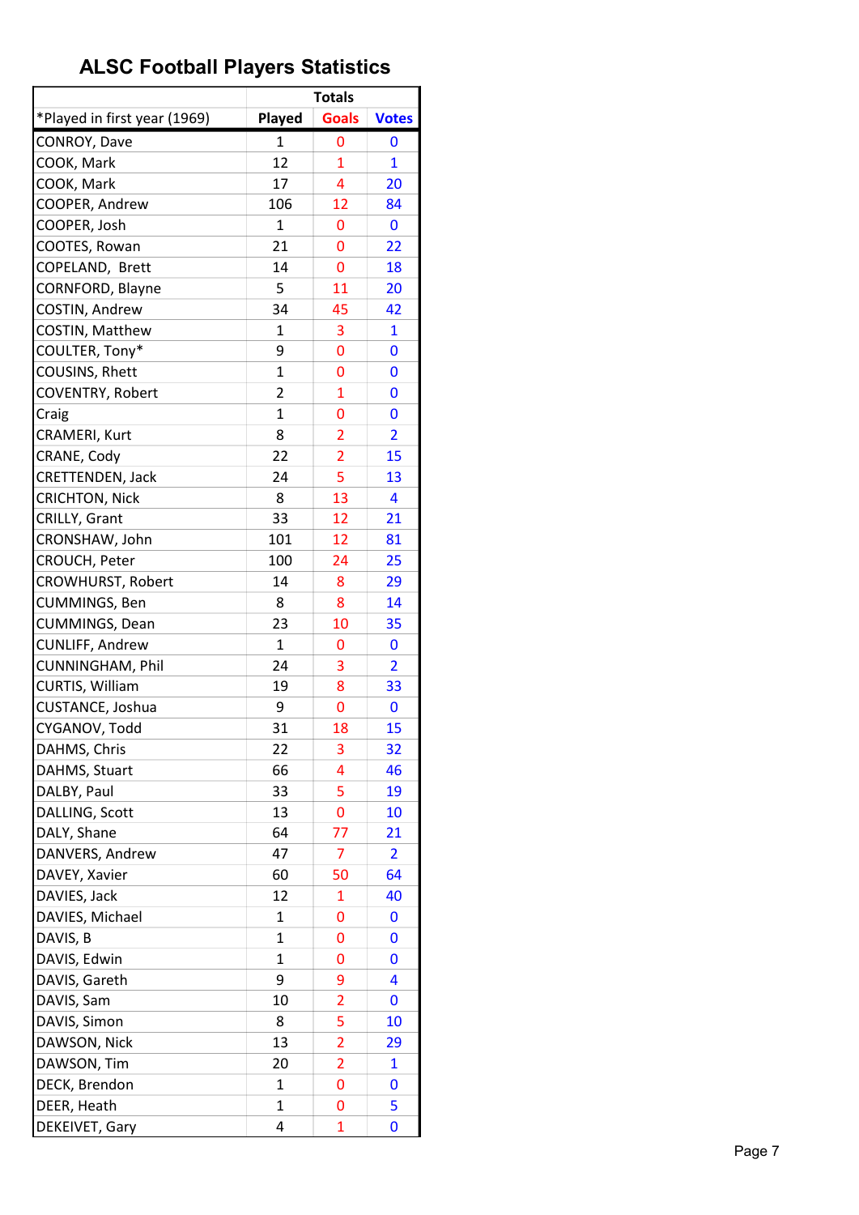# ALSC Football Players Statistics

| | Totals | | |
|---|---|---|---|
| *Played in first year (1969) | Played | Goals | Votes |
| CONROY, Dave | 1 | 0 | 0 |
| COOK, Mark | 12 | 1 | 1 |
| COOK, Mark | 17 | 4 | 20 |
| COOPER, Andrew | 106 | 12 | 84 |
| COOPER, Josh | 1 | 0 | 0 |
| COOTES, Rowan | 21 | 0 | 22 |
| COPELAND, Brett | 14 | 0 | 18 |
| CORNFORD, Blayne | 5 | 11 | 20 |
| COSTIN, Andrew | 34 | 45 | 42 |
| COSTIN, Matthew | 1 | 3 | 1 |
| COULTER, Tony* | 9 | 0 | 0 |
| COUSINS, Rhett | 1 | 0 | 0 |
| COVENTRY, Robert | 2 | 1 | 0 |
| Craig | 1 | 0 | 0 |
| CRAMERI, Kurt | 8 | 2 | 2 |
| CRANE, Cody | 22 | 2 | 15 |
| CRETTENDEN, Jack | 24 | 5 | 13 |
| CRICHTON, Nick | 8 | 13 | 4 |
| CRILLY, Grant | 33 | 12 | 21 |
| CRONSHAW, John | 101 | 12 | 81 |
| CROUCH, Peter | 100 | 24 | 25 |
| CROWHURST, Robert | 14 | 8 | 29 |
| CUMMINGS, Ben | 8 | 8 | 14 |
| CUMMINGS, Dean | 23 | 10 | 35 |
| CUNLIFF, Andrew | 1 | 0 | 0 |
| CUNNINGHAM, Phil | 24 | 3 | 2 |
| CURTIS, William | 19 | 8 | 33 |
| CUSTANCE, Joshua | 9 | 0 | 0 |
| CYGANOV, Todd | 31 | 18 | 15 |
| DAHMS, Chris | 22 | 3 | 32 |
| DAHMS, Stuart | 66 | 4 | 46 |
| DALBY, Paul | 33 | 5 | 19 |
| DALLING, Scott | 13 | 0 | 10 |
| DALY, Shane | 64 | 77 | 21 |
| DANVERS, Andrew | 47 | 7 | 2 |
| DAVEY, Xavier | 60 | 50 | 64 |
| DAVIES, Jack | 12 | 1 | 40 |
| DAVIES, Michael | 1 | 0 | 0 |
| DAVIS, B | 1 | 0 | 0 |
| DAVIS, Edwin | 1 | 0 | 0 |
| DAVIS, Gareth | 9 | 9 | 4 |
| DAVIS, Sam | 10 | 2 | 0 |
| DAVIS, Simon | 8 | 5 | 10 |
| DAWSON, Nick | 13 | 2 | 29 |
| DAWSON, Tim | 20 | 2 | 1 |
| DECK, Brendon | 1 | 0 | 0 |
| DEER, Heath | 1 | 0 | 5 |
| DEKEIVET, Gary | 4 | 1 | 0 |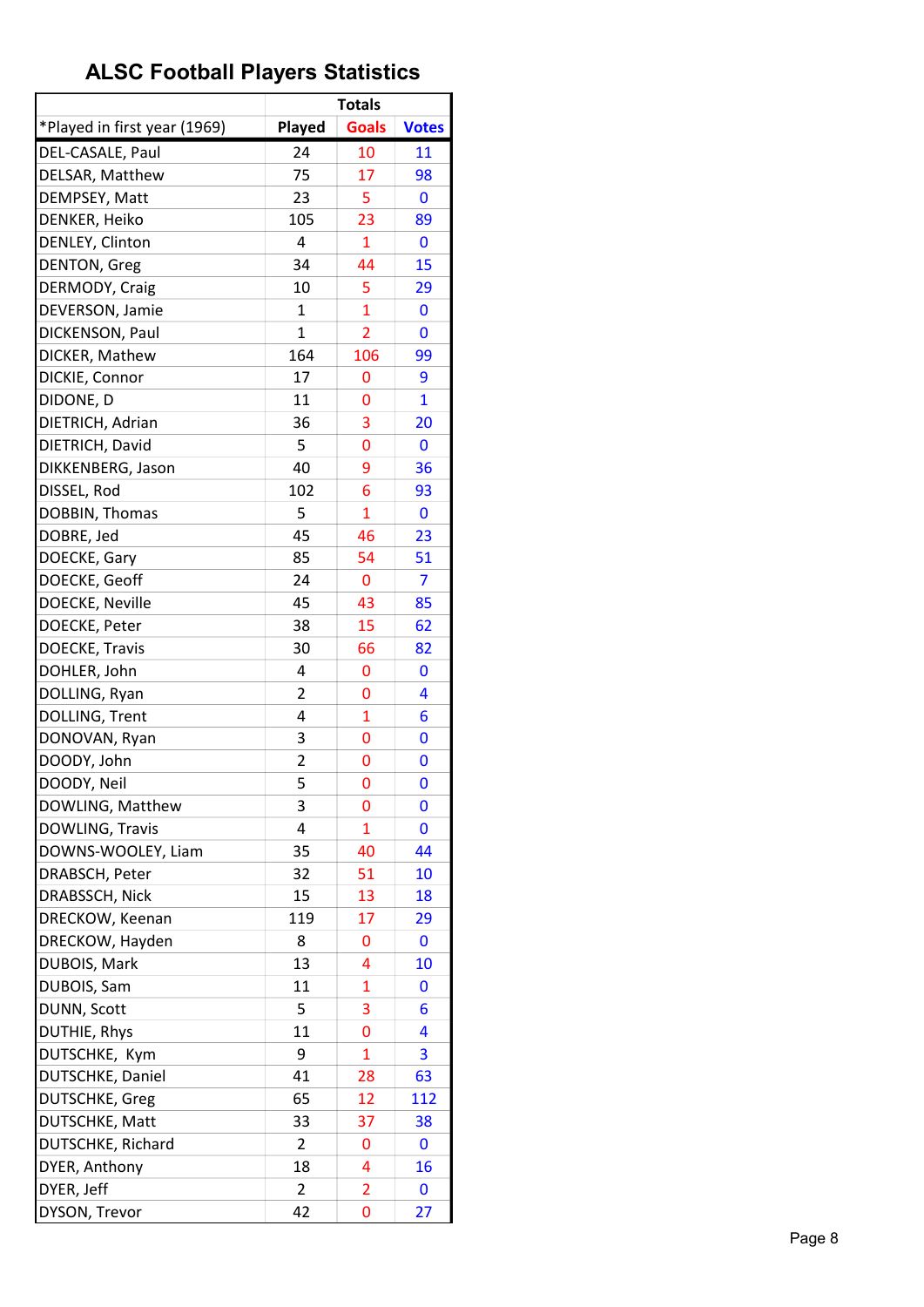# ALSC Football Players Statistics

| | Totals | | |
|---|---|---|---|
| *Played in first year (1969) | Played | Goals | Votes |
| DEL-CASALE, Paul | 24 | 10 | 11 |
| DELSAR, Matthew | 75 | 17 | 98 |
| DEMPSEY, Matt | 23 | 5 | 0 |
| DENKER, Heiko | 105 | 23 | 89 |
| DENLEY, Clinton | 4 | 1 | 0 |
| DENTON, Greg | 34 | 44 | 15 |
| DERMODY, Craig | 10 | 5 | 29 |
| DEVERSON, Jamie | 1 | 1 | 0 |
| DICKENSON, Paul | 1 | 2 | 0 |
| DICKER, Mathew | 164 | 106 | 99 |
| DICKIE, Connor | 17 | 0 | 9 |
| DIDONE, D | 11 | 0 | 1 |
| DIETRICH, Adrian | 36 | 3 | 20 |
| DIETRICH, David | 5 | 0 | 0 |
| DIKKENBERG, Jason | 40 | 9 | 36 |
| DISSEL, Rod | 102 | 6 | 93 |
| DOBBIN, Thomas | 5 | 1 | 0 |
| DOBRE, Jed | 45 | 46 | 23 |
| DOECKE, Gary | 85 | 54 | 51 |
| DOECKE, Geoff | 24 | 0 | 7 |
| DOECKE, Neville | 45 | 43 | 85 |
| DOECKE, Peter | 38 | 15 | 62 |
| DOECKE, Travis | 30 | 66 | 82 |
| DOHLER, John | 4 | 0 | 0 |
| DOLLING, Ryan | 2 | 0 | 4 |
| DOLLING, Trent | 4 | 1 | 6 |
| DONOVAN, Ryan | 3 | 0 | 0 |
| DOODY, John | 2 | 0 | 0 |
| DOODY, Neil | 5 | 0 | 0 |
| DOWLING, Matthew | 3 | 0 | 0 |
| DOWLING, Travis | 4 | 1 | 0 |
| DOWNS-WOOLEY, Liam | 35 | 40 | 44 |
| DRABSCH, Peter | 32 | 51 | 10 |
| DRABSSCH, Nick | 15 | 13 | 18 |
| DRECKOW, Keenan | 119 | 17 | 29 |
| DRECKOW, Hayden | 8 | 0 | 0 |
| DUBOIS, Mark | 13 | 4 | 10 |
| DUBOIS, Sam | 11 | 1 | 0 |
| DUNN, Scott | 5 | 3 | 6 |
| DUTHIE, Rhys | 11 | 0 | 4 |
| DUTSCHKE,  Kym | 9 | 1 | 3 |
| DUTSCHKE, Daniel | 41 | 28 | 63 |
| DUTSCHKE, Greg | 65 | 12 | 112 |
| DUTSCHKE, Matt | 33 | 37 | 38 |
| DUTSCHKE, Richard | 2 | 0 | 0 |
| DYER, Anthony | 18 | 4 | 16 |
| DYER, Jeff | 2 | 2 | 0 |
| DYSON, Trevor | 42 | 0 | 27 |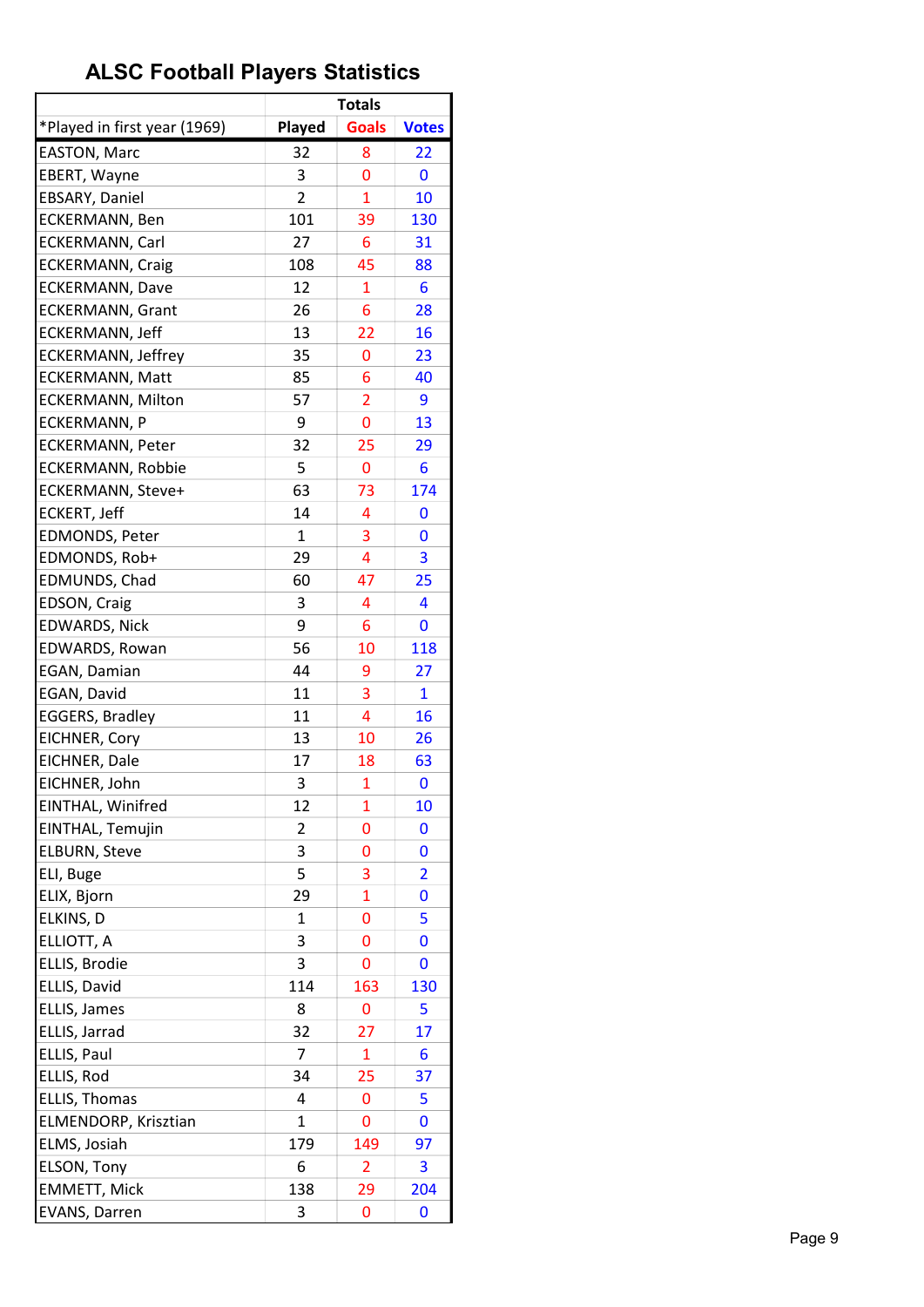# ALSC Football Players Statistics

| | Totals | | |
|---|---|---|---|
| *Played in first year (1969) | Played | Goals | Votes |
| EASTON, Marc | 32 | 8 | 22 |
| EBERT, Wayne | 3 | 0 | 0 |
| EBSARY, Daniel | 2 | 1 | 10 |
| ECKERMANN, Ben | 101 | 39 | 130 |
| ECKERMANN, Carl | 27 | 6 | 31 |
| ECKERMANN, Craig | 108 | 45 | 88 |
| ECKERMANN, Dave | 12 | 1 | 6 |
| ECKERMANN, Grant | 26 | 6 | 28 |
| ECKERMANN, Jeff | 13 | 22 | 16 |
| ECKERMANN, Jeffrey | 35 | 0 | 23 |
| ECKERMANN, Matt | 85 | 6 | 40 |
| ECKERMANN, Milton | 57 | 2 | 9 |
| ECKERMANN, P | 9 | 0 | 13 |
| ECKERMANN, Peter | 32 | 25 | 29 |
| ECKERMANN, Robbie | 5 | 0 | 6 |
| ECKERMANN, Steve+ | 63 | 73 | 174 |
| ECKERT, Jeff | 14 | 4 | 0 |
| EDMONDS, Peter | 1 | 3 | 0 |
| EDMONDS, Rob+ | 29 | 4 | 3 |
| EDMUNDS, Chad | 60 | 47 | 25 |
| EDSON, Craig | 3 | 4 | 4 |
| EDWARDS, Nick | 9 | 6 | 0 |
| EDWARDS, Rowan | 56 | 10 | 118 |
| EGAN, Damian | 44 | 9 | 27 |
| EGAN, David | 11 | 3 | 1 |
| EGGERS, Bradley | 11 | 4 | 16 |
| EICHNER, Cory | 13 | 10 | 26 |
| EICHNER, Dale | 17 | 18 | 63 |
| EICHNER, John | 3 | 1 | 0 |
| EINTHAL, Winifred | 12 | 1 | 10 |
| EINTHAL, Temujin | 2 | 0 | 0 |
| ELBURN, Steve | 3 | 0 | 0 |
| ELI, Buge | 5 | 3 | 2 |
| ELIX, Bjorn | 29 | 1 | 0 |
| ELKINS, D | 1 | 0 | 5 |
| ELLIOTT, A | 3 | 0 | 0 |
| ELLIS, Brodie | 3 | 0 | 0 |
| ELLIS, David | 114 | 163 | 130 |
| ELLIS, James | 8 | 0 | 5 |
| ELLIS, Jarrad | 32 | 27 | 17 |
| ELLIS, Paul | 7 | 1 | 6 |
| ELLIS, Rod | 34 | 25 | 37 |
| ELLIS, Thomas | 4 | 0 | 5 |
| ELMENDORP, Krisztian | 1 | 0 | 0 |
| ELMS, Josiah | 179 | 149 | 97 |
| ELSON, Tony | 6 | 2 | 3 |
| EMMETT, Mick | 138 | 29 | 204 |
| EVANS, Darren | 3 | 0 | 0 |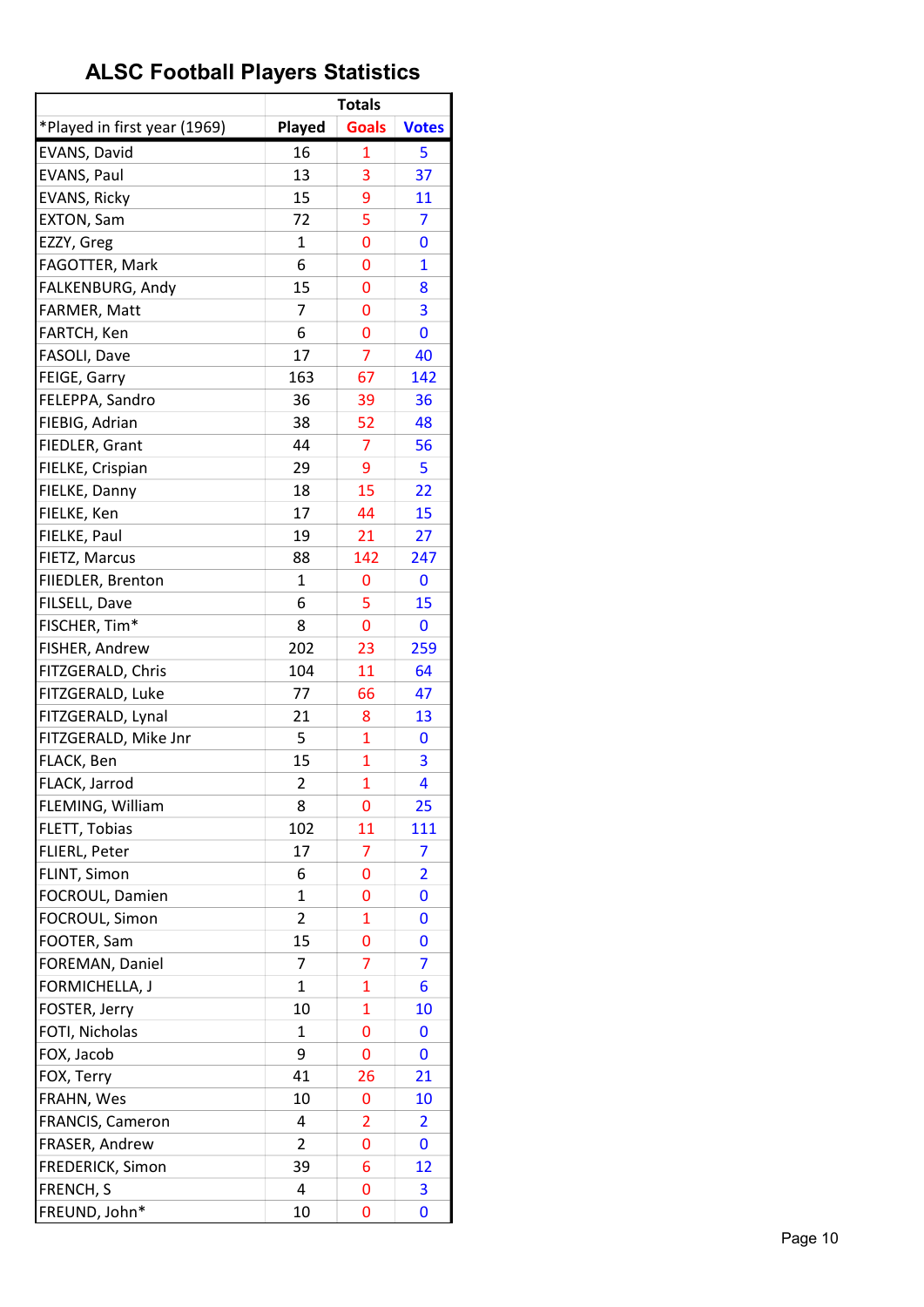# ALSC Football Players Statistics

| | Totals | | |
|---|---|---|---|
| *Played in first year (1969) | Played | Goals | Votes |
| EVANS, David | 16 | 1 | 5 |
| EVANS, Paul | 13 | 3 | 37 |
| EVANS, Ricky | 15 | 9 | 11 |
| EXTON, Sam | 72 | 5 | 7 |
| EZZY, Greg | 1 | 0 | 0 |
| FAGOTTER, Mark | 6 | 0 | 1 |
| FALKENBURG, Andy | 15 | 0 | 8 |
| FARMER, Matt | 7 | 0 | 3 |
| FARTCH, Ken | 6 | 0 | 0 |
| FASOLI, Dave | 17 | 7 | 40 |
| FEIGE, Garry | 163 | 67 | 142 |
| FELEPPA, Sandro | 36 | 39 | 36 |
| FIEBIG, Adrian | 38 | 52 | 48 |
| FIEDLER, Grant | 44 | 7 | 56 |
| FIELKE, Crispian | 29 | 9 | 5 |
| FIELKE, Danny | 18 | 15 | 22 |
| FIELKE, Ken | 17 | 44 | 15 |
| FIELKE, Paul | 19 | 21 | 27 |
| FIETZ, Marcus | 88 | 142 | 247 |
| FIIEDLER, Brenton | 1 | 0 | 0 |
| FILSELL, Dave | 6 | 5 | 15 |
| FISCHER, Tim* | 8 | 0 | 0 |
| FISHER, Andrew | 202 | 23 | 259 |
| FITZGERALD, Chris | 104 | 11 | 64 |
| FITZGERALD, Luke | 77 | 66 | 47 |
| FITZGERALD, Lynal | 21 | 8 | 13 |
| FITZGERALD, Mike Jnr | 5 | 1 | 0 |
| FLACK, Ben | 15 | 1 | 3 |
| FLACK, Jarrod | 2 | 1 | 4 |
| FLEMING, William | 8 | 0 | 25 |
| FLETT, Tobias | 102 | 11 | 111 |
| FLIERL, Peter | 17 | 7 | 7 |
| FLINT, Simon | 6 | 0 | 2 |
| FOCROUL, Damien | 1 | 0 | 0 |
| FOCROUL, Simon | 2 | 1 | 0 |
| FOOTER, Sam | 15 | 0 | 0 |
| FOREMAN, Daniel | 7 | 7 | 7 |
| FORMICHELLA, J | 1 | 1 | 6 |
| FOSTER, Jerry | 10 | 1 | 10 |
| FOTI, Nicholas | 1 | 0 | 0 |
| FOX, Jacob | 9 | 0 | 0 |
| FOX, Terry | 41 | 26 | 21 |
| FRAHN, Wes | 10 | 0 | 10 |
| FRANCIS, Cameron | 4 | 2 | 2 |
| FRASER, Andrew | 2 | 0 | 0 |
| FREDERICK, Simon | 39 | 6 | 12 |
| FRENCH, S | 4 | 0 | 3 |
| FREUND, John* | 10 | 0 | 0 |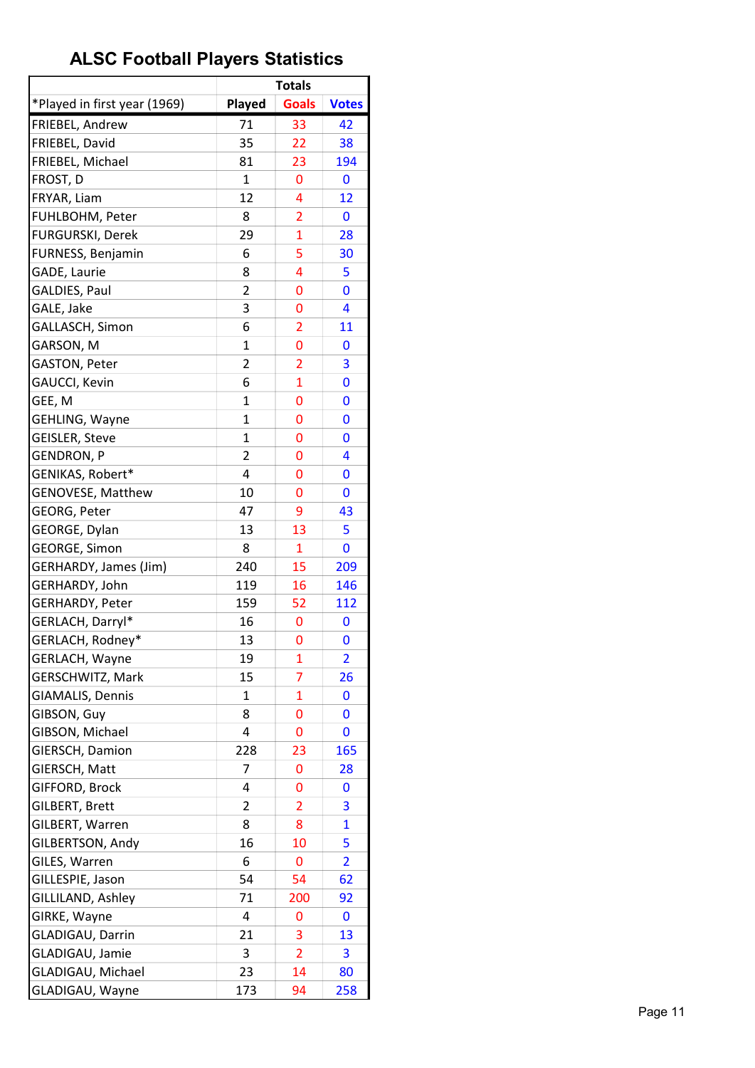# ALSC Football Players Statistics

| | Totals | | |
|---|---|---|---|
| *Played in first year (1969) | Played | Goals | Votes |
| FRIEBEL, Andrew | 71 | 33 | 42 |
| FRIEBEL, David | 35 | 22 | 38 |
| FRIEBEL, Michael | 81 | 23 | 194 |
| FROST, D | 1 | 0 | 0 |
| FRYAR, Liam | 12 | 4 | 12 |
| FUHLBOHM, Peter | 8 | 2 | 0 |
| FURGURSKI, Derek | 29 | 1 | 28 |
| FURNESS, Benjamin | 6 | 5 | 30 |
| GADE, Laurie | 8 | 4 | 5 |
| GALDIES, Paul | 2 | 0 | 0 |
| GALE, Jake | 3 | 0 | 4 |
| GALLASCH, Simon | 6 | 2 | 11 |
| GARSON, M | 1 | 0 | 0 |
| GASTON, Peter | 2 | 2 | 3 |
| GAUCCI, Kevin | 6 | 1 | 0 |
| GEE, M | 1 | 0 | 0 |
| GEHLING, Wayne | 1 | 0 | 0 |
| GEISLER, Steve | 1 | 0 | 0 |
| GENDRON, P | 2 | 0 | 4 |
| GENIKAS, Robert* | 4 | 0 | 0 |
| GENOVESE, Matthew | 10 | 0 | 0 |
| GEORG, Peter | 47 | 9 | 43 |
| GEORGE, Dylan | 13 | 13 | 5 |
| GEORGE, Simon | 8 | 1 | 0 |
| GERHARDY, James (Jim) | 240 | 15 | 209 |
| GERHARDY, John | 119 | 16 | 146 |
| GERHARDY, Peter | 159 | 52 | 112 |
| GERLACH, Darryl* | 16 | 0 | 0 |
| GERLACH, Rodney* | 13 | 0 | 0 |
| GERLACH, Wayne | 19 | 1 | 2 |
| GERSCHWITZ, Mark | 15 | 7 | 26 |
| GIAMALIS, Dennis | 1 | 1 | 0 |
| GIBSON, Guy | 8 | 0 | 0 |
| GIBSON, Michael | 4 | 0 | 0 |
| GIERSCH, Damion | 228 | 23 | 165 |
| GIERSCH, Matt | 7 | 0 | 28 |
| GIFFORD, Brock | 4 | 0 | 0 |
| GILBERT, Brett | 2 | 2 | 3 |
| GILBERT, Warren | 8 | 8 | 1 |
| GILBERTSON, Andy | 16 | 10 | 5 |
| GILES, Warren | 6 | 0 | 2 |
| GILLESPIE, Jason | 54 | 54 | 62 |
| GILLILAND, Ashley | 71 | 200 | 92 |
| GIRKE, Wayne | 4 | 0 | 0 |
| GLADIGAU, Darrin | 21 | 3 | 13 |
| GLADIGAU, Jamie | 3 | 2 | 3 |
| GLADIGAU, Michael | 23 | 14 | 80 |
| GLADIGAU, Wayne | 173 | 94 | 258 |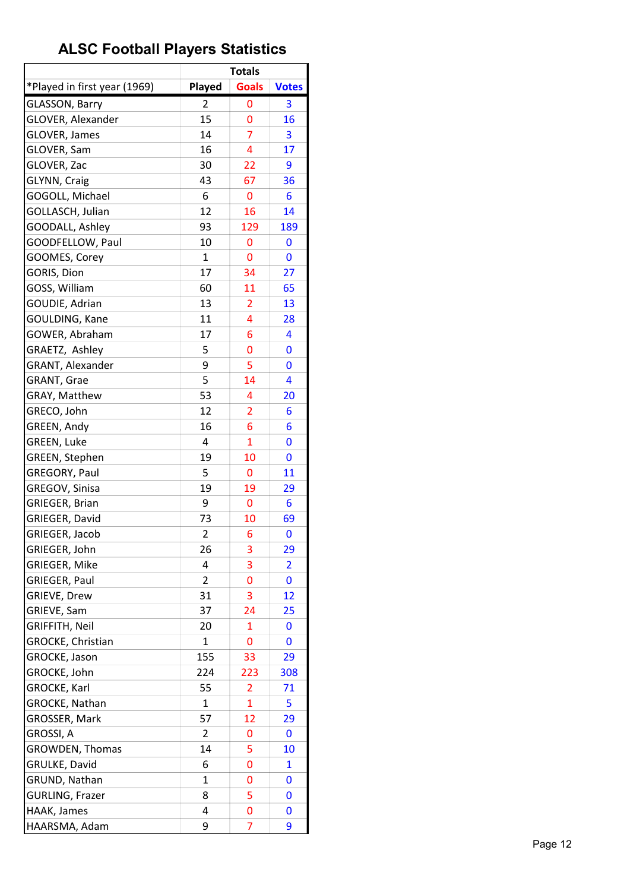# ALSC Football Players Statistics

| | Totals | | |
|---|---|---|---|
| *Played in first year (1969) | Played | Goals | Votes |
| GLASSON, Barry | 2 | 0 | 3 |
| GLOVER, Alexander | 15 | 0 | 16 |
| GLOVER, James | 14 | 7 | 3 |
| GLOVER, Sam | 16 | 4 | 17 |
| GLOVER, Zac | 30 | 22 | 9 |
| GLYNN, Craig | 43 | 67 | 36 |
| GOGOLL, Michael | 6 | 0 | 6 |
| GOLLASCH, Julian | 12 | 16 | 14 |
| GOODALL, Ashley | 93 | 129 | 189 |
| GOODFELLOW, Paul | 10 | 0 | 0 |
| GOOMES, Corey | 1 | 0 | 0 |
| GORIS, Dion | 17 | 34 | 27 |
| GOSS, William | 60 | 11 | 65 |
| GOUDIE, Adrian | 13 | 2 | 13 |
| GOULDING, Kane | 11 | 4 | 28 |
| GOWER, Abraham | 17 | 6 | 4 |
| GRAETZ, Ashley | 5 | 0 | 0 |
| GRANT, Alexander | 9 | 5 | 0 |
| GRANT, Grae | 5 | 14 | 4 |
| GRAY, Matthew | 53 | 4 | 20 |
| GRECO, John | 12 | 2 | 6 |
| GREEN, Andy | 16 | 6 | 6 |
| GREEN, Luke | 4 | 1 | 0 |
| GREEN, Stephen | 19 | 10 | 0 |
| GREGORY, Paul | 5 | 0 | 11 |
| GREGOV, Sinisa | 19 | 19 | 29 |
| GRIEGER, Brian | 9 | 0 | 6 |
| GRIEGER, David | 73 | 10 | 69 |
| GRIEGER, Jacob | 2 | 6 | 0 |
| GRIEGER, John | 26 | 3 | 29 |
| GRIEGER, Mike | 4 | 3 | 2 |
| GRIEGER, Paul | 2 | 0 | 0 |
| GRIEVE, Drew | 31 | 3 | 12 |
| GRIEVE, Sam | 37 | 24 | 25 |
| GRIFFITH, Neil | 20 | 1 | 0 |
| GROCKE, Christian | 1 | 0 | 0 |
| GROCKE, Jason | 155 | 33 | 29 |
| GROCKE, John | 224 | 223 | 308 |
| GROCKE, Karl | 55 | 2 | 71 |
| GROCKE, Nathan | 1 | 1 | 5 |
| GROSSER, Mark | 57 | 12 | 29 |
| GROSSI, A | 2 | 0 | 0 |
| GROWDEN, Thomas | 14 | 5 | 10 |
| GRULKE, David | 6 | 0 | 1 |
| GRUND, Nathan | 1 | 0 | 0 |
| GURLING, Frazer | 8 | 5 | 0 |
| HAAK, James | 4 | 0 | 0 |
| HAARSMA, Adam | 9 | 7 | 9 |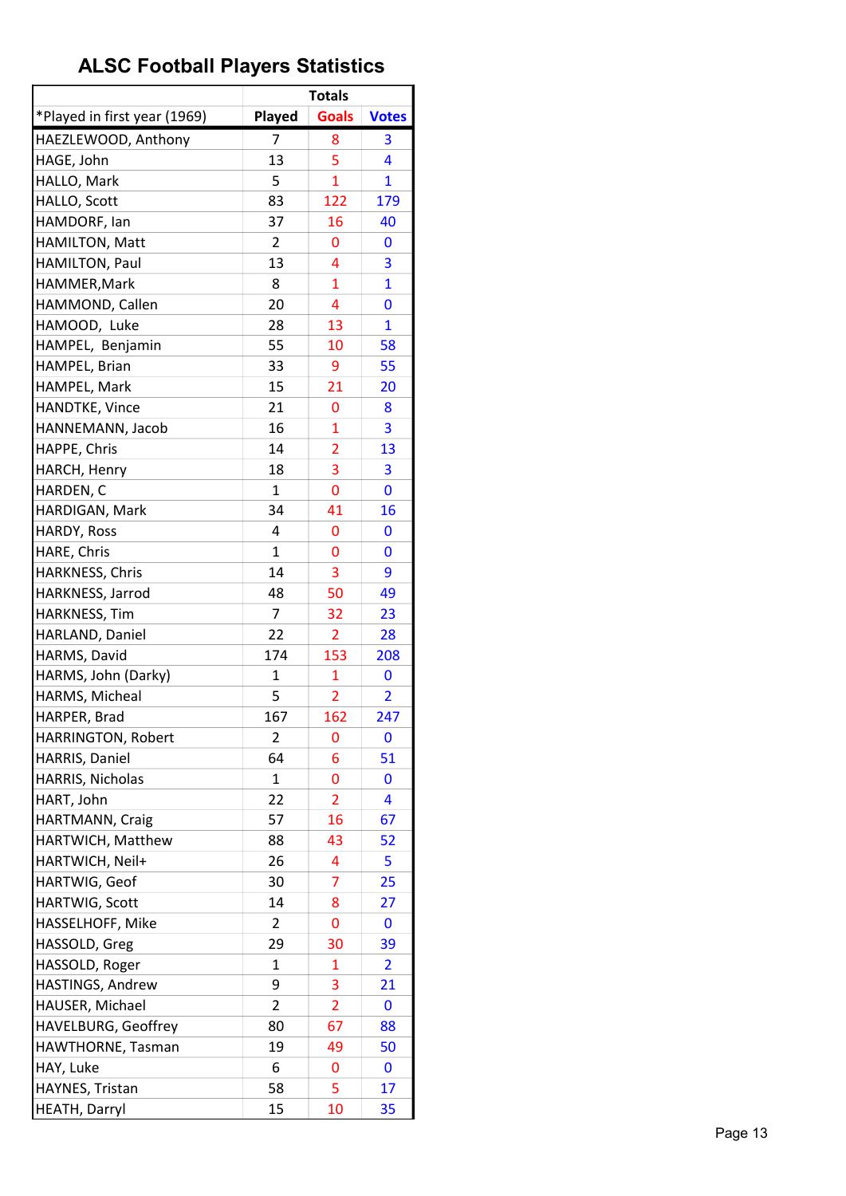# ALSC Football Players Statistics

| | Totals | | |
|---|---|---|---|
| *Played in first year (1969) | Played | Goals | Votes |
| HAEZLEWOOD, Anthony | 7 | 8 | 3 |
| HAGE, John | 13 | 5 | 4 |
| HALLO, Mark | 5 | 1 | 1 |
| HALLO, Scott | 83 | 122 | 179 |
| HAMDORF, Ian | 37 | 16 | 40 |
| HAMILTON, Matt | 2 | 0 | 0 |
| HAMILTON, Paul | 13 | 4 | 3 |
| HAMMER,Mark | 8 | 1 | 1 |
| HAMMOND, Callen | 20 | 4 | 0 |
| HAMOOD, Luke | 28 | 13 | 1 |
| HAMPEL, Benjamin | 55 | 10 | 58 |
| HAMPEL, Brian | 33 | 9 | 55 |
| HAMPEL, Mark | 15 | 21 | 20 |
| HANDTKE, Vince | 21 | 0 | 8 |
| HANNEMANN, Jacob | 16 | 1 | 3 |
| HAPPE, Chris | 14 | 2 | 13 |
| HARCH, Henry | 18 | 3 | 3 |
| HARDEN, C | 1 | 0 | 0 |
| HARDIGAN, Mark | 34 | 41 | 16 |
| HARDY, Ross | 4 | 0 | 0 |
| HARE, Chris | 1 | 0 | 0 |
| HARKNESS, Chris | 14 | 3 | 9 |
| HARKNESS, Jarrod | 48 | 50 | 49 |
| HARKNESS, Tim | 7 | 32 | 23 |
| HARLAND, Daniel | 22 | 2 | 28 |
| HARMS, David | 174 | 153 | 208 |
| HARMS, John (Darky) | 1 | 1 | 0 |
| HARMS, Micheal | 5 | 2 | 2 |
| HARPER, Brad | 167 | 162 | 247 |
| HARRINGTON, Robert | 2 | 0 | 0 |
| HARRIS, Daniel | 64 | 6 | 51 |
| HARRIS, Nicholas | 1 | 0 | 0 |
| HART, John | 22 | 2 | 4 |
| HARTMANN, Craig | 57 | 16 | 67 |
| HARTWICH, Matthew | 88 | 43 | 52 |
| HARTWICH, Neil+ | 26 | 4 | 5 |
| HARTWIG, Geof | 30 | 7 | 25 |
| HARTWIG, Scott | 14 | 8 | 27 |
| HASSELHOFF, Mike | 2 | 0 | 0 |
| HASSOLD, Greg | 29 | 30 | 39 |
| HASSOLD, Roger | 1 | 1 | 2 |
| HASTINGS, Andrew | 9 | 3 | 21 |
| HAUSER, Michael | 2 | 2 | 0 |
| HAVELBURG, Geoffrey | 80 | 67 | 88 |
| HAWTHORNE, Tasman | 19 | 49 | 50 |
| HAY, Luke | 6 | 0 | 0 |
| HAYNES, Tristan | 58 | 5 | 17 |
| HEATH, Darryl | 15 | 10 | 35 |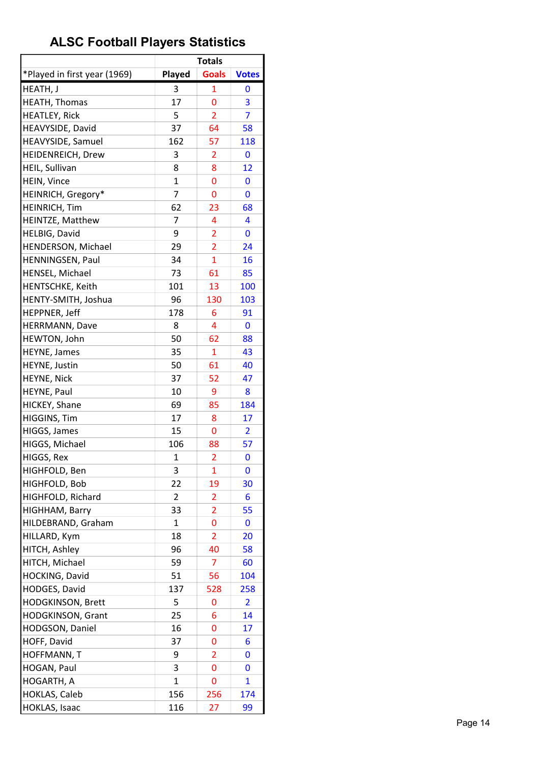# ALSC Football Players Statistics

| | Totals | | |
|---|---|---|---|
| *Played in first year (1969) | Played | Goals | Votes |
| HEATH, J | 3 | 1 | 0 |
| HEATH, Thomas | 17 | 0 | 3 |
| HEATLEY, Rick | 5 | 2 | 7 |
| HEAVYSIDE, David | 37 | 64 | 58 |
| HEAVYSIDE, Samuel | 162 | 57 | 118 |
| HEIDENREICH, Drew | 3 | 2 | 0 |
| HEIL, Sullivan | 8 | 8 | 12 |
| HEIN, Vince | 1 | 0 | 0 |
| HEINRICH, Gregory* | 7 | 0 | 0 |
| HEINRICH, Tim | 62 | 23 | 68 |
| HEINTZE, Matthew | 7 | 4 | 4 |
| HELBIG, David | 9 | 2 | 0 |
| HENDERSON, Michael | 29 | 2 | 24 |
| HENNINGSEN, Paul | 34 | 1 | 16 |
| HENSEL, Michael | 73 | 61 | 85 |
| HENTSCHKE, Keith | 101 | 13 | 100 |
| HENTY-SMITH, Joshua | 96 | 130 | 103 |
| HEPPNER, Jeff | 178 | 6 | 91 |
| HERRMANN, Dave | 8 | 4 | 0 |
| HEWTON, John | 50 | 62 | 88 |
| HEYNE, James | 35 | 1 | 43 |
| HEYNE, Justin | 50 | 61 | 40 |
| HEYNE, Nick | 37 | 52 | 47 |
| HEYNE, Paul | 10 | 9 | 8 |
| HICKEY, Shane | 69 | 85 | 184 |
| HIGGINS, Tim | 17 | 8 | 17 |
| HIGGS, James | 15 | 0 | 2 |
| HIGGS, Michael | 106 | 88 | 57 |
| HIGGS, Rex | 1 | 2 | 0 |
| HIGHFOLD, Ben | 3 | 1 | 0 |
| HIGHFOLD, Bob | 22 | 19 | 30 |
| HIGHFOLD, Richard | 2 | 2 | 6 |
| HIGHHAM, Barry | 33 | 2 | 55 |
| HILDEBRAND, Graham | 1 | 0 | 0 |
| HILLARD, Kym | 18 | 2 | 20 |
| HITCH, Ashley | 96 | 40 | 58 |
| HITCH, Michael | 59 | 7 | 60 |
| HOCKING, David | 51 | 56 | 104 |
| HODGES, David | 137 | 528 | 258 |
| HODGKINSON, Brett | 5 | 0 | 2 |
| HODGKINSON, Grant | 25 | 6 | 14 |
| HODGSON, Daniel | 16 | 0 | 17 |
| HOFF, David | 37 | 0 | 6 |
| HOFFMANN, T | 9 | 2 | 0 |
| HOGAN, Paul | 3 | 0 | 0 |
| HOGARTH, A | 1 | 0 | 1 |
| HOKLAS, Caleb | 156 | 256 | 174 |
| HOKLAS, Isaac | 116 | 27 | 99 |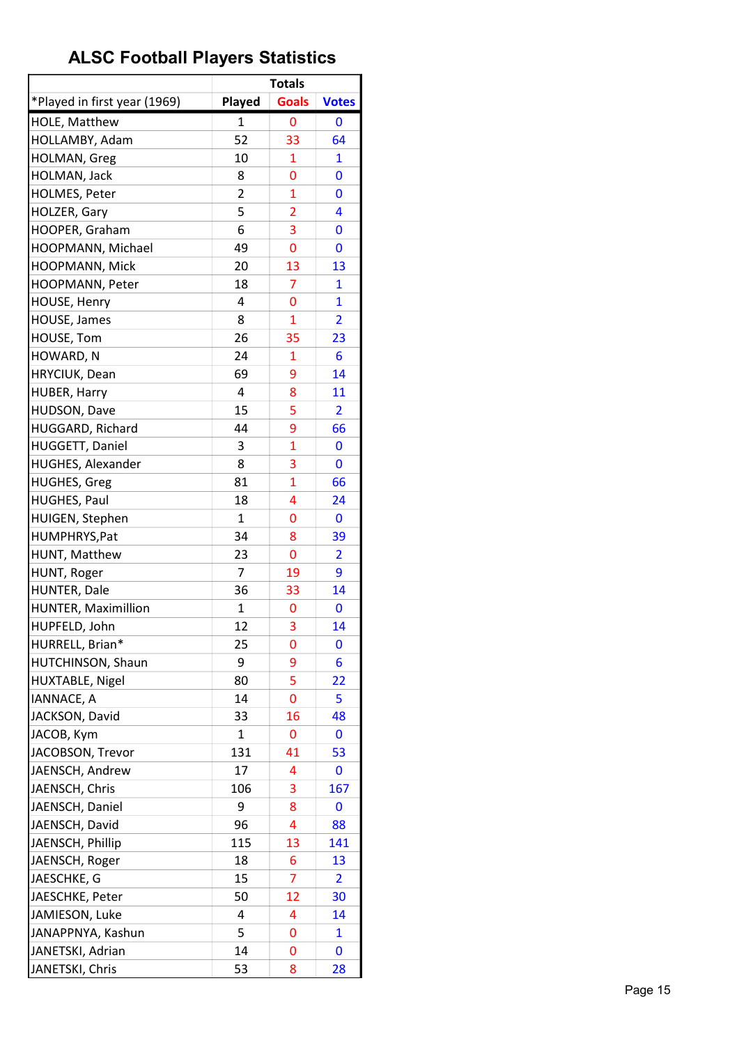# ALSC Football Players Statistics

| | Totals | | |
|---|---|---|---|
| *Played in first year (1969) | Played | Goals | Votes |
| HOLE, Matthew | 1 | 0 | 0 |
| HOLLAMBY, Adam | 52 | 33 | 64 |
| HOLMAN, Greg | 10 | 1 | 1 |
| HOLMAN, Jack | 8 | 0 | 0 |
| HOLMES, Peter | 2 | 1 | 0 |
| HOLZER, Gary | 5 | 2 | 4 |
| HOOPER, Graham | 6 | 3 | 0 |
| HOOPMANN, Michael | 49 | 0 | 0 |
| HOOPMANN, Mick | 20 | 13 | 13 |
| HOOPMANN, Peter | 18 | 7 | 1 |
| HOUSE, Henry | 4 | 0 | 1 |
| HOUSE, James | 8 | 1 | 2 |
| HOUSE, Tom | 26 | 35 | 23 |
| HOWARD, N | 24 | 1 | 6 |
| HRYCIUK, Dean | 69 | 9 | 14 |
| HUBER, Harry | 4 | 8 | 11 |
| HUDSON, Dave | 15 | 5 | 2 |
| HUGGARD, Richard | 44 | 9 | 66 |
| HUGGETT, Daniel | 3 | 1 | 0 |
| HUGHES, Alexander | 8 | 3 | 0 |
| HUGHES, Greg | 81 | 1 | 66 |
| HUGHES, Paul | 18 | 4 | 24 |
| HUIGEN, Stephen | 1 | 0 | 0 |
| HUMPHRYS,Pat | 34 | 8 | 39 |
| HUNT, Matthew | 23 | 0 | 2 |
| HUNT, Roger | 7 | 19 | 9 |
| HUNTER, Dale | 36 | 33 | 14 |
| HUNTER, Maximillion | 1 | 0 | 0 |
| HUPFELD, John | 12 | 3 | 14 |
| HURRELL, Brian* | 25 | 0 | 0 |
| HUTCHINSON, Shaun | 9 | 9 | 6 |
| HUXTABLE, Nigel | 80 | 5 | 22 |
| IANNACE, A | 14 | 0 | 5 |
| JACKSON, David | 33 | 16 | 48 |
| JACOB, Kym | 1 | 0 | 0 |
| JACOBSON, Trevor | 131 | 41 | 53 |
| JAENSCH, Andrew | 17 | 4 | 0 |
| JAENSCH, Chris | 106 | 3 | 167 |
| JAENSCH, Daniel | 9 | 8 | 0 |
| JAENSCH, David | 96 | 4 | 88 |
| JAENSCH, Phillip | 115 | 13 | 141 |
| JAENSCH, Roger | 18 | 6 | 13 |
| JAESCHKE, G | 15 | 7 | 2 |
| JAESCHKE, Peter | 50 | 12 | 30 |
| JAMIESON, Luke | 4 | 4 | 14 |
| JANAPPNYA, Kashun | 5 | 0 | 1 |
| JANETSKI, Adrian | 14 | 0 | 0 |
| JANETSKI, Chris | 53 | 8 | 28 |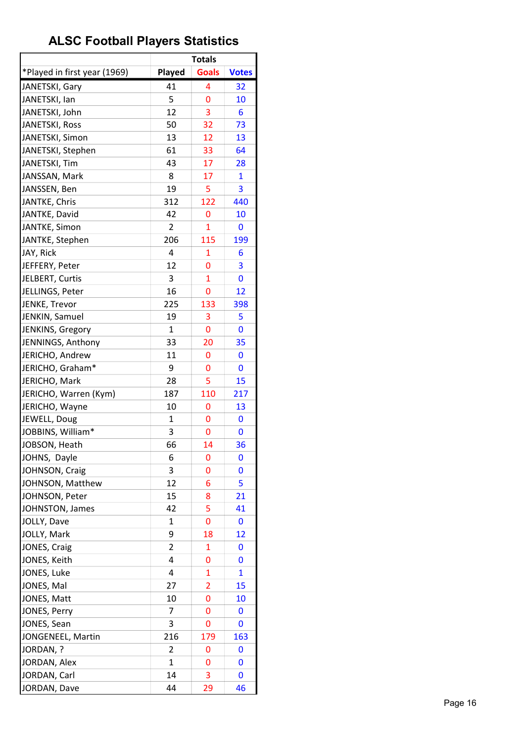# ALSC Football Players Statistics

| | Totals | | |
|---|---|---|---|
| *Played in first year (1969) | Played | Goals | Votes |
| JANETSKI, Gary | 41 | 4 | 32 |
| JANETSKI, Ian | 5 | 0 | 10 |
| JANETSKI, John | 12 | 3 | 6 |
| JANETSKI, Ross | 50 | 32 | 73 |
| JANETSKI, Simon | 13 | 12 | 13 |
| JANETSKI, Stephen | 61 | 33 | 64 |
| JANETSKI, Tim | 43 | 17 | 28 |
| JANSSAN, Mark | 8 | 17 | 1 |
| JANSSEN, Ben | 19 | 5 | 3 |
| JANTKE, Chris | 312 | 122 | 440 |
| JANTKE, David | 42 | 0 | 10 |
| JANTKE, Simon | 2 | 1 | 0 |
| JANTKE, Stephen | 206 | 115 | 199 |
| JAY, Rick | 4 | 1 | 6 |
| JEFFERY, Peter | 12 | 0 | 3 |
| JELBERT, Curtis | 3 | 1 | 0 |
| JELLINGS, Peter | 16 | 0 | 12 |
| JENKE, Trevor | 225 | 133 | 398 |
| JENKIN, Samuel | 19 | 3 | 5 |
| JENKINS, Gregory | 1 | 0 | 0 |
| JENNINGS, Anthony | 33 | 20 | 35 |
| JERICHO, Andrew | 11 | 0 | 0 |
| JERICHO, Graham* | 9 | 0 | 0 |
| JERICHO, Mark | 28 | 5 | 15 |
| JERICHO, Warren (Kym) | 187 | 110 | 217 |
| JERICHO, Wayne | 10 | 0 | 13 |
| JEWELL, Doug | 1 | 0 | 0 |
| JOBBINS, William* | 3 | 0 | 0 |
| JOBSON, Heath | 66 | 14 | 36 |
| JOHNS, Dayle | 6 | 0 | 0 |
| JOHNSON, Craig | 3 | 0 | 0 |
| JOHNSON, Matthew | 12 | 6 | 5 |
| JOHNSON, Peter | 15 | 8 | 21 |
| JOHNSTON, James | 42 | 5 | 41 |
| JOLLY, Dave | 1 | 0 | 0 |
| JOLLY, Mark | 9 | 18 | 12 |
| JONES, Craig | 2 | 1 | 0 |
| JONES, Keith | 4 | 0 | 0 |
| JONES, Luke | 4 | 1 | 1 |
| JONES, Mal | 27 | 2 | 15 |
| JONES, Matt | 10 | 0 | 10 |
| JONES, Perry | 7 | 0 | 0 |
| JONES, Sean | 3 | 0 | 0 |
| JONGENEEL, Martin | 216 | 179 | 163 |
| JORDAN, ? | 2 | 0 | 0 |
| JORDAN, Alex | 1 | 0 | 0 |
| JORDAN, Carl | 14 | 3 | 0 |
| JORDAN, Dave | 44 | 29 | 46 |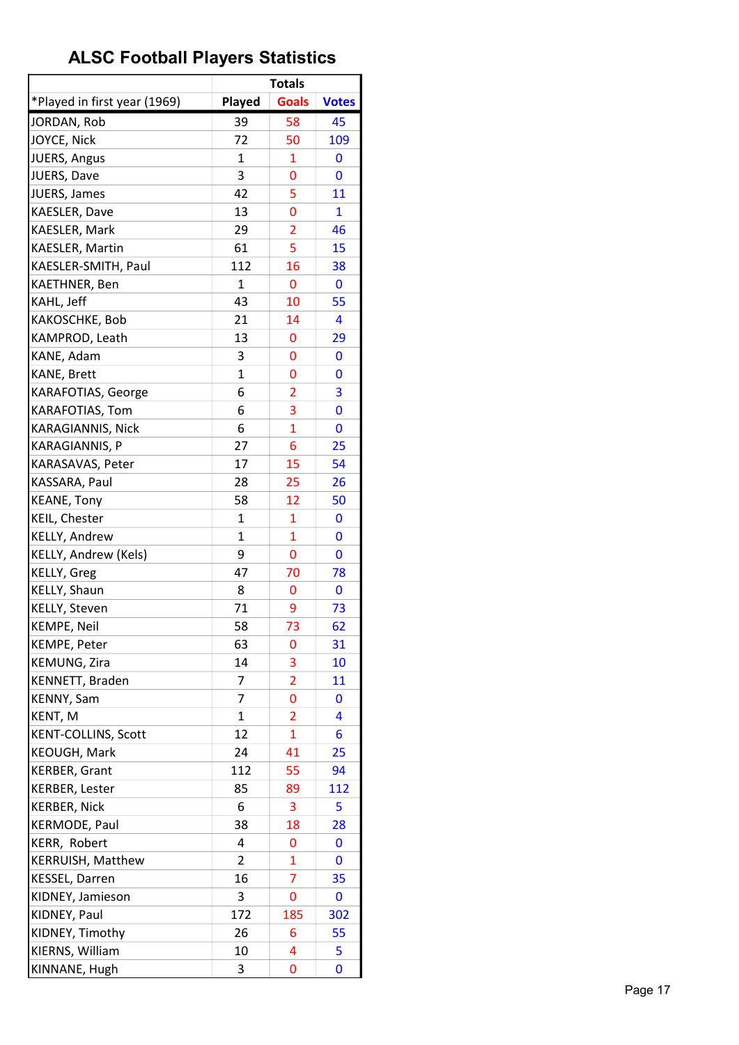# ALSC Football Players Statistics

| | Totals | | |
|---|---|---|---|
| *Played in first year (1969) | Played | Goals | Votes |
| JORDAN, Rob | 39 | 58 | 45 |
| JOYCE, Nick | 72 | 50 | 109 |
| JUERS, Angus | 1 | 1 | 0 |
| JUERS, Dave | 3 | 0 | 0 |
| JUERS, James | 42 | 5 | 11 |
| KAESLER, Dave | 13 | 0 | 1 |
| KAESLER, Mark | 29 | 2 | 46 |
| KAESLER, Martin | 61 | 5 | 15 |
| KAESLER-SMITH, Paul | 112 | 16 | 38 |
| KAETHNER, Ben | 1 | 0 | 0 |
| KAHL, Jeff | 43 | 10 | 55 |
| KAKOSCHKE, Bob | 21 | 14 | 4 |
| KAMPROD, Leath | 13 | 0 | 29 |
| KANE, Adam | 3 | 0 | 0 |
| KANE, Brett | 1 | 0 | 0 |
| KARAFOTIAS, George | 6 | 2 | 3 |
| KARAFOTIAS, Tom | 6 | 3 | 0 |
| KARAGIANNIS, Nick | 6 | 1 | 0 |
| KARAGIANNIS, P | 27 | 6 | 25 |
| KARASAVAS, Peter | 17 | 15 | 54 |
| KASSARA, Paul | 28 | 25 | 26 |
| KEANE, Tony | 58 | 12 | 50 |
| KEIL, Chester | 1 | 1 | 0 |
| KELLY, Andrew | 1 | 1 | 0 |
| KELLY, Andrew (Kels) | 9 | 0 | 0 |
| KELLY, Greg | 47 | 70 | 78 |
| KELLY, Shaun | 8 | 0 | 0 |
| KELLY, Steven | 71 | 9 | 73 |
| KEMPE, Neil | 58 | 73 | 62 |
| KEMPE, Peter | 63 | 0 | 31 |
| KEMUNG, Zira | 14 | 3 | 10 |
| KENNETT, Braden | 7 | 2 | 11 |
| KENNY, Sam | 7 | 0 | 0 |
| KENT, M | 1 | 2 | 4 |
| KENT-COLLINS, Scott | 12 | 1 | 6 |
| KEOUGH, Mark | 24 | 41 | 25 |
| KERBER, Grant | 112 | 55 | 94 |
| KERBER, Lester | 85 | 89 | 112 |
| KERBER, Nick | 6 | 3 | 5 |
| KERMODE, Paul | 38 | 18 | 28 |
| KERR, Robert | 4 | 0 | 0 |
| KERRUISH, Matthew | 2 | 1 | 0 |
| KESSEL, Darren | 16 | 7 | 35 |
| KIDNEY, Jamieson | 3 | 0 | 0 |
| KIDNEY, Paul | 172 | 185 | 302 |
| KIDNEY, Timothy | 26 | 6 | 55 |
| KIERNS, William | 10 | 4 | 5 |
| KINNANE, Hugh | 3 | 0 | 0 |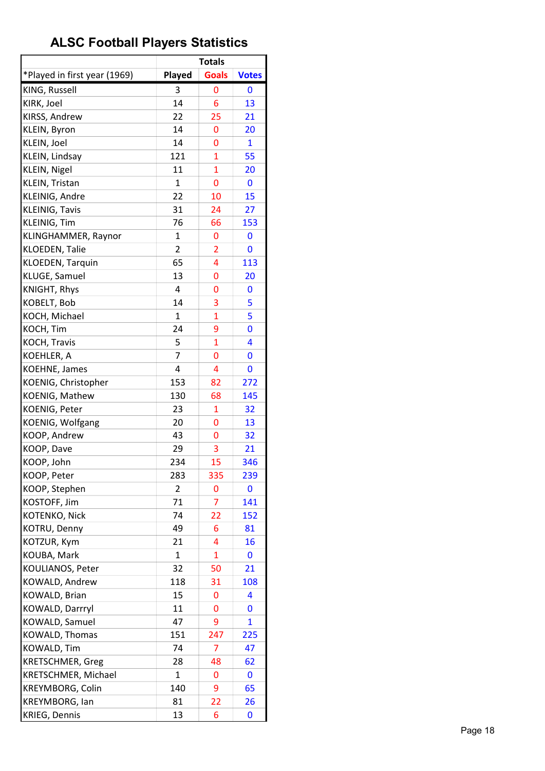# ALSC Football Players Statistics

| | Totals | | |
|---|---|---|---|
| *Played in first year (1969) | Played | Goals | Votes |
| KING, Russell | 3 | 0 | 0 |
| KIRK, Joel | 14 | 6 | 13 |
| KIRSS, Andrew | 22 | 25 | 21 |
| KLEIN, Byron | 14 | 0 | 20 |
| KLEIN, Joel | 14 | 0 | 1 |
| KLEIN, Lindsay | 121 | 1 | 55 |
| KLEIN, Nigel | 11 | 1 | 20 |
| KLEIN, Tristan | 1 | 0 | 0 |
| KLEINIG, Andre | 22 | 10 | 15 |
| KLEINIG, Tavis | 31 | 24 | 27 |
| KLEINIG, Tim | 76 | 66 | 153 |
| KLINGHAMMER, Raynor | 1 | 0 | 0 |
| KLOEDEN, Talie | 2 | 2 | 0 |
| KLOEDEN, Tarquin | 65 | 4 | 113 |
| KLUGE, Samuel | 13 | 0 | 20 |
| KNIGHT, Rhys | 4 | 0 | 0 |
| KOBELT, Bob | 14 | 3 | 5 |
| KOCH, Michael | 1 | 1 | 5 |
| KOCH, Tim | 24 | 9 | 0 |
| KOCH, Travis | 5 | 1 | 4 |
| KOEHLER, A | 7 | 0 | 0 |
| KOEHNE, James | 4 | 4 | 0 |
| KOENIG, Christopher | 153 | 82 | 272 |
| KOENIG, Mathew | 130 | 68 | 145 |
| KOENIG, Peter | 23 | 1 | 32 |
| KOENIG, Wolfgang | 20 | 0 | 13 |
| KOOP, Andrew | 43 | 0 | 32 |
| KOOP, Dave | 29 | 3 | 21 |
| KOOP, John | 234 | 15 | 346 |
| KOOP, Peter | 283 | 335 | 239 |
| KOOP, Stephen | 2 | 0 | 0 |
| KOSTOFF, Jim | 71 | 7 | 141 |
| KOTENKO, Nick | 74 | 22 | 152 |
| KOTRU, Denny | 49 | 6 | 81 |
| KOTZUR, Kym | 21 | 4 | 16 |
| KOUBA, Mark | 1 | 1 | 0 |
| KOULIANOS, Peter | 32 | 50 | 21 |
| KOWALD, Andrew | 118 | 31 | 108 |
| KOWALD, Brian | 15 | 0 | 4 |
| KOWALD, Darrryl | 11 | 0 | 0 |
| KOWALD, Samuel | 47 | 9 | 1 |
| KOWALD, Thomas | 151 | 247 | 225 |
| KOWALD, Tim | 74 | 7 | 47 |
| KRETSCHMER, Greg | 28 | 48 | 62 |
| KRETSCHMER, Michael | 1 | 0 | 0 |
| KREYMBORG, Colin | 140 | 9 | 65 |
| KREYMBORG, Ian | 81 | 22 | 26 |
| KRIEG, Dennis | 13 | 6 | 0 |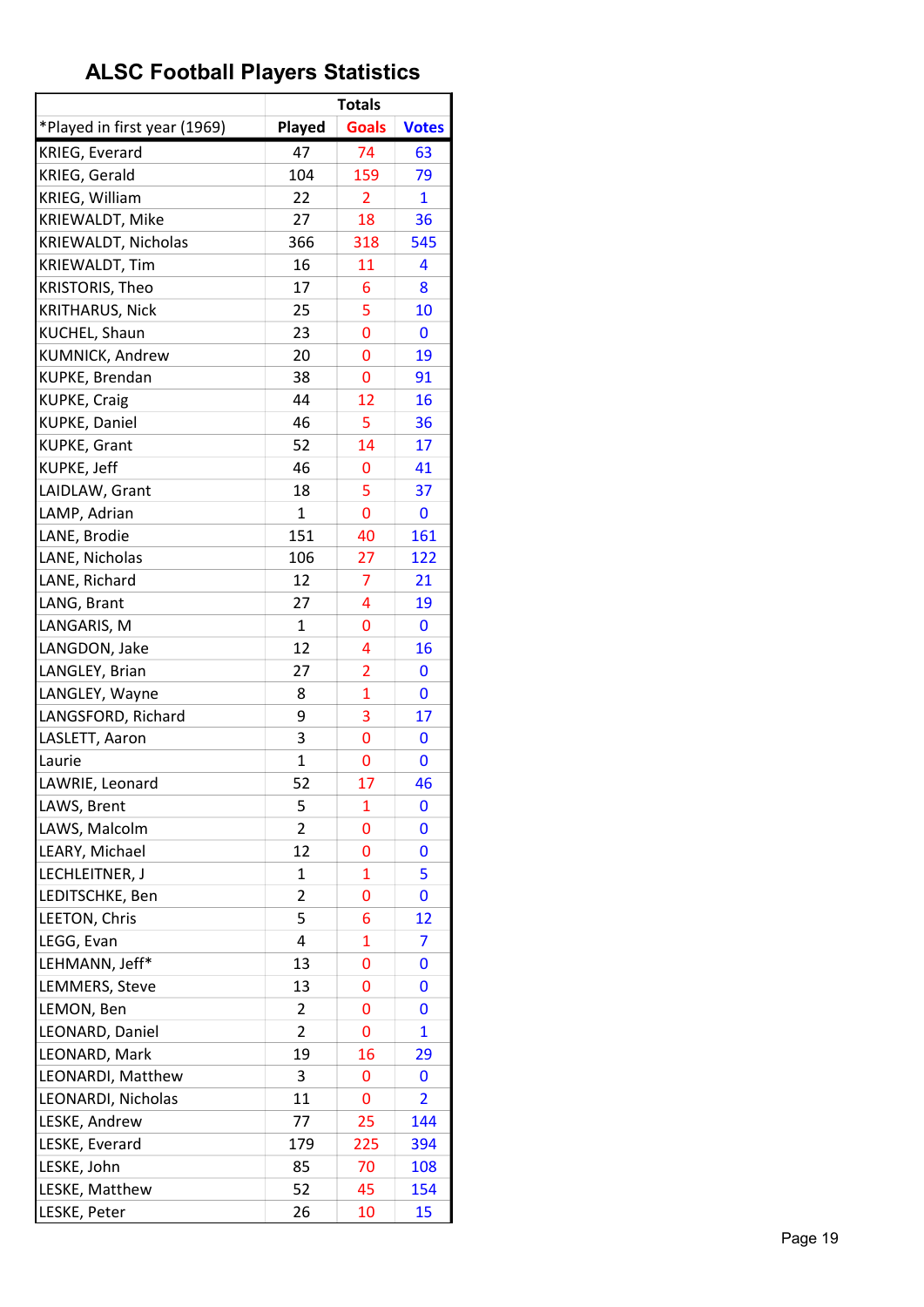# ALSC Football Players Statistics

| | Totals | | |
|---|---|---|---|
| *Played in first year (1969) | Played | Goals | Votes |
| KRIEG, Everard | 47 | 74 | 63 |
| KRIEG, Gerald | 104 | 159 | 79 |
| KRIEG, William | 22 | 2 | 1 |
| KRIEWALDT, Mike | 27 | 18 | 36 |
| KRIEWALDT, Nicholas | 366 | 318 | 545 |
| KRIEWALDT, Tim | 16 | 11 | 4 |
| KRISTORIS, Theo | 17 | 6 | 8 |
| KRITHARUS, Nick | 25 | 5 | 10 |
| KUCHEL, Shaun | 23 | 0 | 0 |
| KUMNICK, Andrew | 20 | 0 | 19 |
| KUPKE, Brendan | 38 | 0 | 91 |
| KUPKE, Craig | 44 | 12 | 16 |
| KUPKE, Daniel | 46 | 5 | 36 |
| KUPKE, Grant | 52 | 14 | 17 |
| KUPKE, Jeff | 46 | 0 | 41 |
| LAIDLAW, Grant | 18 | 5 | 37 |
| LAMP, Adrian | 1 | 0 | 0 |
| LANE, Brodie | 151 | 40 | 161 |
| LANE, Nicholas | 106 | 27 | 122 |
| LANE, Richard | 12 | 7 | 21 |
| LANG, Brant | 27 | 4 | 19 |
| LANGARIS, M | 1 | 0 | 0 |
| LANGDON, Jake | 12 | 4 | 16 |
| LANGLEY, Brian | 27 | 2 | 0 |
| LANGLEY, Wayne | 8 | 1 | 0 |
| LANGSFORD, Richard | 9 | 3 | 17 |
| LASLETT, Aaron | 3 | 0 | 0 |
| Laurie | 1 | 0 | 0 |
| LAWRIE, Leonard | 52 | 17 | 46 |
| LAWS, Brent | 5 | 1 | 0 |
| LAWS, Malcolm | 2 | 0 | 0 |
| LEARY, Michael | 12 | 0 | 0 |
| LECHLEITNER, J | 1 | 1 | 5 |
| LEDITSCHKE, Ben | 2 | 0 | 0 |
| LEETON, Chris | 5 | 6 | 12 |
| LEGG, Evan | 4 | 1 | 7 |
| LEHMANN, Jeff* | 13 | 0 | 0 |
| LEMMERS, Steve | 13 | 0 | 0 |
| LEMON, Ben | 2 | 0 | 0 |
| LEONARD, Daniel | 2 | 0 | 1 |
| LEONARD, Mark | 19 | 16 | 29 |
| LEONARDI, Matthew | 3 | 0 | 0 |
| LEONARDI, Nicholas | 11 | 0 | 2 |
| LESKE, Andrew | 77 | 25 | 144 |
| LESKE, Everard | 179 | 225 | 394 |
| LESKE, John | 85 | 70 | 108 |
| LESKE, Matthew | 52 | 45 | 154 |
| LESKE, Peter | 26 | 10 | 15 |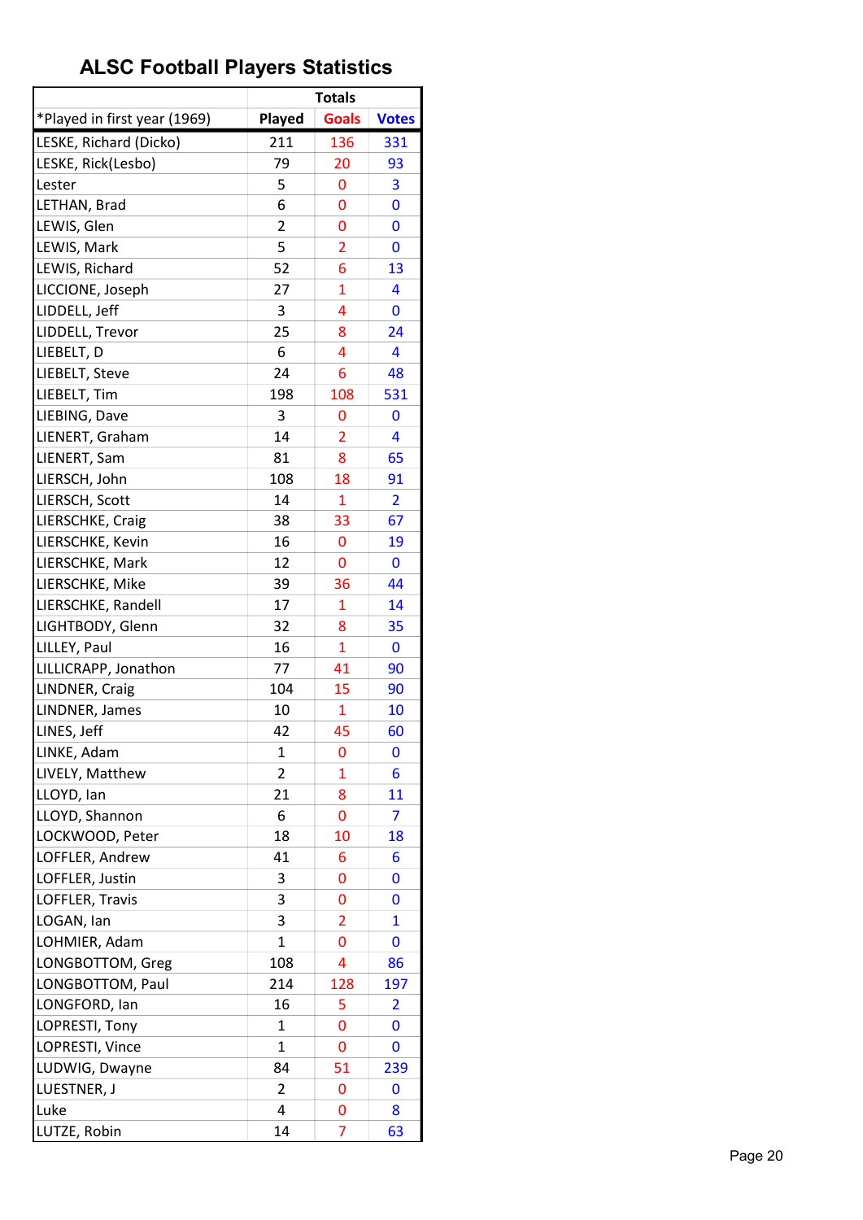# ALSC Football Players Statistics

| | Totals | | |
|---|---|---|---|
| *Played in first year (1969) | Played | Goals | Votes |
| LESKE, Richard (Dicko) | 211 | 136 | 331 |
| LESKE, Rick(Lesbo) | 79 | 20 | 93 |
| Lester | 5 | 0 | 3 |
| LETHAN, Brad | 6 | 0 | 0 |
| LEWIS, Glen | 2 | 0 | 0 |
| LEWIS, Mark | 5 | 2 | 0 |
| LEWIS, Richard | 52 | 6 | 13 |
| LICCIONE, Joseph | 27 | 1 | 4 |
| LIDDELL, Jeff | 3 | 4 | 0 |
| LIDDELL, Trevor | 25 | 8 | 24 |
| LIEBELT, D | 6 | 4 | 4 |
| LIEBELT, Steve | 24 | 6 | 48 |
| LIEBELT, Tim | 198 | 108 | 531 |
| LIEBING, Dave | 3 | 0 | 0 |
| LIENERT, Graham | 14 | 2 | 4 |
| LIENERT, Sam | 81 | 8 | 65 |
| LIERSCH, John | 108 | 18 | 91 |
| LIERSCH, Scott | 14 | 1 | 2 |
| LIERSCHKE, Craig | 38 | 33 | 67 |
| LIERSCHKE, Kevin | 16 | 0 | 19 |
| LIERSCHKE, Mark | 12 | 0 | 0 |
| LIERSCHKE, Mike | 39 | 36 | 44 |
| LIERSCHKE, Randell | 17 | 1 | 14 |
| LIGHTBODY, Glenn | 32 | 8 | 35 |
| LILLEY, Paul | 16 | 1 | 0 |
| LILLICRAPP, Jonathon | 77 | 41 | 90 |
| LINDNER, Craig | 104 | 15 | 90 |
| LINDNER, James | 10 | 1 | 10 |
| LINES, Jeff | 42 | 45 | 60 |
| LINKE, Adam | 1 | 0 | 0 |
| LIVELY, Matthew | 2 | 1 | 6 |
| LLOYD, Ian | 21 | 8 | 11 |
| LLOYD, Shannon | 6 | 0 | 7 |
| LOCKWOOD, Peter | 18 | 10 | 18 |
| LOFFLER, Andrew | 41 | 6 | 6 |
| LOFFLER, Justin | 3 | 0 | 0 |
| LOFFLER, Travis | 3 | 0 | 0 |
| LOGAN, Ian | 3 | 2 | 1 |
| LOHMIER, Adam | 1 | 0 | 0 |
| LONGBOTTOM, Greg | 108 | 4 | 86 |
| LONGBOTTOM, Paul | 214 | 128 | 197 |
| LONGFORD, Ian | 16 | 5 | 2 |
| LOPRESTI, Tony | 1 | 0 | 0 |
| LOPRESTI, Vince | 1 | 0 | 0 |
| LUDWIG, Dwayne | 84 | 51 | 239 |
| LUESTNER, J | 2 | 0 | 0 |
| Luke | 4 | 0 | 8 |
| LUTZE, Robin | 14 | 7 | 63 |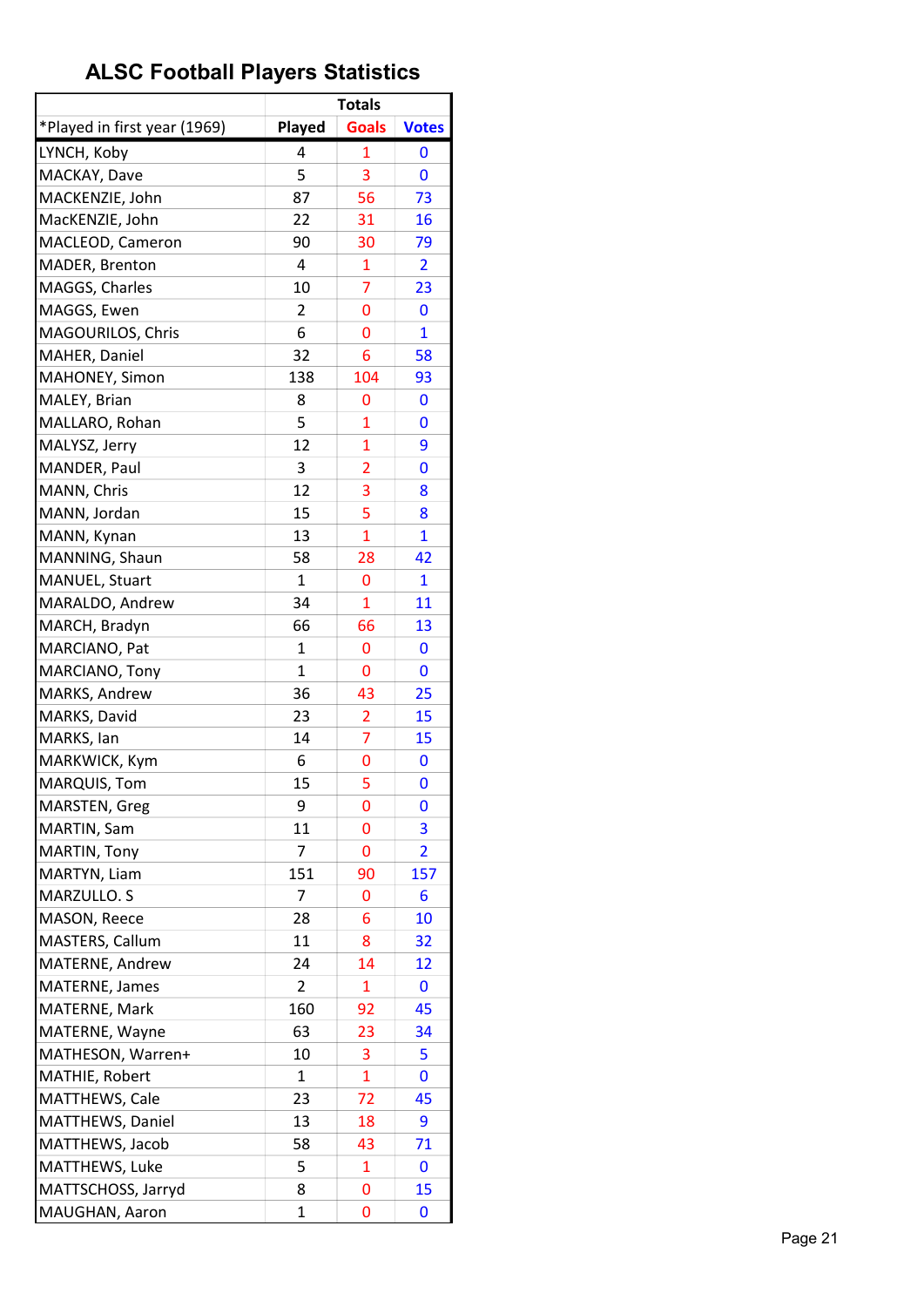# ALSC Football Players Statistics

| | Totals | | |
|---|---|---|---|
| *Played in first year (1969) | Played | Goals | Votes |
| LYNCH, Koby | 4 | 1 | 0 |
| MACKAY, Dave | 5 | 3 | 0 |
| MACKENZIE, John | 87 | 56 | 73 |
| MacKENZIE, John | 22 | 31 | 16 |
| MACLEOD, Cameron | 90 | 30 | 79 |
| MADER, Brenton | 4 | 1 | 2 |
| MAGGS, Charles | 10 | 7 | 23 |
| MAGGS, Ewen | 2 | 0 | 0 |
| MAGOURILOS, Chris | 6 | 0 | 1 |
| MAHER, Daniel | 32 | 6 | 58 |
| MAHONEY, Simon | 138 | 104 | 93 |
| MALEY, Brian | 8 | 0 | 0 |
| MALLARO, Rohan | 5 | 1 | 0 |
| MALYSZ, Jerry | 12 | 1 | 9 |
| MANDER, Paul | 3 | 2 | 0 |
| MANN, Chris | 12 | 3 | 8 |
| MANN, Jordan | 15 | 5 | 8 |
| MANN, Kynan | 13 | 1 | 1 |
| MANNING, Shaun | 58 | 28 | 42 |
| MANUEL, Stuart | 1 | 0 | 1 |
| MARALDO, Andrew | 34 | 1 | 11 |
| MARCH, Bradyn | 66 | 66 | 13 |
| MARCIANO, Pat | 1 | 0 | 0 |
| MARCIANO, Tony | 1 | 0 | 0 |
| MARKS, Andrew | 36 | 43 | 25 |
| MARKS, David | 23 | 2 | 15 |
| MARKS, Ian | 14 | 7 | 15 |
| MARKWICK, Kym | 6 | 0 | 0 |
| MARQUIS, Tom | 15 | 5 | 0 |
| MARSTEN, Greg | 9 | 0 | 0 |
| MARTIN, Sam | 11 | 0 | 3 |
| MARTIN, Tony | 7 | 0 | 2 |
| MARTYN, Liam | 151 | 90 | 157 |
| MARZULLO. S | 7 | 0 | 6 |
| MASON, Reece | 28 | 6 | 10 |
| MASTERS, Callum | 11 | 8 | 32 |
| MATERNE, Andrew | 24 | 14 | 12 |
| MATERNE, James | 2 | 1 | 0 |
| MATERNE, Mark | 160 | 92 | 45 |
| MATERNE, Wayne | 63 | 23 | 34 |
| MATHESON, Warren+ | 10 | 3 | 5 |
| MATHIE, Robert | 1 | 1 | 0 |
| MATTHEWS, Cale | 23 | 72 | 45 |
| MATTHEWS, Daniel | 13 | 18 | 9 |
| MATTHEWS, Jacob | 58 | 43 | 71 |
| MATTHEWS, Luke | 5 | 1 | 0 |
| MATTSCHOSS, Jarryd | 8 | 0 | 15 |
| MAUGHAN, Aaron | 1 | 0 | 0 |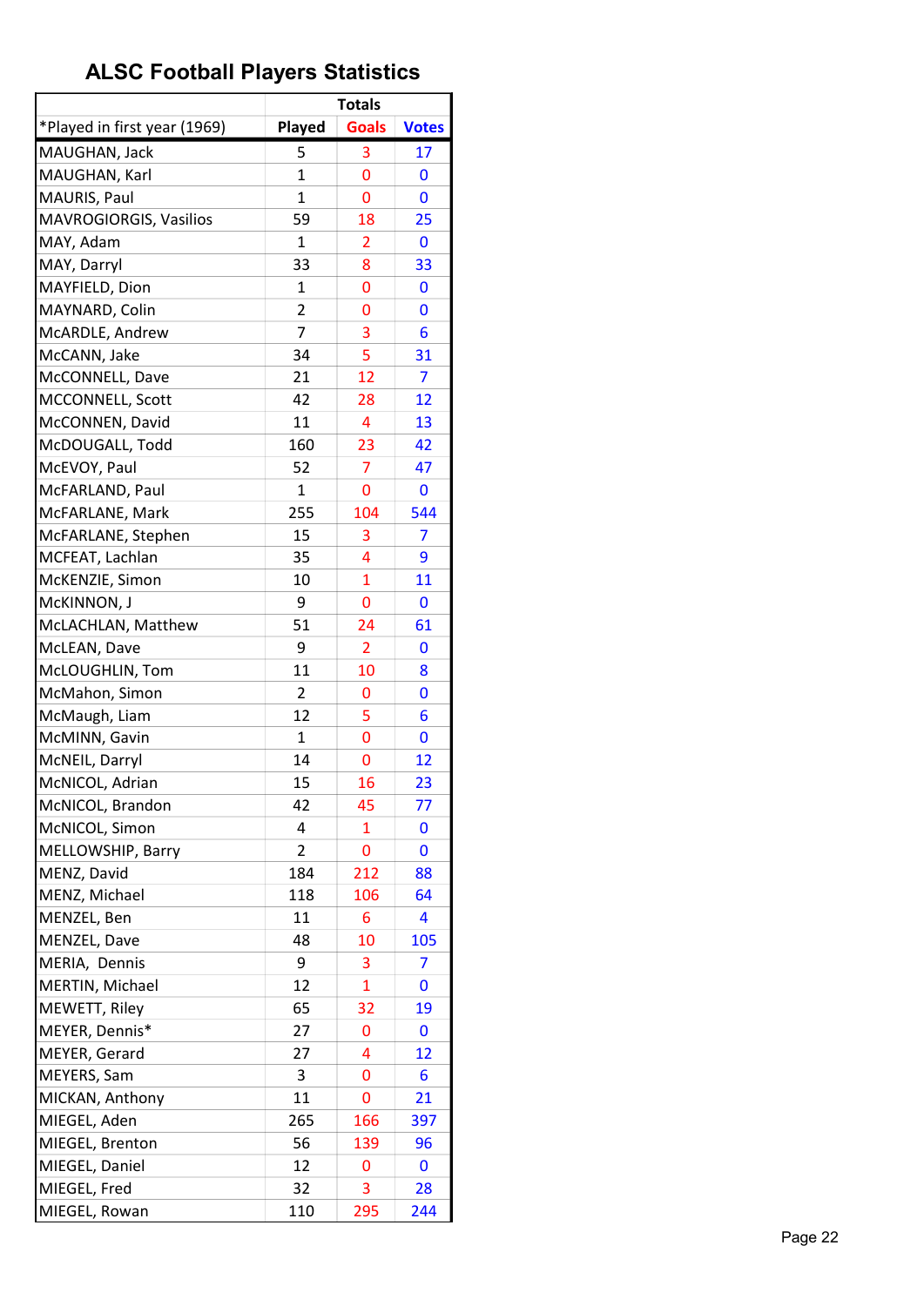## ALSC Football Players Statistics

| | Totals | | |
|---|---|---|---|
| *Played in first year (1969) | Played | Goals | Votes |
| MAUGHAN, Jack | 5 | 3 | 17 |
| MAUGHAN, Karl | 1 | 0 | 0 |
| MAURIS, Paul | 1 | 0 | 0 |
| MAVROGIORGIS, Vasilios | 59 | 18 | 25 |
| MAY, Adam | 1 | 2 | 0 |
| MAY, Darryl | 33 | 8 | 33 |
| MAYFIELD, Dion | 1 | 0 | 0 |
| MAYNARD, Colin | 2 | 0 | 0 |
| McARDLE, Andrew | 7 | 3 | 6 |
| McCANN, Jake | 34 | 5 | 31 |
| McCONNELL, Dave | 21 | 12 | 7 |
| MCCONNELL, Scott | 42 | 28 | 12 |
| McCONNEN, David | 11 | 4 | 13 |
| McDOUGALL, Todd | 160 | 23 | 42 |
| McEVOY, Paul | 52 | 7 | 47 |
| McFARLAND, Paul | 1 | 0 | 0 |
| McFARLANE, Mark | 255 | 104 | 544 |
| McFARLANE, Stephen | 15 | 3 | 7 |
| MCFEAT, Lachlan | 35 | 4 | 9 |
| McKENZIE, Simon | 10 | 1 | 11 |
| McKINNON, J | 9 | 0 | 0 |
| McLACHLAN, Matthew | 51 | 24 | 61 |
| McLEAN, Dave | 9 | 2 | 0 |
| McLOUGHLIN, Tom | 11 | 10 | 8 |
| McMahon, Simon | 2 | 0 | 0 |
| McMaugh, Liam | 12 | 5 | 6 |
| McMINN, Gavin | 1 | 0 | 0 |
| McNEIL, Darryl | 14 | 0 | 12 |
| McNICOL, Adrian | 15 | 16 | 23 |
| McNICOL, Brandon | 42 | 45 | 77 |
| McNICOL, Simon | 4 | 1 | 0 |
| MELLOWSHIP, Barry | 2 | 0 | 0 |
| MENZ, David | 184 | 212 | 88 |
| MENZ, Michael | 118 | 106 | 64 |
| MENZEL, Ben | 11 | 6 | 4 |
| MENZEL, Dave | 48 | 10 | 105 |
| MERIA, Dennis | 9 | 3 | 7 |
| MERTIN, Michael | 12 | 1 | 0 |
| MEWETT, Riley | 65 | 32 | 19 |
| MEYER, Dennis* | 27 | 0 | 0 |
| MEYER, Gerard | 27 | 4 | 12 |
| MEYERS, Sam | 3 | 0 | 6 |
| MICKAN, Anthony | 11 | 0 | 21 |
| MIEGEL, Aden | 265 | 166 | 397 |
| MIEGEL, Brenton | 56 | 139 | 96 |
| MIEGEL, Daniel | 12 | 0 | 0 |
| MIEGEL, Fred | 32 | 3 | 28 |
| MIEGEL, Rowan | 110 | 295 | 244 |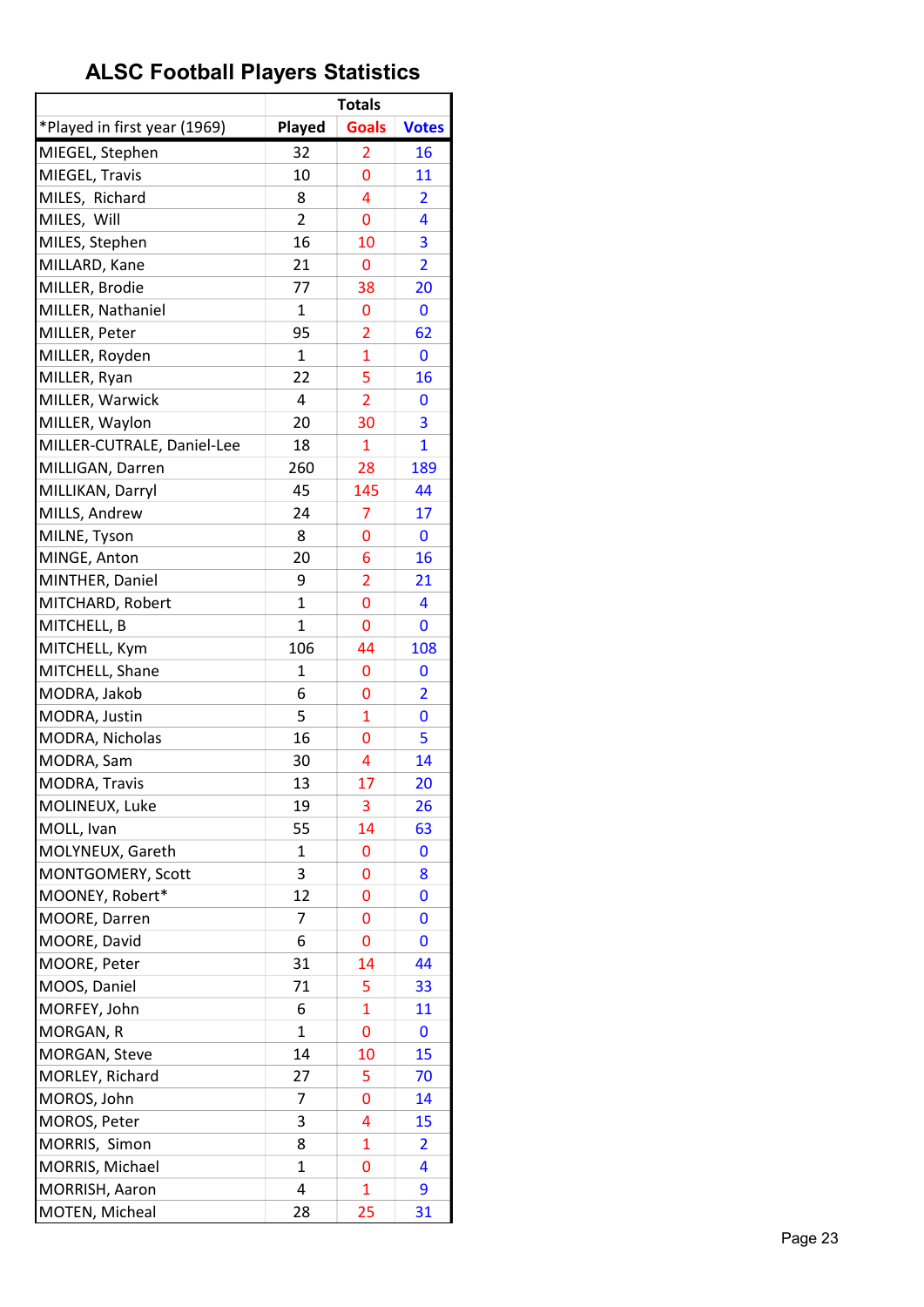# ALSC Football Players Statistics

| | Totals | | |
|---|---|---|---|
| *Played in first year (1969) | Played | Goals | Votes |
| MIEGEL, Stephen | 32 | 2 | 16 |
| MIEGEL, Travis | 10 | 0 | 11 |
| MILES,  Richard | 8 | 4 | 2 |
| MILES,  Will | 2 | 0 | 4 |
| MILES, Stephen | 16 | 10 | 3 |
| MILLARD, Kane | 21 | 0 | 2 |
| MILLER, Brodie | 77 | 38 | 20 |
| MILLER, Nathaniel | 1 | 0 | 0 |
| MILLER, Peter | 95 | 2 | 62 |
| MILLER, Royden | 1 | 1 | 0 |
| MILLER, Ryan | 22 | 5 | 16 |
| MILLER, Warwick | 4 | 2 | 0 |
| MILLER, Waylon | 20 | 30 | 3 |
| MILLER-CUTRALE, Daniel-Lee | 18 | 1 | 1 |
| MILLIGAN, Darren | 260 | 28 | 189 |
| MILLIKAN, Darryl | 45 | 145 | 44 |
| MILLS, Andrew | 24 | 7 | 17 |
| MILNE, Tyson | 8 | 0 | 0 |
| MINGE, Anton | 20 | 6 | 16 |
| MINTHER, Daniel | 9 | 2 | 21 |
| MITCHARD, Robert | 1 | 0 | 4 |
| MITCHELL, B | 1 | 0 | 0 |
| MITCHELL, Kym | 106 | 44 | 108 |
| MITCHELL, Shane | 1 | 0 | 0 |
| MODRA, Jakob | 6 | 0 | 2 |
| MODRA, Justin | 5 | 1 | 0 |
| MODRA, Nicholas | 16 | 0 | 5 |
| MODRA, Sam | 30 | 4 | 14 |
| MODRA, Travis | 13 | 17 | 20 |
| MOLINEUX, Luke | 19 | 3 | 26 |
| MOLL, Ivan | 55 | 14 | 63 |
| MOLYNEUX, Gareth | 1 | 0 | 0 |
| MONTGOMERY, Scott | 3 | 0 | 8 |
| MOONEY, Robert* | 12 | 0 | 0 |
| MOORE, Darren | 7 | 0 | 0 |
| MOORE, David | 6 | 0 | 0 |
| MOORE, Peter | 31 | 14 | 44 |
| MOOS, Daniel | 71 | 5 | 33 |
| MORFEY, John | 6 | 1 | 11 |
| MORGAN, R | 1 | 0 | 0 |
| MORGAN, Steve | 14 | 10 | 15 |
| MORLEY, Richard | 27 | 5 | 70 |
| MOROS, John | 7 | 0 | 14 |
| MOROS, Peter | 3 | 4 | 15 |
| MORRIS,  Simon | 8 | 1 | 2 |
| MORRIS, Michael | 1 | 0 | 4 |
| MORRISH, Aaron | 4 | 1 | 9 |
| MOTEN, Micheal | 28 | 25 | 31 |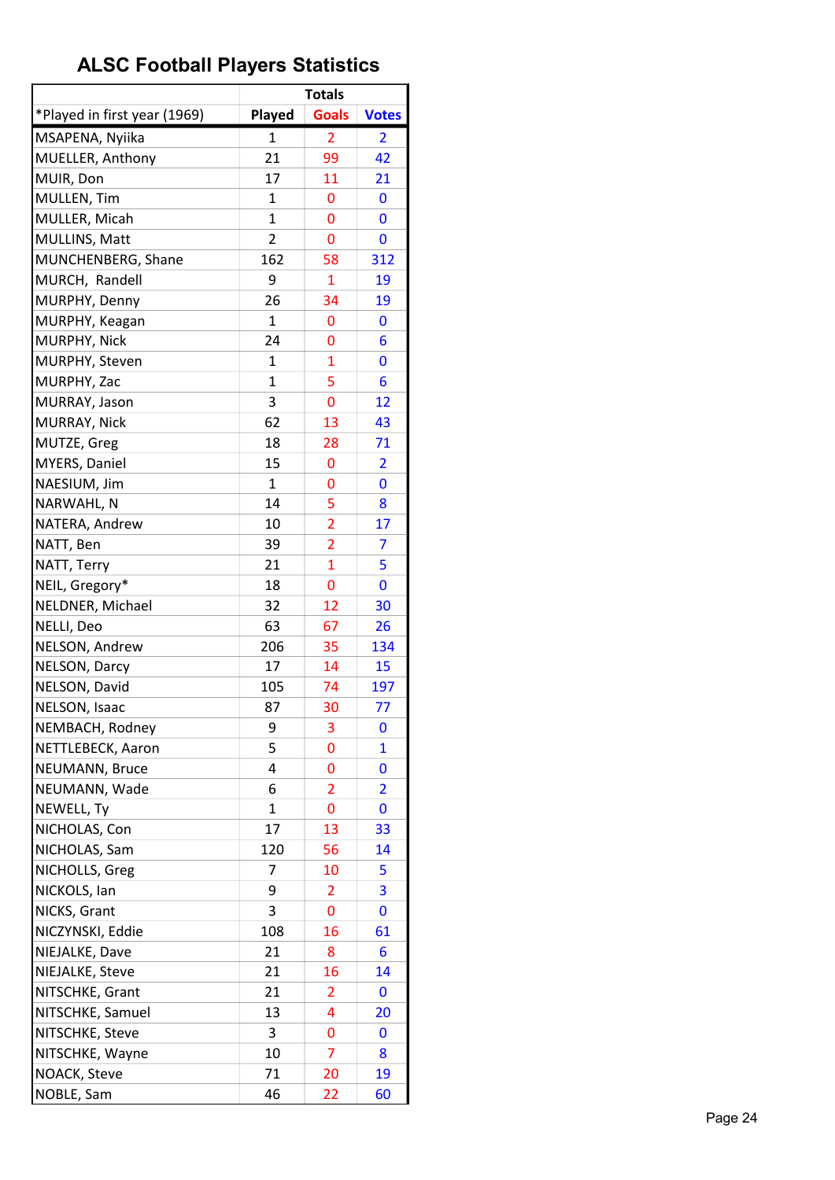# ALSC Football Players Statistics

| | Totals | | |
|---|---|---|---|
| *Played in first year (1969) | Played | Goals | Votes |
| MSAPENA, Nyiika | 1 | 2 | 2 |
| MUELLER, Anthony | 21 | 99 | 42 |
| MUIR, Don | 17 | 11 | 21 |
| MULLEN, Tim | 1 | 0 | 0 |
| MULLER, Micah | 1 | 0 | 0 |
| MULLINS, Matt | 2 | 0 | 0 |
| MUNCHENBERG, Shane | 162 | 58 | 312 |
| MURCH,  Randell | 9 | 1 | 19 |
| MURPHY, Denny | 26 | 34 | 19 |
| MURPHY, Keagan | 1 | 0 | 0 |
| MURPHY, Nick | 24 | 0 | 6 |
| MURPHY, Steven | 1 | 1 | 0 |
| MURPHY, Zac | 1 | 5 | 6 |
| MURRAY, Jason | 3 | 0 | 12 |
| MURRAY, Nick | 62 | 13 | 43 |
| MUTZE, Greg | 18 | 28 | 71 |
| MYERS, Daniel | 15 | 0 | 2 |
| NAESIUM, Jim | 1 | 0 | 0 |
| NARWAHL, N | 14 | 5 | 8 |
| NATERA, Andrew | 10 | 2 | 17 |
| NATT, Ben | 39 | 2 | 7 |
| NATT, Terry | 21 | 1 | 5 |
| NEIL, Gregory* | 18 | 0 | 0 |
| NELDNER, Michael | 32 | 12 | 30 |
| NELLI, Deo | 63 | 67 | 26 |
| NELSON, Andrew | 206 | 35 | 134 |
| NELSON, Darcy | 17 | 14 | 15 |
| NELSON, David | 105 | 74 | 197 |
| NELSON, Isaac | 87 | 30 | 77 |
| NEMBACH, Rodney | 9 | 3 | 0 |
| NETTLEBECK, Aaron | 5 | 0 | 1 |
| NEUMANN, Bruce | 4 | 0 | 0 |
| NEUMANN, Wade | 6 | 2 | 2 |
| NEWELL, Ty | 1 | 0 | 0 |
| NICHOLAS, Con | 17 | 13 | 33 |
| NICHOLAS, Sam | 120 | 56 | 14 |
| NICHOLLS, Greg | 7 | 10 | 5 |
| NICKOLS, Ian | 9 | 2 | 3 |
| NICKS, Grant | 3 | 0 | 0 |
| NICZYNSKI, Eddie | 108 | 16 | 61 |
| NIEJALKE, Dave | 21 | 8 | 6 |
| NIEJALKE, Steve | 21 | 16 | 14 |
| NITSCHKE, Grant | 21 | 2 | 0 |
| NITSCHKE, Samuel | 13 | 4 | 20 |
| NITSCHKE, Steve | 3 | 0 | 0 |
| NITSCHKE, Wayne | 10 | 7 | 8 |
| NOACK, Steve | 71 | 20 | 19 |
| NOBLE, Sam | 46 | 22 | 60 |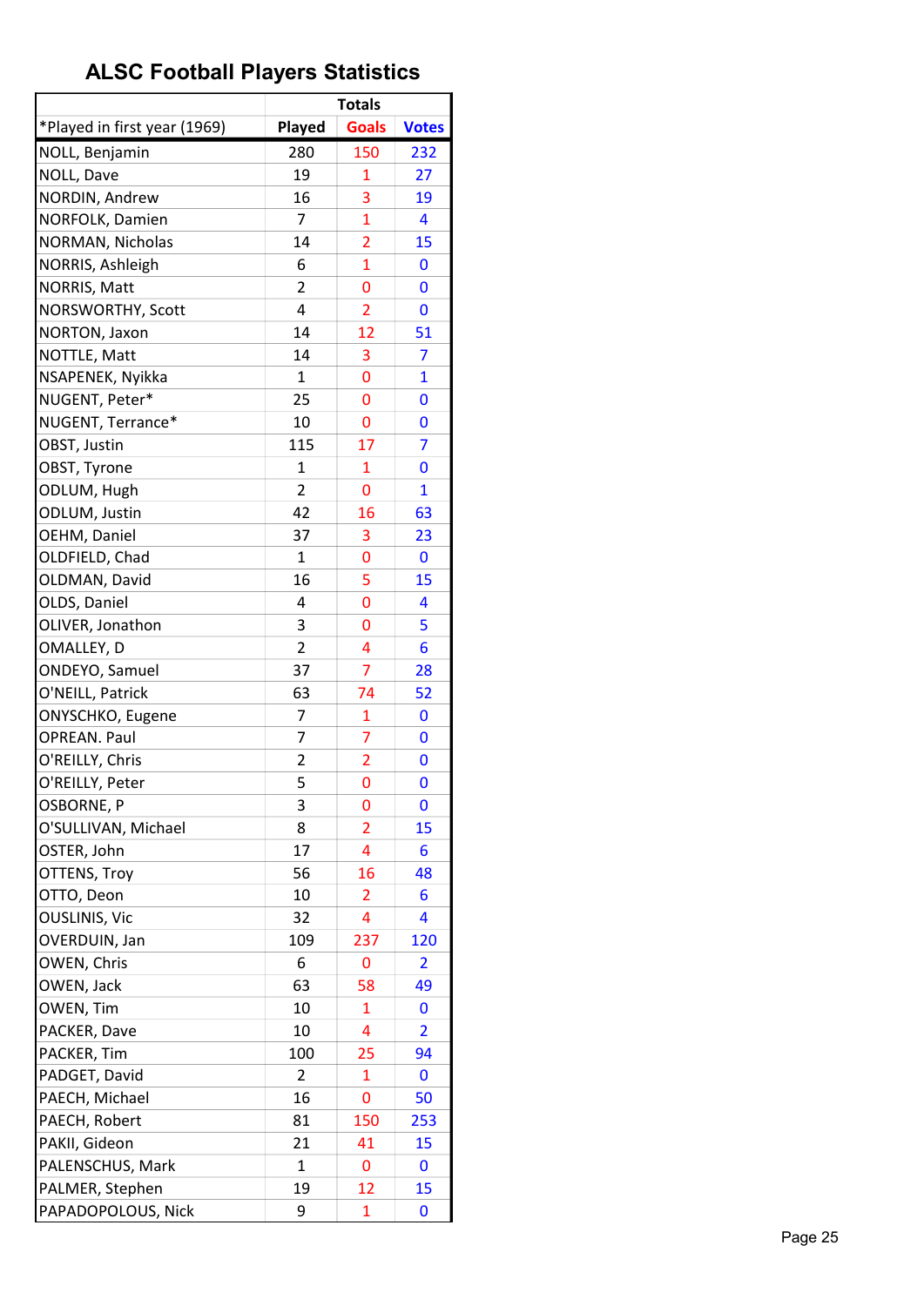# ALSC Football Players Statistics

| | Totals | | |
|---|---|---|---|
| *Played in first year (1969) | Played | Goals | Votes |
| NOLL, Benjamin | 280 | 150 | 232 |
| NOLL, Dave | 19 | 1 | 27 |
| NORDIN, Andrew | 16 | 3 | 19 |
| NORFOLK, Damien | 7 | 1 | 4 |
| NORMAN, Nicholas | 14 | 2 | 15 |
| NORRIS, Ashleigh | 6 | 1 | 0 |
| NORRIS, Matt | 2 | 0 | 0 |
| NORSWORTHY, Scott | 4 | 2 | 0 |
| NORTON, Jaxon | 14 | 12 | 51 |
| NOTTLE, Matt | 14 | 3 | 7 |
| NSAPENEK, Nyikka | 1 | 0 | 1 |
| NUGENT, Peter* | 25 | 0 | 0 |
| NUGENT, Terrance* | 10 | 0 | 0 |
| OBST, Justin | 115 | 17 | 7 |
| OBST, Tyrone | 1 | 1 | 0 |
| ODLUM, Hugh | 2 | 0 | 1 |
| ODLUM, Justin | 42 | 16 | 63 |
| OEHM, Daniel | 37 | 3 | 23 |
| OLDFIELD, Chad | 1 | 0 | 0 |
| OLDMAN, David | 16 | 5 | 15 |
| OLDS, Daniel | 4 | 0 | 4 |
| OLIVER, Jonathon | 3 | 0 | 5 |
| OMALLEY, D | 2 | 4 | 6 |
| ONDEYO, Samuel | 37 | 7 | 28 |
| O'NEILL, Patrick | 63 | 74 | 52 |
| ONYSCHKO, Eugene | 7 | 1 | 0 |
| OPREAN. Paul | 7 | 7 | 0 |
| O'REILLY, Chris | 2 | 2 | 0 |
| O'REILLY, Peter | 5 | 0 | 0 |
| OSBORNE, P | 3 | 0 | 0 |
| O'SULLIVAN, Michael | 8 | 2 | 15 |
| OSTER, John | 17 | 4 | 6 |
| OTTENS, Troy | 56 | 16 | 48 |
| OTTO, Deon | 10 | 2 | 6 |
| OUSLINIS, Vic | 32 | 4 | 4 |
| OVERDUIN, Jan | 109 | 237 | 120 |
| OWEN, Chris | 6 | 0 | 2 |
| OWEN, Jack | 63 | 58 | 49 |
| OWEN, Tim | 10 | 1 | 0 |
| PACKER, Dave | 10 | 4 | 2 |
| PACKER, Tim | 100 | 25 | 94 |
| PADGET, David | 2 | 1 | 0 |
| PAECH, Michael | 16 | 0 | 50 |
| PAECH, Robert | 81 | 150 | 253 |
| PAKII, Gideon | 21 | 41 | 15 |
| PALENSCHUS, Mark | 1 | 0 | 0 |
| PALMER, Stephen | 19 | 12 | 15 |
| PAPADOPOLOUS, Nick | 9 | 1 | 0 |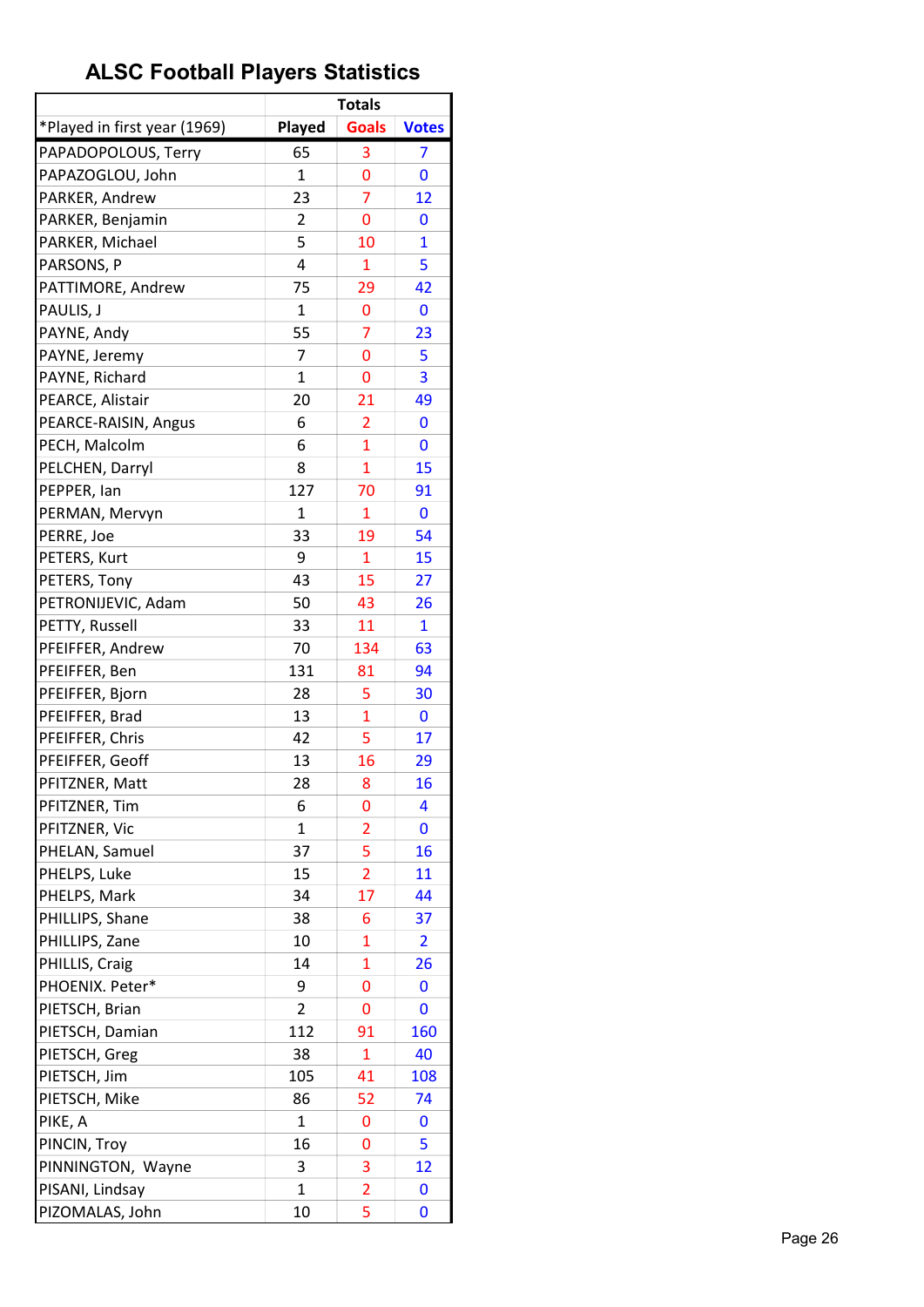# ALSC Football Players Statistics

| | Totals | | |
|---|---|---|---|
| *Played in first year (1969) | Played | Goals | Votes |
| PAPADOPOLOUS, Terry | 65 | 3 | 7 |
| PAPAZOGLOU, John | 1 | 0 | 0 |
| PARKER, Andrew | 23 | 7 | 12 |
| PARKER, Benjamin | 2 | 0 | 0 |
| PARKER, Michael | 5 | 10 | 1 |
| PARSONS, P | 4 | 1 | 5 |
| PATTIMORE, Andrew | 75 | 29 | 42 |
| PAULIS, J | 1 | 0 | 0 |
| PAYNE, Andy | 55 | 7 | 23 |
| PAYNE, Jeremy | 7 | 0 | 5 |
| PAYNE, Richard | 1 | 0 | 3 |
| PEARCE, Alistair | 20 | 21 | 49 |
| PEARCE-RAISIN, Angus | 6 | 2 | 0 |
| PECH, Malcolm | 6 | 1 | 0 |
| PELCHEN, Darryl | 8 | 1 | 15 |
| PEPPER, Ian | 127 | 70 | 91 |
| PERMAN, Mervyn | 1 | 1 | 0 |
| PERRE, Joe | 33 | 19 | 54 |
| PETERS, Kurt | 9 | 1 | 15 |
| PETERS, Tony | 43 | 15 | 27 |
| PETRONIJEVIC, Adam | 50 | 43 | 26 |
| PETTY, Russell | 33 | 11 | 1 |
| PFEIFFER, Andrew | 70 | 134 | 63 |
| PFEIFFER, Ben | 131 | 81 | 94 |
| PFEIFFER, Bjorn | 28 | 5 | 30 |
| PFEIFFER, Brad | 13 | 1 | 0 |
| PFEIFFER, Chris | 42 | 5 | 17 |
| PFEIFFER, Geoff | 13 | 16 | 29 |
| PFITZNER, Matt | 28 | 8 | 16 |
| PFITZNER, Tim | 6 | 0 | 4 |
| PFITZNER, Vic | 1 | 2 | 0 |
| PHELAN, Samuel | 37 | 5 | 16 |
| PHELPS, Luke | 15 | 2 | 11 |
| PHELPS, Mark | 34 | 17 | 44 |
| PHILLIPS, Shane | 38 | 6 | 37 |
| PHILLIPS, Zane | 10 | 1 | 2 |
| PHILLIS, Craig | 14 | 1 | 26 |
| PHOENIX. Peter* | 9 | 0 | 0 |
| PIETSCH, Brian | 2 | 0 | 0 |
| PIETSCH, Damian | 112 | 91 | 160 |
| PIETSCH, Greg | 38 | 1 | 40 |
| PIETSCH, Jim | 105 | 41 | 108 |
| PIETSCH, Mike | 86 | 52 | 74 |
| PIKE, A | 1 | 0 | 0 |
| PINCIN, Troy | 16 | 0 | 5 |
| PINNINGTON, Wayne | 3 | 3 | 12 |
| PISANI, Lindsay | 1 | 2 | 0 |
| PIZOMALAS, John | 10 | 5 | 0 |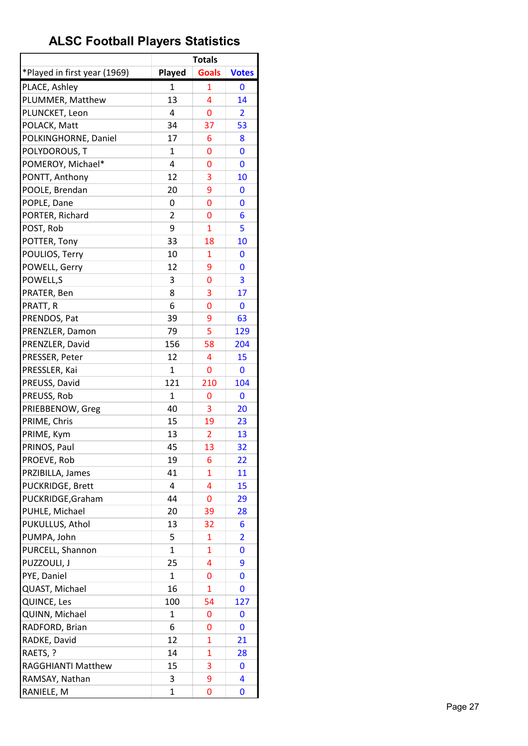# ALSC Football Players Statistics

| | Totals | | |
|---|---|---|---|
| *Played in first year (1969) | Played | Goals | Votes |
| PLACE, Ashley | 1 | 1 | 0 |
| PLUMMER, Matthew | 13 | 4 | 14 |
| PLUNCKET, Leon | 4 | 0 | 2 |
| POLACK, Matt | 34 | 37 | 53 |
| POLKINGHORNE, Daniel | 17 | 6 | 8 |
| POLYDOROUS, T | 1 | 0 | 0 |
| POMEROY, Michael* | 4 | 0 | 0 |
| PONTT, Anthony | 12 | 3 | 10 |
| POOLE, Brendan | 20 | 9 | 0 |
| POPLE, Dane | 0 | 0 | 0 |
| PORTER, Richard | 2 | 0 | 6 |
| POST, Rob | 9 | 1 | 5 |
| POTTER, Tony | 33 | 18 | 10 |
| POULIOS, Terry | 10 | 1 | 0 |
| POWELL, Gerry | 12 | 9 | 0 |
| POWELL,S | 3 | 0 | 3 |
| PRATER, Ben | 8 | 3 | 17 |
| PRATT, R | 6 | 0 | 0 |
| PRENDOS, Pat | 39 | 9 | 63 |
| PRENZLER, Damon | 79 | 5 | 129 |
| PRENZLER, David | 156 | 58 | 204 |
| PRESSER, Peter | 12 | 4 | 15 |
| PRESSLER, Kai | 1 | 0 | 0 |
| PREUSS, David | 121 | 210 | 104 |
| PREUSS, Rob | 1 | 0 | 0 |
| PRIEBBENOW, Greg | 40 | 3 | 20 |
| PRIME, Chris | 15 | 19 | 23 |
| PRIME, Kym | 13 | 2 | 13 |
| PRINOS, Paul | 45 | 13 | 32 |
| PROEVE, Rob | 19 | 6 | 22 |
| PRZIBILLA, James | 41 | 1 | 11 |
| PUCKRIDGE, Brett | 4 | 4 | 15 |
| PUCKRIDGE,Graham | 44 | 0 | 29 |
| PUHLE, Michael | 20 | 39 | 28 |
| PUKULLUS, Athol | 13 | 32 | 6 |
| PUMPA, John | 5 | 1 | 2 |
| PURCELL, Shannon | 1 | 1 | 0 |
| PUZZOULI, J | 25 | 4 | 9 |
| PYE, Daniel | 1 | 0 | 0 |
| QUAST, Michael | 16 | 1 | 0 |
| QUINCE, Les | 100 | 54 | 127 |
| QUINN, Michael | 1 | 0 | 0 |
| RADFORD, Brian | 6 | 0 | 0 |
| RADKE, David | 12 | 1 | 21 |
| RAETS, ? | 14 | 1 | 28 |
| RAGGHIANTI Matthew | 15 | 3 | 0 |
| RAMSAY, Nathan | 3 | 9 | 4 |
| RANIELE, M | 1 | 0 | 0 |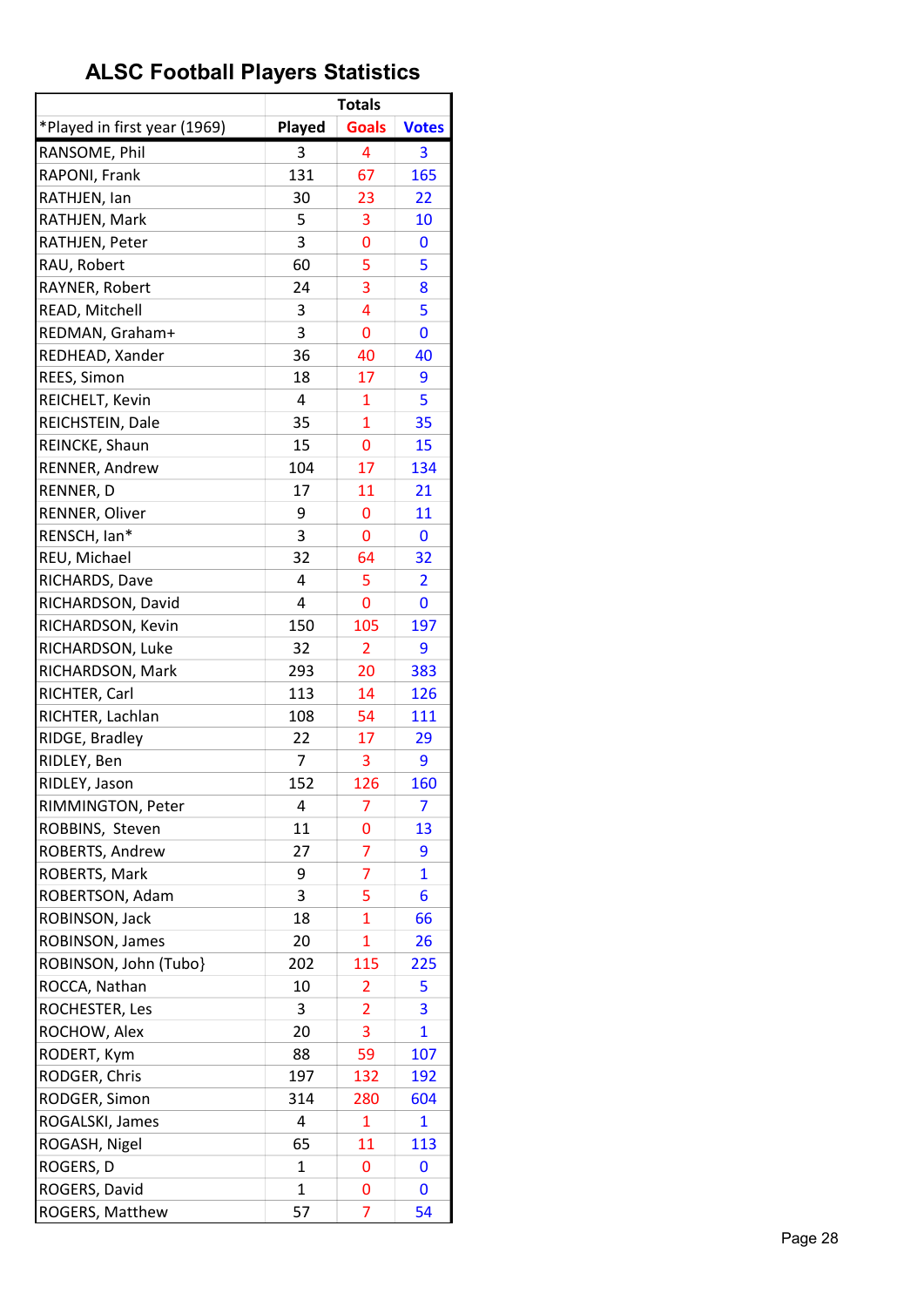# ALSC Football Players Statistics

| | Totals | | |
|---|---|---|---|
| *Played in first year (1969) | Played | Goals | Votes |
| RANSOME, Phil | 3 | 4 | 3 |
| RAPONI, Frank | 131 | 67 | 165 |
| RATHJEN, Ian | 30 | 23 | 22 |
| RATHJEN, Mark | 5 | 3 | 10 |
| RATHJEN, Peter | 3 | 0 | 0 |
| RAU, Robert | 60 | 5 | 5 |
| RAYNER, Robert | 24 | 3 | 8 |
| READ, Mitchell | 3 | 4 | 5 |
| REDMAN, Graham+ | 3 | 0 | 0 |
| REDHEAD, Xander | 36 | 40 | 40 |
| REES, Simon | 18 | 17 | 9 |
| REICHELT, Kevin | 4 | 1 | 5 |
| REICHSTEIN, Dale | 35 | 1 | 35 |
| REINCKE, Shaun | 15 | 0 | 15 |
| RENNER, Andrew | 104 | 17 | 134 |
| RENNER, D | 17 | 11 | 21 |
| RENNER, Oliver | 9 | 0 | 11 |
| RENSCH, Ian* | 3 | 0 | 0 |
| REU, Michael | 32 | 64 | 32 |
| RICHARDS, Dave | 4 | 5 | 2 |
| RICHARDSON, David | 4 | 0 | 0 |
| RICHARDSON, Kevin | 150 | 105 | 197 |
| RICHARDSON, Luke | 32 | 2 | 9 |
| RICHARDSON, Mark | 293 | 20 | 383 |
| RICHTER, Carl | 113 | 14 | 126 |
| RICHTER, Lachlan | 108 | 54 | 111 |
| RIDGE, Bradley | 22 | 17 | 29 |
| RIDLEY, Ben | 7 | 3 | 9 |
| RIDLEY, Jason | 152 | 126 | 160 |
| RIMMINGTON, Peter | 4 | 7 | 7 |
| ROBBINS, Steven | 11 | 0 | 13 |
| ROBERTS, Andrew | 27 | 7 | 9 |
| ROBERTS, Mark | 9 | 7 | 1 |
| ROBERTSON, Adam | 3 | 5 | 6 |
| ROBINSON, Jack | 18 | 1 | 66 |
| ROBINSON, James | 20 | 1 | 26 |
| ROBINSON, John (Tubo} | 202 | 115 | 225 |
| ROCCA, Nathan | 10 | 2 | 5 |
| ROCHESTER, Les | 3 | 2 | 3 |
| ROCHOW, Alex | 20 | 3 | 1 |
| RODERT, Kym | 88 | 59 | 107 |
| RODGER, Chris | 197 | 132 | 192 |
| RODGER, Simon | 314 | 280 | 604 |
| ROGALSKI, James | 4 | 1 | 1 |
| ROGASH, Nigel | 65 | 11 | 113 |
| ROGERS, D | 1 | 0 | 0 |
| ROGERS, David | 1 | 0 | 0 |
| ROGERS, Matthew | 57 | 7 | 54 |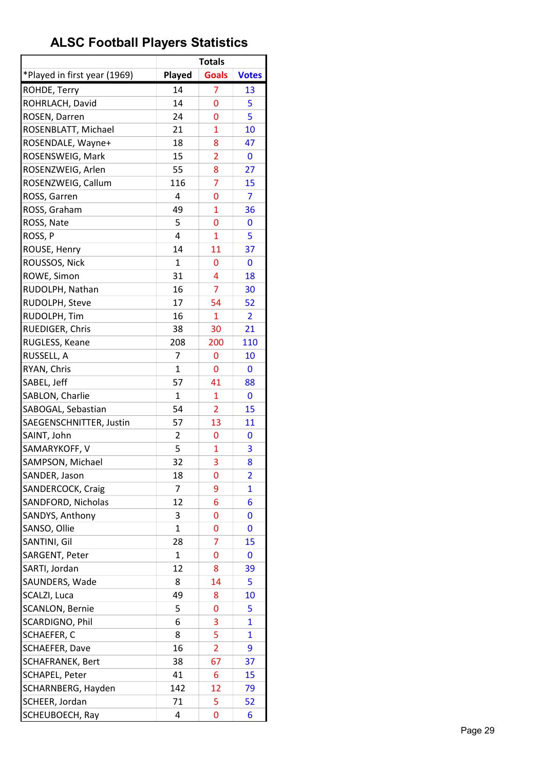# ALSC Football Players Statistics

| | Totals | | |
|---|---|---|---|
| *Played in first year (1969) | Played | Goals | Votes |
| ROHDE, Terry | 14 | 7 | 13 |
| ROHRLACH, David | 14 | 0 | 5 |
| ROSEN, Darren | 24 | 0 | 5 |
| ROSENBLATT, Michael | 21 | 1 | 10 |
| ROSENDALE, Wayne+ | 18 | 8 | 47 |
| ROSENSWEIG, Mark | 15 | 2 | 0 |
| ROSENZWEIG, Arlen | 55 | 8 | 27 |
| ROSENZWEIG, Callum | 116 | 7 | 15 |
| ROSS, Garren | 4 | 0 | 7 |
| ROSS, Graham | 49 | 1 | 36 |
| ROSS, Nate | 5 | 0 | 0 |
| ROSS, P | 4 | 1 | 5 |
| ROUSE, Henry | 14 | 11 | 37 |
| ROUSSOS, Nick | 1 | 0 | 0 |
| ROWE, Simon | 31 | 4 | 18 |
| RUDOLPH, Nathan | 16 | 7 | 30 |
| RUDOLPH, Steve | 17 | 54 | 52 |
| RUDOLPH, Tim | 16 | 1 | 2 |
| RUEDIGER, Chris | 38 | 30 | 21 |
| RUGLESS, Keane | 208 | 200 | 110 |
| RUSSELL, A | 7 | 0 | 10 |
| RYAN, Chris | 1 | 0 | 0 |
| SABEL, Jeff | 57 | 41 | 88 |
| SABLON, Charlie | 1 | 1 | 0 |
| SABOGAL, Sebastian | 54 | 2 | 15 |
| SAEGENSCHNITTER, Justin | 57 | 13 | 11 |
| SAINT, John | 2 | 0 | 0 |
| SAMARYKOFF, V | 5 | 1 | 3 |
| SAMPSON, Michael | 32 | 3 | 8 |
| SANDER, Jason | 18 | 0 | 2 |
| SANDERCOCK, Craig | 7 | 9 | 1 |
| SANDFORD, Nicholas | 12 | 6 | 6 |
| SANDYS, Anthony | 3 | 0 | 0 |
| SANSO, Ollie | 1 | 0 | 0 |
| SANTINI, Gil | 28 | 7 | 15 |
| SARGENT, Peter | 1 | 0 | 0 |
| SARTI, Jordan | 12 | 8 | 39 |
| SAUNDERS, Wade | 8 | 14 | 5 |
| SCALZI, Luca | 49 | 8 | 10 |
| SCANLON, Bernie | 5 | 0 | 5 |
| SCARDIGNO, Phil | 6 | 3 | 1 |
| SCHAEFER, C | 8 | 5 | 1 |
| SCHAEFER, Dave | 16 | 2 | 9 |
| SCHAFRANEK, Bert | 38 | 67 | 37 |
| SCHAPEL, Peter | 41 | 6 | 15 |
| SCHARNBERG, Hayden | 142 | 12 | 79 |
| SCHEER, Jordan | 71 | 5 | 52 |
| SCHEUBOECH, Ray | 4 | 0 | 6 |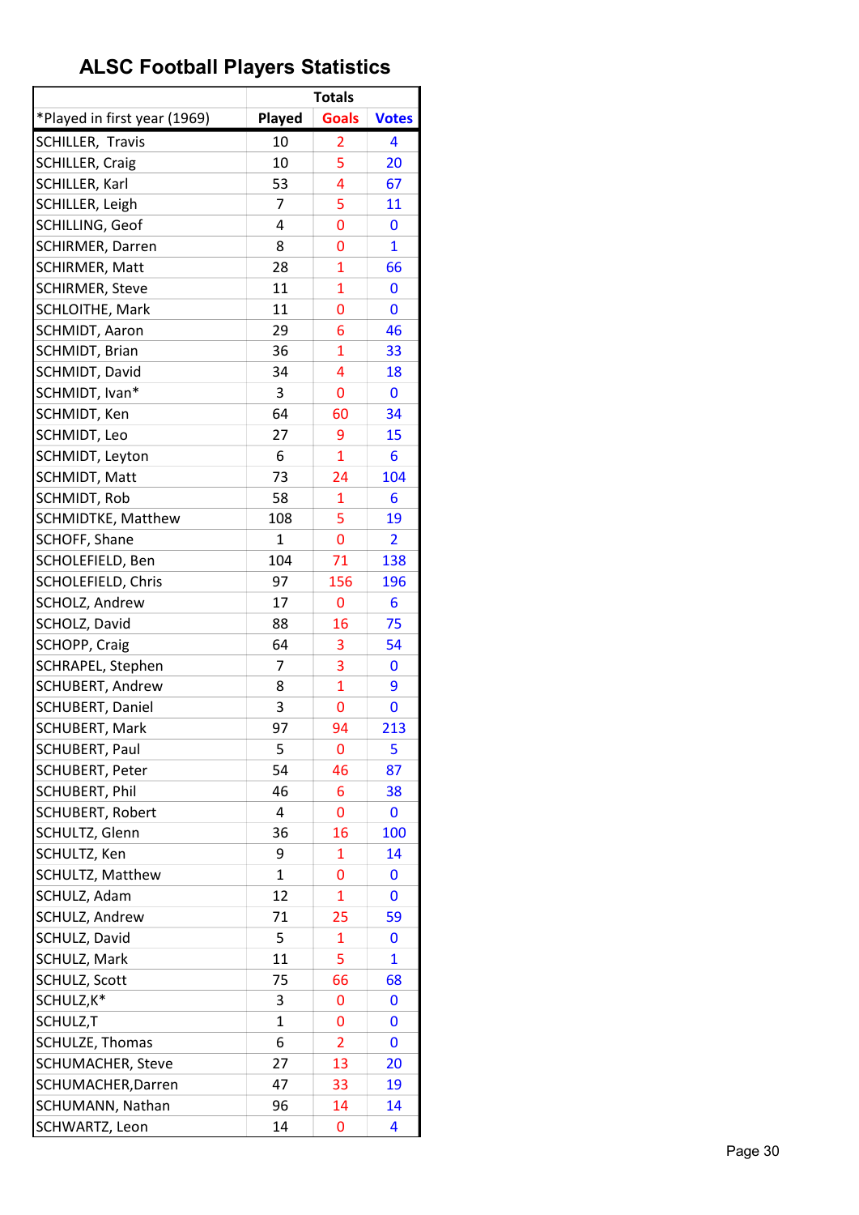## ALSC Football Players Statistics

| *Played in first year (1969) | Totals | | |
|---|---|---|---|
| | Played | Goals | Votes |
| SCHILLER, Travis | 10 | 2 | 4 |
| SCHILLER, Craig | 10 | 5 | 20 |
| SCHILLER, Karl | 53 | 4 | 67 |
| SCHILLER, Leigh | 7 | 5 | 11 |
| SCHILLING, Geof | 4 | 0 | 0 |
| SCHIRMER, Darren | 8 | 0 | 1 |
| SCHIRMER, Matt | 28 | 1 | 66 |
| SCHIRMER, Steve | 11 | 1 | 0 |
| SCHLOITHE, Mark | 11 | 0 | 0 |
| SCHMIDT, Aaron | 29 | 6 | 46 |
| SCHMIDT, Brian | 36 | 1 | 33 |
| SCHMIDT, David | 34 | 4 | 18 |
| SCHMIDT, Ivan* | 3 | 0 | 0 |
| SCHMIDT, Ken | 64 | 60 | 34 |
| SCHMIDT, Leo | 27 | 9 | 15 |
| SCHMIDT, Leyton | 6 | 1 | 6 |
| SCHMIDT, Matt | 73 | 24 | 104 |
| SCHMIDT, Rob | 58 | 1 | 6 |
| SCHMIDTKE, Matthew | 108 | 5 | 19 |
| SCHOFF, Shane | 1 | 0 | 2 |
| SCHOLEFIELD, Ben | 104 | 71 | 138 |
| SCHOLEFIELD, Chris | 97 | 156 | 196 |
| SCHOLZ, Andrew | 17 | 0 | 6 |
| SCHOLZ, David | 88 | 16 | 75 |
| SCHOPP, Craig | 64 | 3 | 54 |
| SCHRAPEL, Stephen | 7 | 3 | 0 |
| SCHUBERT, Andrew | 8 | 1 | 9 |
| SCHUBERT, Daniel | 3 | 0 | 0 |
| SCHUBERT, Mark | 97 | 94 | 213 |
| SCHUBERT, Paul | 5 | 0 | 5 |
| SCHUBERT, Peter | 54 | 46 | 87 |
| SCHUBERT, Phil | 46 | 6 | 38 |
| SCHUBERT, Robert | 4 | 0 | 0 |
| SCHULTZ, Glenn | 36 | 16 | 100 |
| SCHULTZ, Ken | 9 | 1 | 14 |
| SCHULTZ, Matthew | 1 | 0 | 0 |
| SCHULZ, Adam | 12 | 1 | 0 |
| SCHULZ, Andrew | 71 | 25 | 59 |
| SCHULZ, David | 5 | 1 | 0 |
| SCHULZ, Mark | 11 | 5 | 1 |
| SCHULZ, Scott | 75 | 66 | 68 |
| SCHULZ,K* | 3 | 0 | 0 |
| SCHULZ,T | 1 | 0 | 0 |
| SCHULZE, Thomas | 6 | 2 | 0 |
| SCHUMACHER, Steve | 27 | 13 | 20 |
| SCHUMACHER,Darren | 47 | 33 | 19 |
| SCHUMANN, Nathan | 96 | 14 | 14 |
| SCHWARTZ, Leon | 14 | 0 | 4 |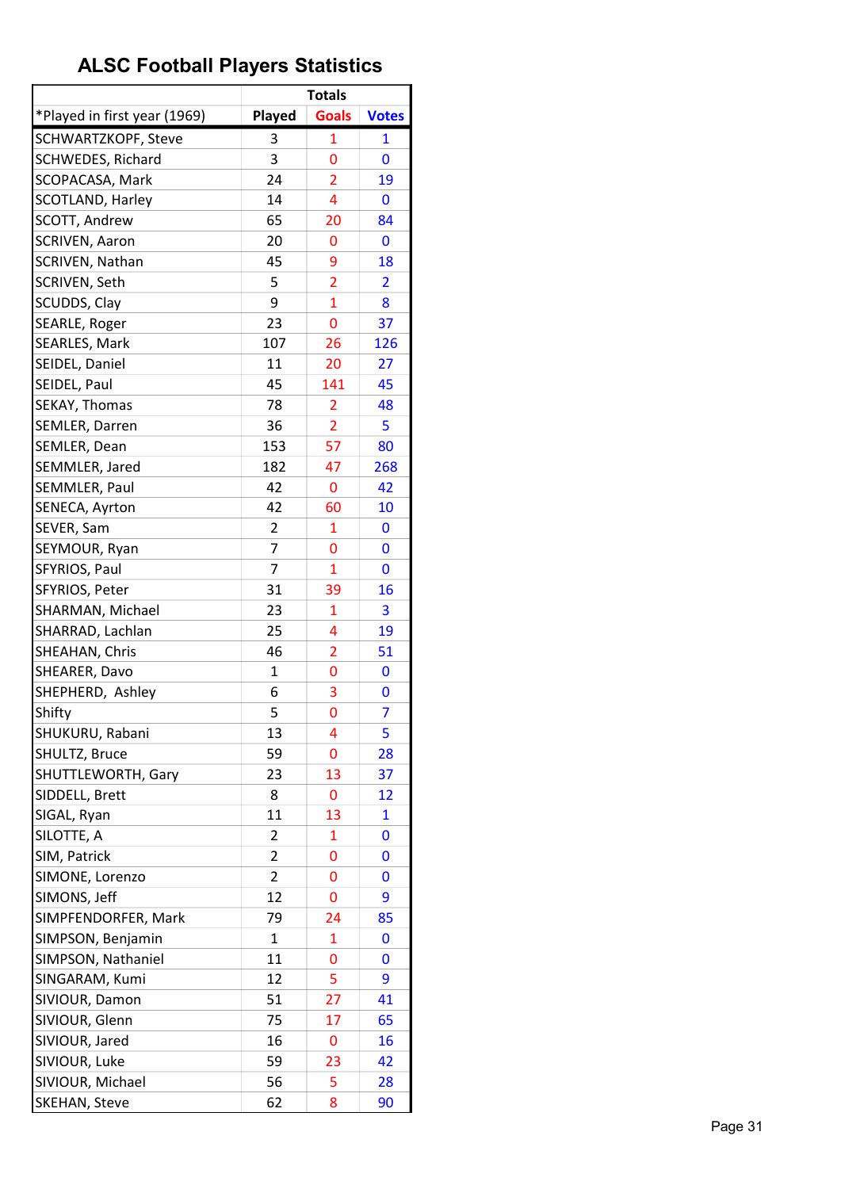# ALSC Football Players Statistics

| | Totals | | |
|---|---|---|---|
| *Played in first year (1969) | Played | Goals | Votes |
| SCHWARTZKOPF, Steve | 3 | 1 | 1 |
| SCHWEDES, Richard | 3 | 0 | 0 |
| SCOPACASA, Mark | 24 | 2 | 19 |
| SCOTLAND, Harley | 14 | 4 | 0 |
| SCOTT, Andrew | 65 | 20 | 84 |
| SCRIVEN, Aaron | 20 | 0 | 0 |
| SCRIVEN, Nathan | 45 | 9 | 18 |
| SCRIVEN, Seth | 5 | 2 | 2 |
| SCUDDS, Clay | 9 | 1 | 8 |
| SEARLE, Roger | 23 | 0 | 37 |
| SEARLES, Mark | 107 | 26 | 126 |
| SEIDEL, Daniel | 11 | 20 | 27 |
| SEIDEL, Paul | 45 | 141 | 45 |
| SEKAY, Thomas | 78 | 2 | 48 |
| SEMLER, Darren | 36 | 2 | 5 |
| SEMLER, Dean | 153 | 57 | 80 |
| SEMMLER, Jared | 182 | 47 | 268 |
| SEMMLER, Paul | 42 | 0 | 42 |
| SENECA, Ayrton | 42 | 60 | 10 |
| SEVER, Sam | 2 | 1 | 0 |
| SEYMOUR, Ryan | 7 | 0 | 0 |
| SFYRIOS, Paul | 7 | 1 | 0 |
| SFYRIOS, Peter | 31 | 39 | 16 |
| SHARMAN, Michael | 23 | 1 | 3 |
| SHARRAD, Lachlan | 25 | 4 | 19 |
| SHEAHAN, Chris | 46 | 2 | 51 |
| SHEARER, Davo | 1 | 0 | 0 |
| SHEPHERD, Ashley | 6 | 3 | 0 |
| Shifty | 5 | 0 | 7 |
| SHUKURU, Rabani | 13 | 4 | 5 |
| SHULTZ, Bruce | 59 | 0 | 28 |
| SHUTTLEWORTH, Gary | 23 | 13 | 37 |
| SIDDELL, Brett | 8 | 0 | 12 |
| SIGAL, Ryan | 11 | 13 | 1 |
| SILOTTE, A | 2 | 1 | 0 |
| SIM, Patrick | 2 | 0 | 0 |
| SIMONE, Lorenzo | 2 | 0 | 0 |
| SIMONS, Jeff | 12 | 0 | 9 |
| SIMPFENDORFER, Mark | 79 | 24 | 85 |
| SIMPSON, Benjamin | 1 | 1 | 0 |
| SIMPSON, Nathaniel | 11 | 0 | 0 |
| SINGARAM, Kumi | 12 | 5 | 9 |
| SIVIOUR, Damon | 51 | 27 | 41 |
| SIVIOUR, Glenn | 75 | 17 | 65 |
| SIVIOUR, Jared | 16 | 0 | 16 |
| SIVIOUR, Luke | 59 | 23 | 42 |
| SIVIOUR, Michael | 56 | 5 | 28 |
| SKEHAN, Steve | 62 | 8 | 90 |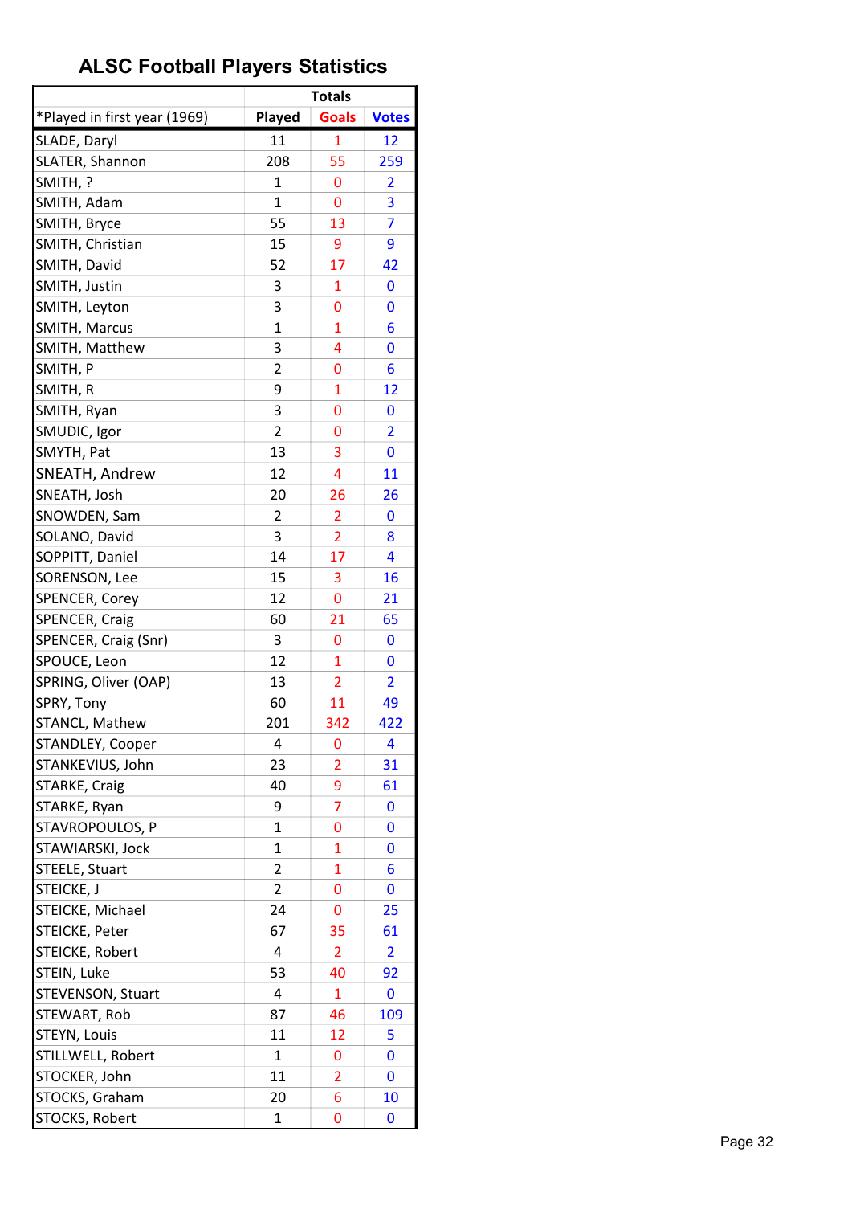# ALSC Football Players Statistics

| | Totals | | |
|---|---|---|---|
| *Played in first year (1969) | Played | Goals | Votes |
| SLADE, Daryl | 11 | 1 | 12 |
| SLATER, Shannon | 208 | 55 | 259 |
| SMITH, ? | 1 | 0 | 2 |
| SMITH, Adam | 1 | 0 | 3 |
| SMITH, Bryce | 55 | 13 | 7 |
| SMITH, Christian | 15 | 9 | 9 |
| SMITH, David | 52 | 17 | 42 |
| SMITH, Justin | 3 | 1 | 0 |
| SMITH, Leyton | 3 | 0 | 0 |
| SMITH, Marcus | 1 | 1 | 6 |
| SMITH, Matthew | 3 | 4 | 0 |
| SMITH, P | 2 | 0 | 6 |
| SMITH, R | 9 | 1 | 12 |
| SMITH, Ryan | 3 | 0 | 0 |
| SMUDIC, Igor | 2 | 0 | 2 |
| SMYTH, Pat | 13 | 3 | 0 |
| SNEATH, Andrew | 12 | 4 | 11 |
| SNEATH, Josh | 20 | 26 | 26 |
| SNOWDEN, Sam | 2 | 2 | 0 |
| SOLANO, David | 3 | 2 | 8 |
| SOPPITT, Daniel | 14 | 17 | 4 |
| SORENSON, Lee | 15 | 3 | 16 |
| SPENCER, Corey | 12 | 0 | 21 |
| SPENCER, Craig | 60 | 21 | 65 |
| SPENCER, Craig (Snr) | 3 | 0 | 0 |
| SPOUCE, Leon | 12 | 1 | 0 |
| SPRING, Oliver (OAP) | 13 | 2 | 2 |
| SPRY, Tony | 60 | 11 | 49 |
| STANCL, Mathew | 201 | 342 | 422 |
| STANDLEY, Cooper | 4 | 0 | 4 |
| STANKEVIUS, John | 23 | 2 | 31 |
| STARKE, Craig | 40 | 9 | 61 |
| STARKE, Ryan | 9 | 7 | 0 |
| STAVROPOULOS, P | 1 | 0 | 0 |
| STAWIARSKI, Jock | 1 | 1 | 0 |
| STEELE, Stuart | 2 | 1 | 6 |
| STEICKE, J | 2 | 0 | 0 |
| STEICKE, Michael | 24 | 0 | 25 |
| STEICKE, Peter | 67 | 35 | 61 |
| STEICKE, Robert | 4 | 2 | 2 |
| STEIN, Luke | 53 | 40 | 92 |
| STEVENSON, Stuart | 4 | 1 | 0 |
| STEWART, Rob | 87 | 46 | 109 |
| STEYN, Louis | 11 | 12 | 5 |
| STILLWELL, Robert | 1 | 0 | 0 |
| STOCKER, John | 11 | 2 | 0 |
| STOCKS, Graham | 20 | 6 | 10 |
| STOCKS, Robert | 1 | 0 | 0 |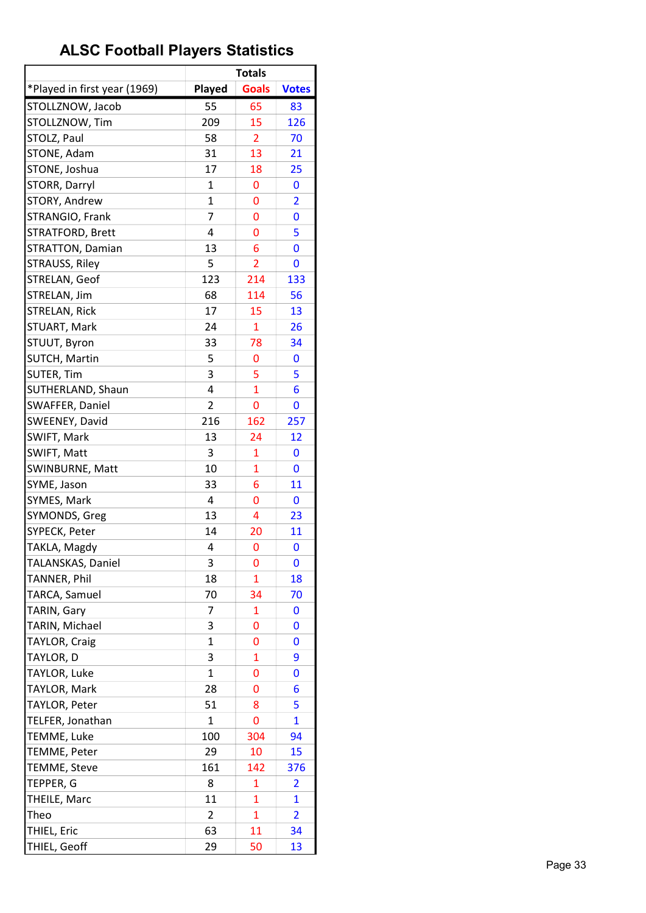# ALSC Football Players Statistics

| | Totals | | |
|---|---|---|---|
| *Played in first year (1969) | Played | Goals | Votes |
| STOLLZNOW, Jacob | 55 | 65 | 83 |
| STOLLZNOW, Tim | 209 | 15 | 126 |
| STOLZ, Paul | 58 | 2 | 70 |
| STONE, Adam | 31 | 13 | 21 |
| STONE, Joshua | 17 | 18 | 25 |
| STORR, Darryl | 1 | 0 | 0 |
| STORY, Andrew | 1 | 0 | 2 |
| STRANGIO, Frank | 7 | 0 | 0 |
| STRATFORD, Brett | 4 | 0 | 5 |
| STRATTON, Damian | 13 | 6 | 0 |
| STRAUSS, Riley | 5 | 2 | 0 |
| STRELAN, Geof | 123 | 214 | 133 |
| STRELAN, Jim | 68 | 114 | 56 |
| STRELAN, Rick | 17 | 15 | 13 |
| STUART, Mark | 24 | 1 | 26 |
| STUUT, Byron | 33 | 78 | 34 |
| SUTCH, Martin | 5 | 0 | 0 |
| SUTER, Tim | 3 | 5 | 5 |
| SUTHERLAND, Shaun | 4 | 1 | 6 |
| SWAFFER, Daniel | 2 | 0 | 0 |
| SWEENEY, David | 216 | 162 | 257 |
| SWIFT, Mark | 13 | 24 | 12 |
| SWIFT, Matt | 3 | 1 | 0 |
| SWINBURNE, Matt | 10 | 1 | 0 |
| SYME, Jason | 33 | 6 | 11 |
| SYMES, Mark | 4 | 0 | 0 |
| SYMONDS, Greg | 13 | 4 | 23 |
| SYPECK, Peter | 14 | 20 | 11 |
| TAKLA, Magdy | 4 | 0 | 0 |
| TALANSKAS, Daniel | 3 | 0 | 0 |
| TANNER, Phil | 18 | 1 | 18 |
| TARCA, Samuel | 70 | 34 | 70 |
| TARIN, Gary | 7 | 1 | 0 |
| TARIN, Michael | 3 | 0 | 0 |
| TAYLOR, Craig | 1 | 0 | 0 |
| TAYLOR, D | 3 | 1 | 9 |
| TAYLOR, Luke | 1 | 0 | 0 |
| TAYLOR, Mark | 28 | 0 | 6 |
| TAYLOR, Peter | 51 | 8 | 5 |
| TELFER, Jonathan | 1 | 0 | 1 |
| TEMME, Luke | 100 | 304 | 94 |
| TEMME, Peter | 29 | 10 | 15 |
| TEMME, Steve | 161 | 142 | 376 |
| TEPPER, G | 8 | 1 | 2 |
| THEILE, Marc | 11 | 1 | 1 |
| Theo | 2 | 1 | 2 |
| THIEL, Eric | 63 | 11 | 34 |
| THIEL, Geoff | 29 | 50 | 13 |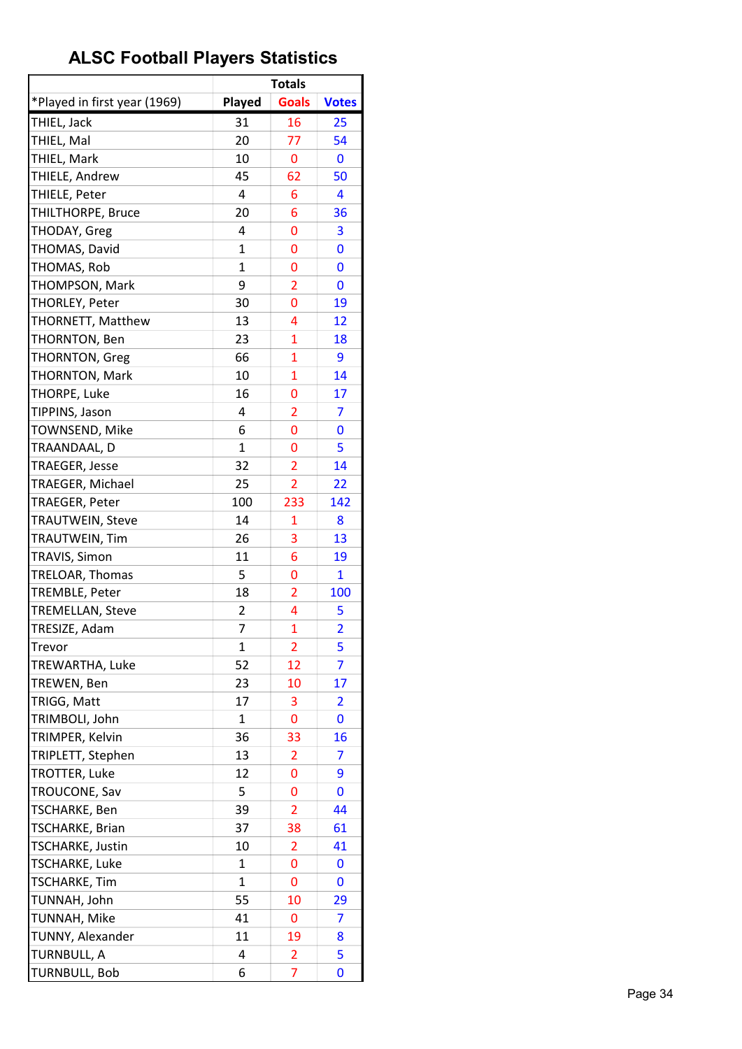# ALSC Football Players Statistics

| | Totals | | |
|---|---|---|---|
| *Played in first year (1969) | Played | Goals | Votes |
| THIEL, Jack | 31 | 16 | 25 |
| THIEL, Mal | 20 | 77 | 54 |
| THIEL, Mark | 10 | 0 | 0 |
| THIELE, Andrew | 45 | 62 | 50 |
| THIELE, Peter | 4 | 6 | 4 |
| THILTHORPE, Bruce | 20 | 6 | 36 |
| THODAY, Greg | 4 | 0 | 3 |
| THOMAS, David | 1 | 0 | 0 |
| THOMAS, Rob | 1 | 0 | 0 |
| THOMPSON, Mark | 9 | 2 | 0 |
| THORLEY, Peter | 30 | 0 | 19 |
| THORNETT, Matthew | 13 | 4 | 12 |
| THORNTON, Ben | 23 | 1 | 18 |
| THORNTON, Greg | 66 | 1 | 9 |
| THORNTON, Mark | 10 | 1 | 14 |
| THORPE, Luke | 16 | 0 | 17 |
| TIPPINS, Jason | 4 | 2 | 7 |
| TOWNSEND, Mike | 6 | 0 | 0 |
| TRAANDAAL, D | 1 | 0 | 5 |
| TRAEGER, Jesse | 32 | 2 | 14 |
| TRAEGER, Michael | 25 | 2 | 22 |
| TRAEGER, Peter | 100 | 233 | 142 |
| TRAUTWEIN, Steve | 14 | 1 | 8 |
| TRAUTWEIN, Tim | 26 | 3 | 13 |
| TRAVIS, Simon | 11 | 6 | 19 |
| TRELOAR, Thomas | 5 | 0 | 1 |
| TREMBLE, Peter | 18 | 2 | 100 |
| TREMELLAN, Steve | 2 | 4 | 5 |
| TRESIZE, Adam | 7 | 1 | 2 |
| Trevor | 1 | 2 | 5 |
| TREWARTHA, Luke | 52 | 12 | 7 |
| TREWEN, Ben | 23 | 10 | 17 |
| TRIGG, Matt | 17 | 3 | 2 |
| TRIMBOLI, John | 1 | 0 | 0 |
| TRIMPER, Kelvin | 36 | 33 | 16 |
| TRIPLETT, Stephen | 13 | 2 | 7 |
| TROTTER, Luke | 12 | 0 | 9 |
| TROUCONE, Sav | 5 | 0 | 0 |
| TSCHARKE, Ben | 39 | 2 | 44 |
| TSCHARKE, Brian | 37 | 38 | 61 |
| TSCHARKE, Justin | 10 | 2 | 41 |
| TSCHARKE, Luke | 1 | 0 | 0 |
| TSCHARKE, Tim | 1 | 0 | 0 |
| TUNNAH, John | 55 | 10 | 29 |
| TUNNAH, Mike | 41 | 0 | 7 |
| TUNNY, Alexander | 11 | 19 | 8 |
| TURNBULL, A | 4 | 2 | 5 |
| TURNBULL, Bob | 6 | 7 | 0 |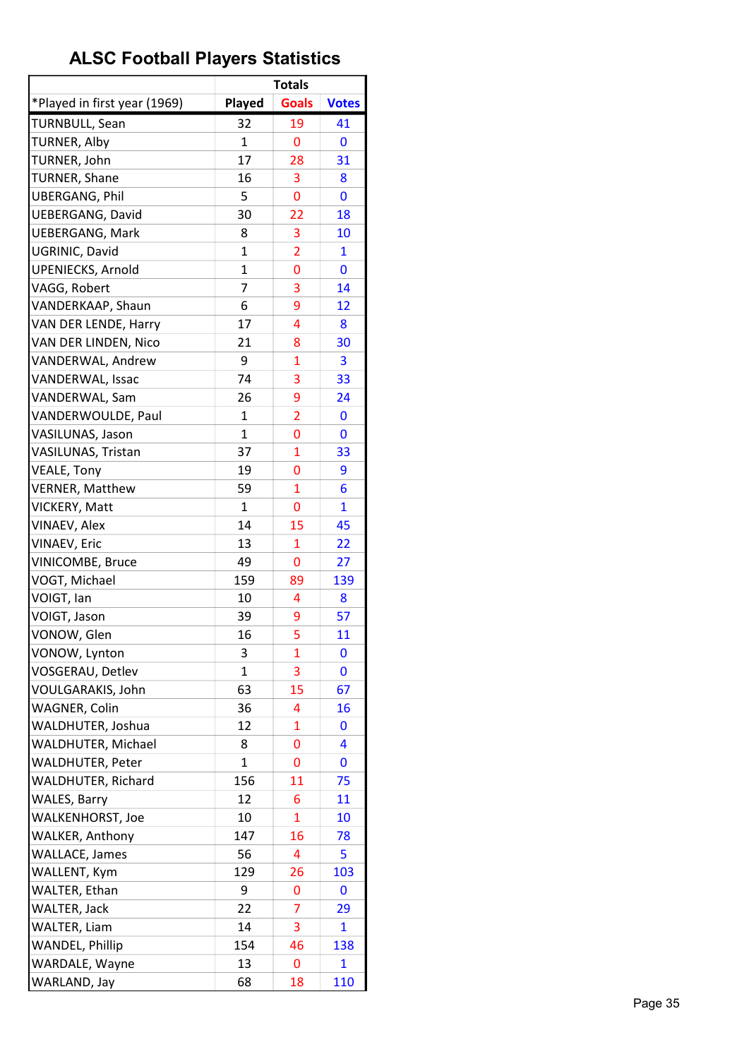# ALSC Football Players Statistics

| | Totals | | |
|---|---|---|---|
| *Played in first year (1969) | Played | Goals | Votes |
| TURNBULL, Sean | 32 | 19 | 41 |
| TURNER, Alby | 1 | 0 | 0 |
| TURNER, John | 17 | 28 | 31 |
| TURNER, Shane | 16 | 3 | 8 |
| UBERGANG, Phil | 5 | 0 | 0 |
| UEBERGANG, David | 30 | 22 | 18 |
| UEBERGANG, Mark | 8 | 3 | 10 |
| UGRINIC, David | 1 | 2 | 1 |
| UPENIECKS, Arnold | 1 | 0 | 0 |
| VAGG, Robert | 7 | 3 | 14 |
| VANDERKAAP, Shaun | 6 | 9 | 12 |
| VAN DER LENDE, Harry | 17 | 4 | 8 |
| VAN DER LINDEN, Nico | 21 | 8 | 30 |
| VANDERWAL, Andrew | 9 | 1 | 3 |
| VANDERWAL, Issac | 74 | 3 | 33 |
| VANDERWAL, Sam | 26 | 9 | 24 |
| VANDERWOULDE, Paul | 1 | 2 | 0 |
| VASILUNAS, Jason | 1 | 0 | 0 |
| VASILUNAS, Tristan | 37 | 1 | 33 |
| VEALE, Tony | 19 | 0 | 9 |
| VERNER, Matthew | 59 | 1 | 6 |
| VICKERY, Matt | 1 | 0 | 1 |
| VINAEV, Alex | 14 | 15 | 45 |
| VINAEV, Eric | 13 | 1 | 22 |
| VINICOMBE, Bruce | 49 | 0 | 27 |
| VOGT, Michael | 159 | 89 | 139 |
| VOIGT, Ian | 10 | 4 | 8 |
| VOIGT, Jason | 39 | 9 | 57 |
| VONOW, Glen | 16 | 5 | 11 |
| VONOW, Lynton | 3 | 1 | 0 |
| VOSGERAU, Detlev | 1 | 3 | 0 |
| VOULGARAKIS, John | 63 | 15 | 67 |
| WAGNER, Colin | 36 | 4 | 16 |
| WALDHUTER, Joshua | 12 | 1 | 0 |
| WALDHUTER, Michael | 8 | 0 | 4 |
| WALDHUTER, Peter | 1 | 0 | 0 |
| WALDHUTER, Richard | 156 | 11 | 75 |
| WALES, Barry | 12 | 6 | 11 |
| WALKENHORST, Joe | 10 | 1 | 10 |
| WALKER, Anthony | 147 | 16 | 78 |
| WALLACE, James | 56 | 4 | 5 |
| WALLENT, Kym | 129 | 26 | 103 |
| WALTER, Ethan | 9 | 0 | 0 |
| WALTER, Jack | 22 | 7 | 29 |
| WALTER, Liam | 14 | 3 | 1 |
| WANDEL, Phillip | 154 | 46 | 138 |
| WARDALE, Wayne | 13 | 0 | 1 |
| WARLAND, Jay | 68 | 18 | 110 |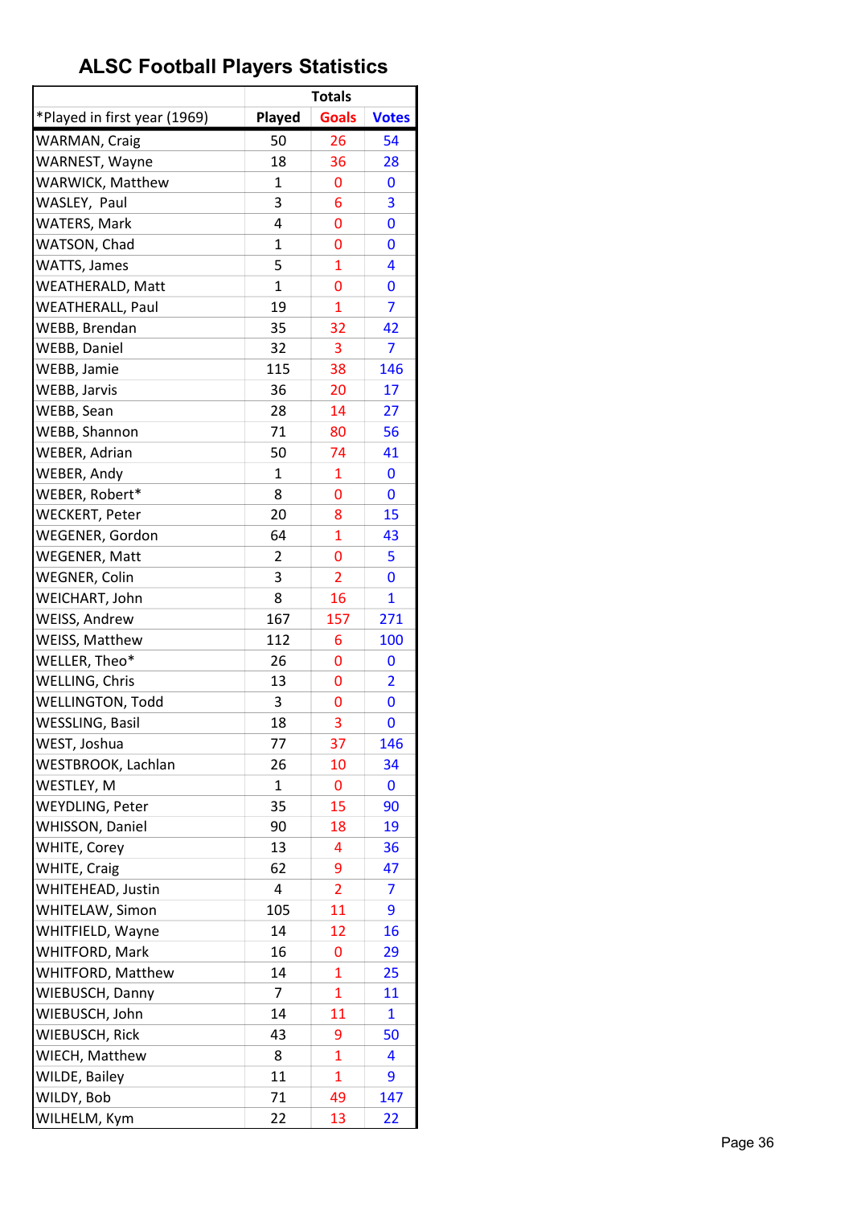# ALSC Football Players Statistics

| | Totals | | |
|---|---|---|---|
| *Played in first year (1969) | Played | Goals | Votes |
| WARMAN, Craig | 50 | 26 | 54 |
| WARNEST, Wayne | 18 | 36 | 28 |
| WARWICK, Matthew | 1 | 0 | 0 |
| WASLEY, Paul | 3 | 6 | 3 |
| WATERS, Mark | 4 | 0 | 0 |
| WATSON, Chad | 1 | 0 | 0 |
| WATTS, James | 5 | 1 | 4 |
| WEATHERALD, Matt | 1 | 0 | 0 |
| WEATHERALL, Paul | 19 | 1 | 7 |
| WEBB, Brendan | 35 | 32 | 42 |
| WEBB, Daniel | 32 | 3 | 7 |
| WEBB, Jamie | 115 | 38 | 146 |
| WEBB, Jarvis | 36 | 20 | 17 |
| WEBB, Sean | 28 | 14 | 27 |
| WEBB, Shannon | 71 | 80 | 56 |
| WEBER, Adrian | 50 | 74 | 41 |
| WEBER, Andy | 1 | 1 | 0 |
| WEBER, Robert* | 8 | 0 | 0 |
| WECKERT, Peter | 20 | 8 | 15 |
| WEGENER, Gordon | 64 | 1 | 43 |
| WEGENER, Matt | 2 | 0 | 5 |
| WEGNER, Colin | 3 | 2 | 0 |
| WEICHART, John | 8 | 16 | 1 |
| WEISS, Andrew | 167 | 157 | 271 |
| WEISS, Matthew | 112 | 6 | 100 |
| WELLER, Theo* | 26 | 0 | 0 |
| WELLING, Chris | 13 | 0 | 2 |
| WELLINGTON, Todd | 3 | 0 | 0 |
| WESSLING, Basil | 18 | 3 | 0 |
| WEST, Joshua | 77 | 37 | 146 |
| WESTBROOK, Lachlan | 26 | 10 | 34 |
| WESTLEY, M | 1 | 0 | 0 |
| WEYDLING, Peter | 35 | 15 | 90 |
| WHISSON, Daniel | 90 | 18 | 19 |
| WHITE, Corey | 13 | 4 | 36 |
| WHITE, Craig | 62 | 9 | 47 |
| WHITEHEAD, Justin | 4 | 2 | 7 |
| WHITELAW, Simon | 105 | 11 | 9 |
| WHITFIELD, Wayne | 14 | 12 | 16 |
| WHITFORD, Mark | 16 | 0 | 29 |
| WHITFORD, Matthew | 14 | 1 | 25 |
| WIEBUSCH, Danny | 7 | 1 | 11 |
| WIEBUSCH, John | 14 | 11 | 1 |
| WIEBUSCH, Rick | 43 | 9 | 50 |
| WIECH, Matthew | 8 | 1 | 4 |
| WILDE, Bailey | 11 | 1 | 9 |
| WILDY, Bob | 71 | 49 | 147 |
| WILHELM, Kym | 22 | 13 | 22 |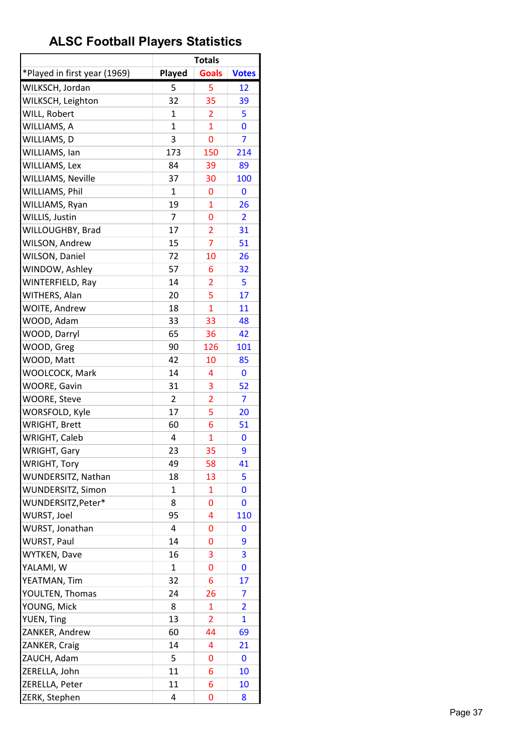## ALSC Football Players Statistics

| | Totals | | |
|---|---|---|---|
| *Played in first year (1969) | Played | Goals | Votes |
| WILKSCH, Jordan | 5 | 5 | 12 |
| WILKSCH, Leighton | 32 | 35 | 39 |
| WILL, Robert | 1 | 2 | 5 |
| WILLIAMS, A | 1 | 1 | 0 |
| WILLIAMS, D | 3 | 0 | 7 |
| WILLIAMS, Ian | 173 | 150 | 214 |
| WILLIAMS, Lex | 84 | 39 | 89 |
| WILLIAMS, Neville | 37 | 30 | 100 |
| WILLIAMS, Phil | 1 | 0 | 0 |
| WILLIAMS, Ryan | 19 | 1 | 26 |
| WILLIS, Justin | 7 | 0 | 2 |
| WILLOUGHBY, Brad | 17 | 2 | 31 |
| WILSON, Andrew | 15 | 7 | 51 |
| WILSON, Daniel | 72 | 10 | 26 |
| WINDOW, Ashley | 57 | 6 | 32 |
| WINTERFIELD, Ray | 14 | 2 | 5 |
| WITHERS, Alan | 20 | 5 | 17 |
| WOITE, Andrew | 18 | 1 | 11 |
| WOOD, Adam | 33 | 33 | 48 |
| WOOD, Darryl | 65 | 36 | 42 |
| WOOD, Greg | 90 | 126 | 101 |
| WOOD, Matt | 42 | 10 | 85 |
| WOOLCOCK, Mark | 14 | 4 | 0 |
| WOORE, Gavin | 31 | 3 | 52 |
| WOORE, Steve | 2 | 2 | 7 |
| WORSFOLD, Kyle | 17 | 5 | 20 |
| WRIGHT, Brett | 60 | 6 | 51 |
| WRIGHT, Caleb | 4 | 1 | 0 |
| WRIGHT, Gary | 23 | 35 | 9 |
| WRIGHT, Tory | 49 | 58 | 41 |
| WUNDERSITZ, Nathan | 18 | 13 | 5 |
| WUNDERSITZ, Simon | 1 | 1 | 0 |
| WUNDERSITZ,Peter* | 8 | 0 | 0 |
| WURST, Joel | 95 | 4 | 110 |
| WURST, Jonathan | 4 | 0 | 0 |
| WURST, Paul | 14 | 0 | 9 |
| WYTKEN, Dave | 16 | 3 | 3 |
| YALAMI, W | 1 | 0 | 0 |
| YEATMAN, Tim | 32 | 6 | 17 |
| YOULTEN, Thomas | 24 | 26 | 7 |
| YOUNG, Mick | 8 | 1 | 2 |
| YUEN, Ting | 13 | 2 | 1 |
| ZANKER, Andrew | 60 | 44 | 69 |
| ZANKER, Craig | 14 | 4 | 21 |
| ZAUCH, Adam | 5 | 0 | 0 |
| ZERELLA, John | 11 | 6 | 10 |
| ZERELLA, Peter | 11 | 6 | 10 |
| ZERK, Stephen | 4 | 0 | 8 |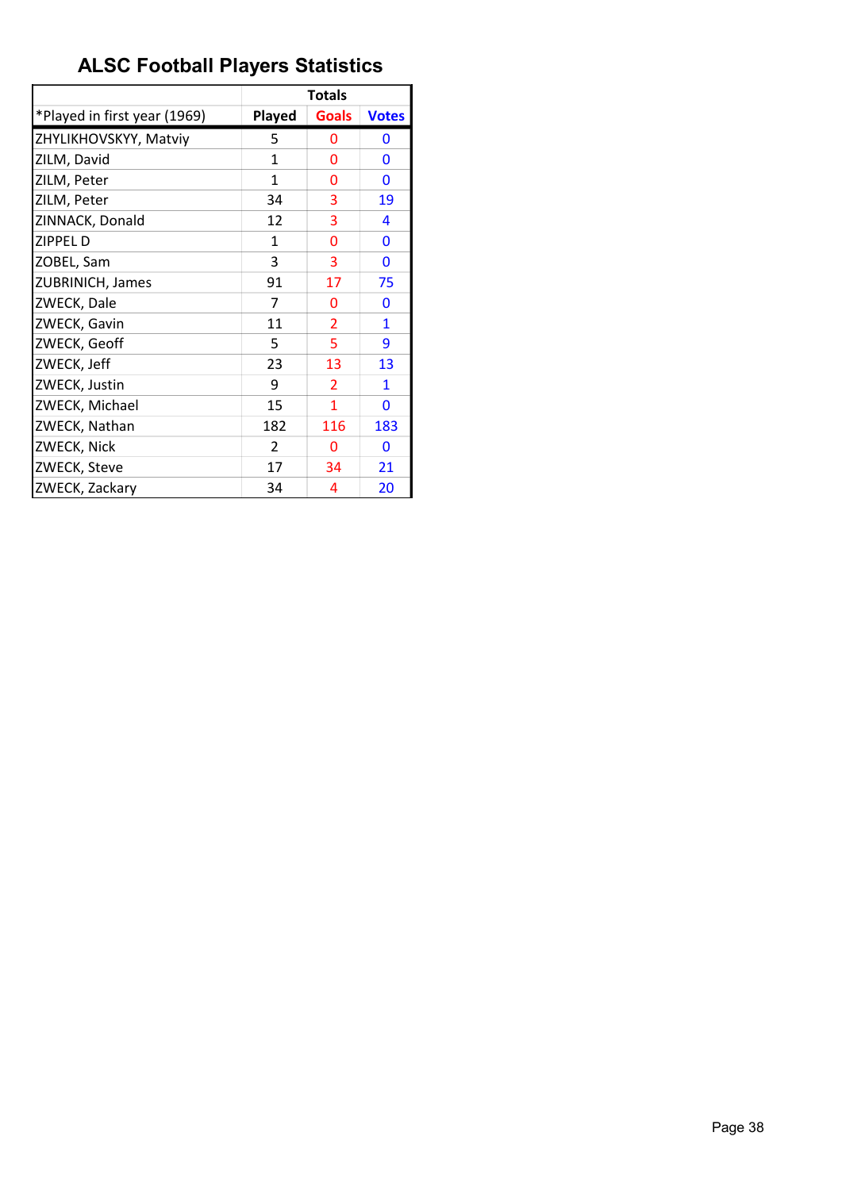# ALSC Football Players Statistics

| | Totals | | |
|---|---|---|---|
| *Played in first year (1969) | Played | Goals | Votes |
| ZHYLIKHOVSKYY, Matviy | 5 | 0 | 0 |
| ZILM, David | 1 | 0 | 0 |
| ZILM, Peter | 1 | 0 | 0 |
| ZILM, Peter | 34 | 3 | 19 |
| ZINNACK, Donald | 12 | 3 | 4 |
| ZIPPEL D | 1 | 0 | 0 |
| ZOBEL, Sam | 3 | 3 | 0 |
| ZUBRINICH, James | 91 | 17 | 75 |
| ZWECK, Dale | 7 | 0 | 0 |
| ZWECK, Gavin | 11 | 2 | 1 |
| ZWECK, Geoff | 5 | 5 | 9 |
| ZWECK, Jeff | 23 | 13 | 13 |
| ZWECK, Justin | 9 | 2 | 1 |
| ZWECK, Michael | 15 | 1 | 0 |
| ZWECK, Nathan | 182 | 116 | 183 |
| ZWECK, Nick | 2 | 0 | 0 |
| ZWECK, Steve | 17 | 34 | 21 |
| ZWECK, Zackary | 34 | 4 | 20 |